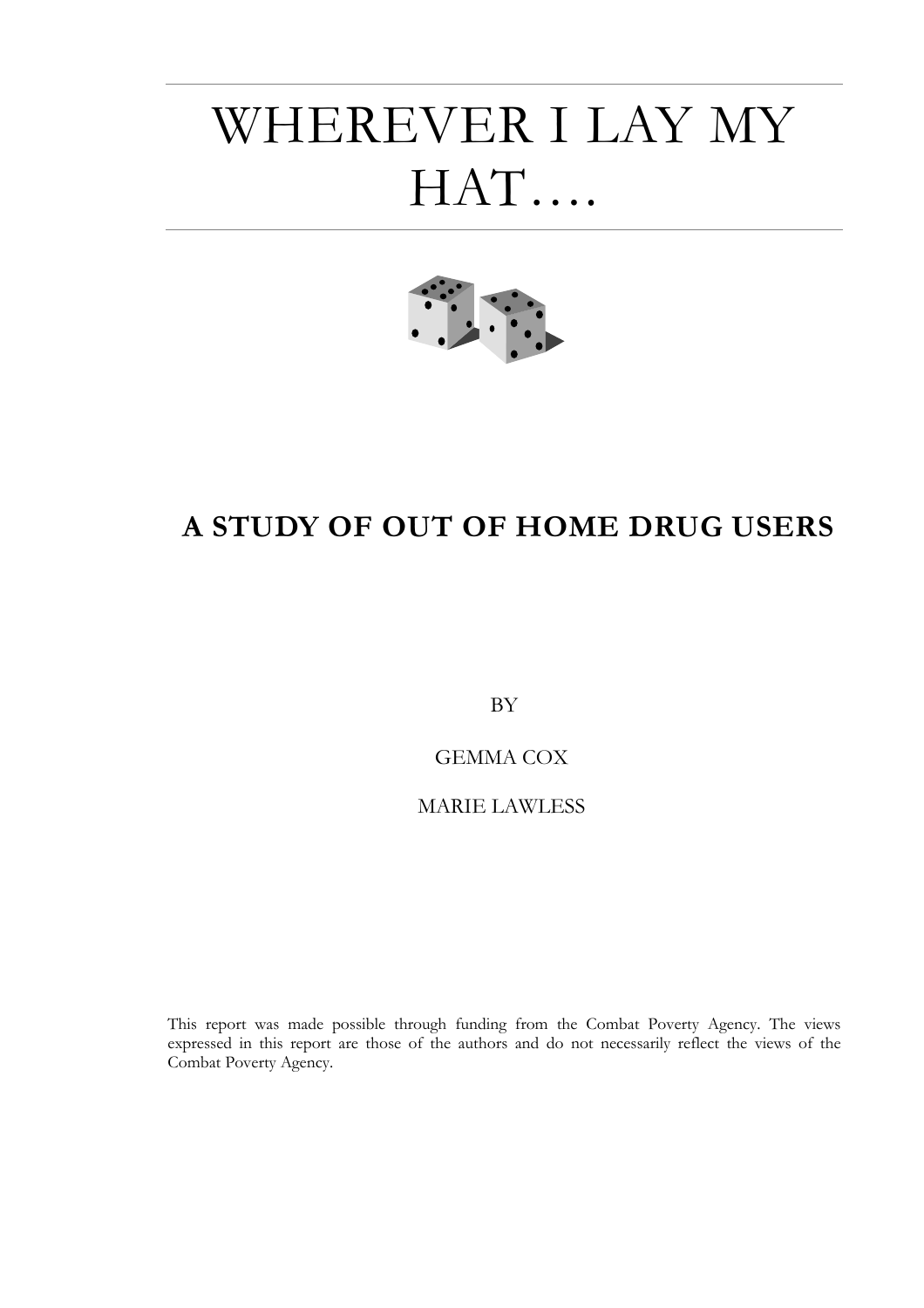# WHEREVER I LAY MY HAT….

## A STUDY OF OUT OF HOME DRUG USERS

BY

GEMMA COX

MARIE LAWLESS

This report was made possible through funding from the Combat Poverty Agency. The views expressed in this report are those of the authors and do not necessarily reflect the views of the Combat Poverty Agency.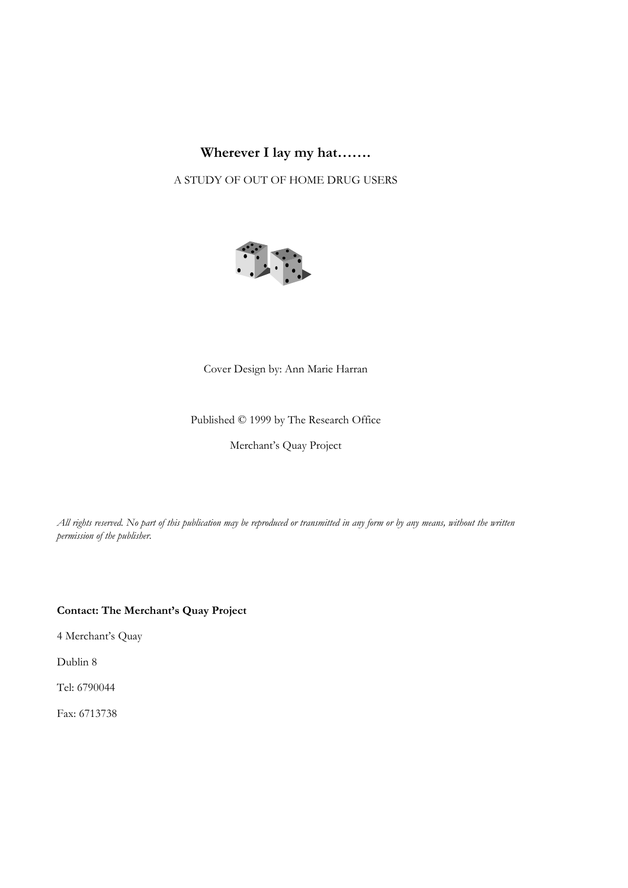**Wherever I lay my hat…….**

A STUDY OF OUT OF HOME DRUG USERS

Cover Design by: Ann Marie Harran

Published © 1999 by The Research Office

Merchant's Quay Project

*All rights reserved. No part of this publication may be reproduced or transmitted in any form or by any means, without the written permission of the publisher.*

**Contact: The Merchant's Quay Project**

4 Merchant's Quay

Dublin 8

Tel: 6790044

Fax: 6713738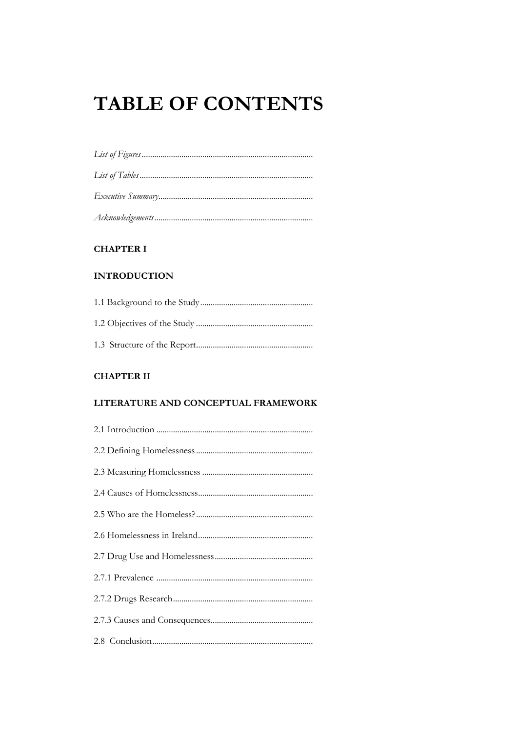# TABLE OF CONTENTS

*List of Figures*.................................................................................

*List of Tables*..................................................................................

*Executive Summary*.........................................................................

*Acknowledgements*...........................................................................

**CHAPTER I**

**INTRODUCTION**

1.1 Background to the Study.....................................................

1.2 Objectives of the Study .......................................................

1.3 Structure of the Report.......................................................

**CHAPTER II**

**LITERATURE AND CONCEPTUAL FRAMEWORK**

2.1 Introduction ..........................................................................

2.2 Defining Homelessness .......................................................

2.3 Measuring Homelessness ....................................................

2.4 Causes of Homelessness......................................................

2.5 Who are the Homeless?.......................................................

2.6 Homelessness in Ireland......................................................

2.7 Drug Use and Homelessness..............................................

2.7.1 Prevalence ..........................................................................

2.7.2 Drugs Research..................................................................

2.7.3 Causes and Consequences................................................

2.8 Conclusion............................................................................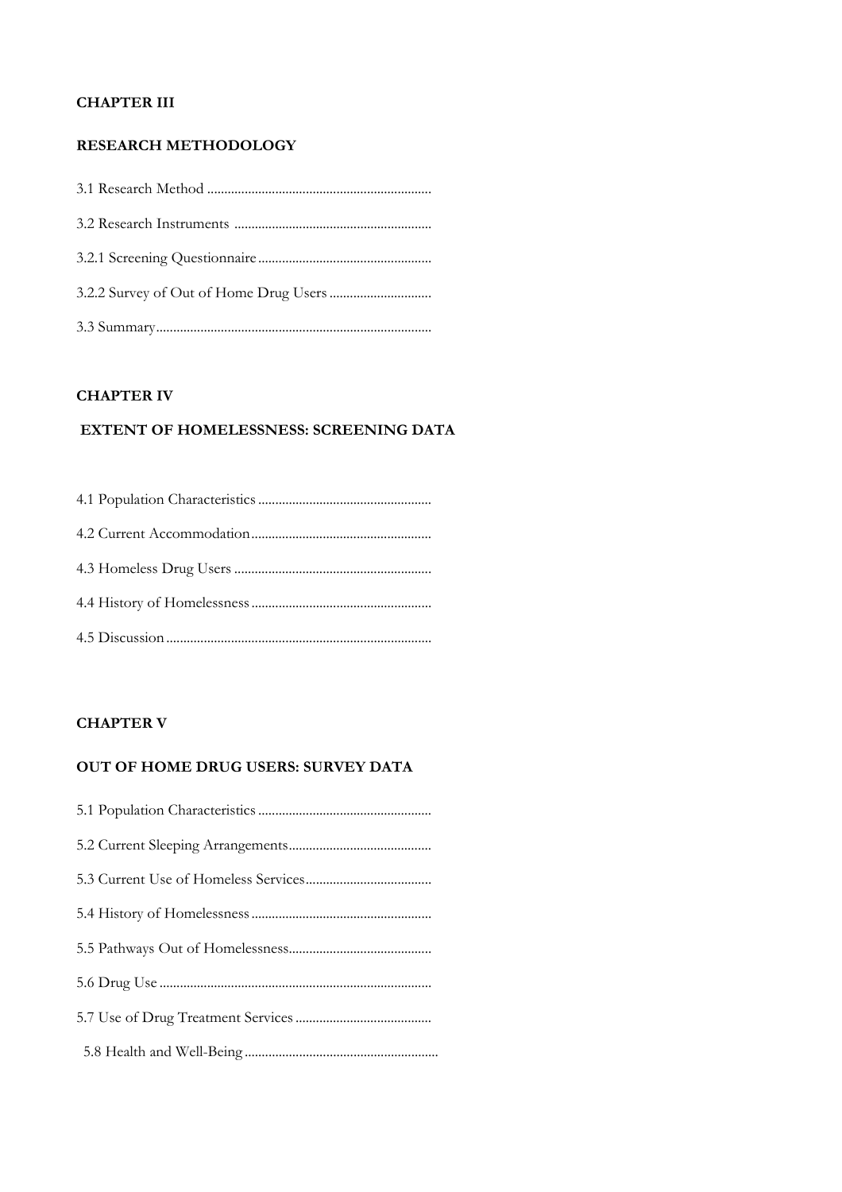**CHAPTER III**

**RESEARCH METHODOLOGY**

3.1 Research Method ..................................................................

3.2 Research Instruments ..........................................................

3.2.1 Screening Questionnaire ...................................................

3.2.2 Survey of Out of Home Drug Users ..............................

3.3 Summary.................................................................................

**CHAPTER IV**

**EXTENT OF HOMELESSNESS: SCREENING DATA**

4.1 Population Characteristics ...................................................

4.2 Current Accommodation .....................................................

4.3 Homeless Drug Users ..........................................................

4.4 History of Homelessness .....................................................

4.5 Discussion .............................................................................

**CHAPTER V**

**OUT OF HOME DRUG USERS: SURVEY DATA**

5.1 Population Characteristics ...................................................

5.2 Current Sleeping Arrangements..........................................

5.3 Current Use of Homeless Services.....................................

5.4 History of Homelessness .....................................................

5.5 Pathways Out of Homelessness..........................................

5.6 Drug Use ...............................................................................

5.7 Use of Drug Treatment Services ........................................

5.8 Health and Well-Being .........................................................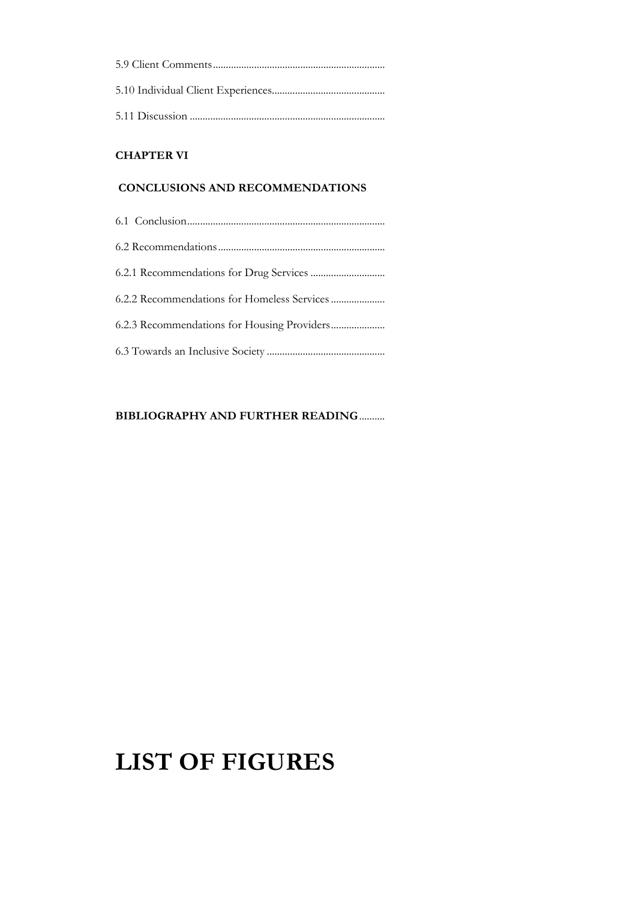5.9 Client Comments

5.10 Individual Client Experiences

5.11 Discussion

**CHAPTER VI**

**CONCLUSIONS AND RECOMMENDATIONS**

6.1 Conclusion

6.2 Recommendations

6.2.1 Recommendations for Drug Services

6.2.2 Recommendations for Homeless Services

6.2.3 Recommendations for Housing Providers

6.3 Towards an Inclusive Society

**BIBLIOGRAPHY AND FURTHER READING**

# LIST OF FIGURES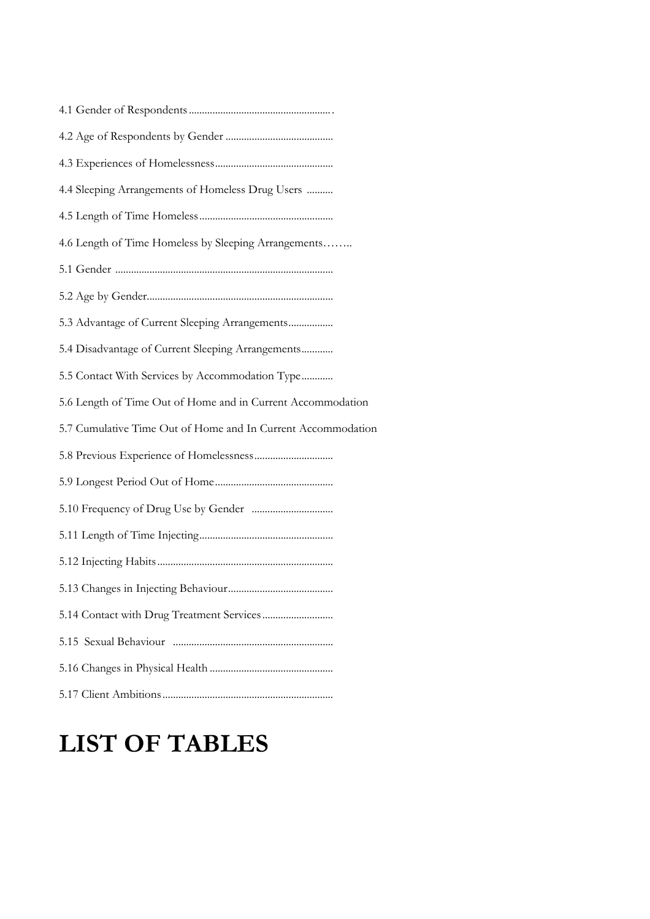4.1 Gender of Respondents......................................................

4.2 Age of Respondents by Gender .........................................

4.3 Experiences of Homelessness.............................................

4.4 Sleeping Arrangements of Homeless Drug Users ..........

4.5 Length of Time Homeless...................................................

4.6 Length of Time Homeless by Sleeping Arrangements……..

5.1 Gender ..................................................................................

5.2 Age by Gender......................................................................

5.3 Advantage of Current Sleeping Arrangements.................

5.4 Disadvantage of Current Sleeping Arrangements............

5.5 Contact With Services by Accommodation Type............

5.6 Length of Time Out of Home and in Current Accommodation

5.7 Cumulative Time Out of Home and In Current Accommodation

5.8 Previous Experience of Homelessness..............................

5.9 Longest Period Out of Home.............................................

5.10 Frequency of Drug Use by Gender ...............................

5.11 Length of Time Injecting...................................................

5.12 Injecting Habits...................................................................

5.13 Changes in Injecting Behaviour........................................

5.14 Contact with Drug Treatment Services...........................

5.15 Sexual Behaviour .............................................................

5.16 Changes in Physical Health ..............................................

5.17 Client Ambitions.................................................................

# LIST OF TABLES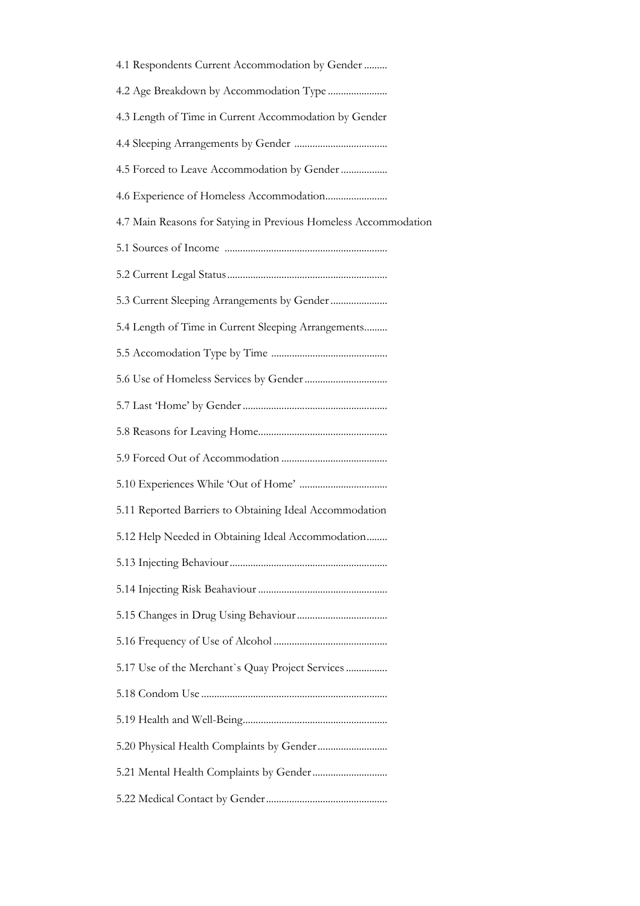4.1 Respondents Current Accommodation by Gender .........

4.2 Age Breakdown by Accommodation Type .......................

4.3 Length of Time in Current Accommodation by Gender

4.4 Sleeping Arrangements by Gender ....................................

4.5 Forced to Leave Accommodation by Gender ..................

4.6 Experience of Homeless Accommodation........................

4.7 Main Reasons for Satying in Previous Homeless Accommodation

5.1 Sources of Income ...............................................................

5.2 Current Legal Status .............................................................

5.3 Current Sleeping Arrangements by Gender ......................

5.4 Length of Time in Current Sleeping Arrangements.........

5.5 Accomodation Type by Time .............................................

5.6 Use of Homeless Services by Gender ................................

5.7 Last 'Home' by Gender ........................................................

5.8 Reasons for Leaving Home..................................................

5.9 Forced Out of Accommodation .........................................

5.10 Experiences While 'Out of Home' ..................................

5.11 Reported Barriers to Obtaining Ideal Accommodation

5.12 Help Needed in Obtaining Ideal Accommodation........

5.13 Injecting Behaviour .............................................................

5.14 Injecting Risk Beahaviour ..................................................

5.15 Changes in Drug Using Behaviour ...................................

5.16 Frequency of Use of Alcohol ............................................

5.17 Use of the Merchant`s Quay Project Services ................

5.18 Condom Use ........................................................................

5.19 Health and Well-Being........................................................

5.20 Physical Health Complaints by Gender ...........................

5.21 Mental Health Complaints by Gender .............................

5.22 Medical Contact by Gender ...............................................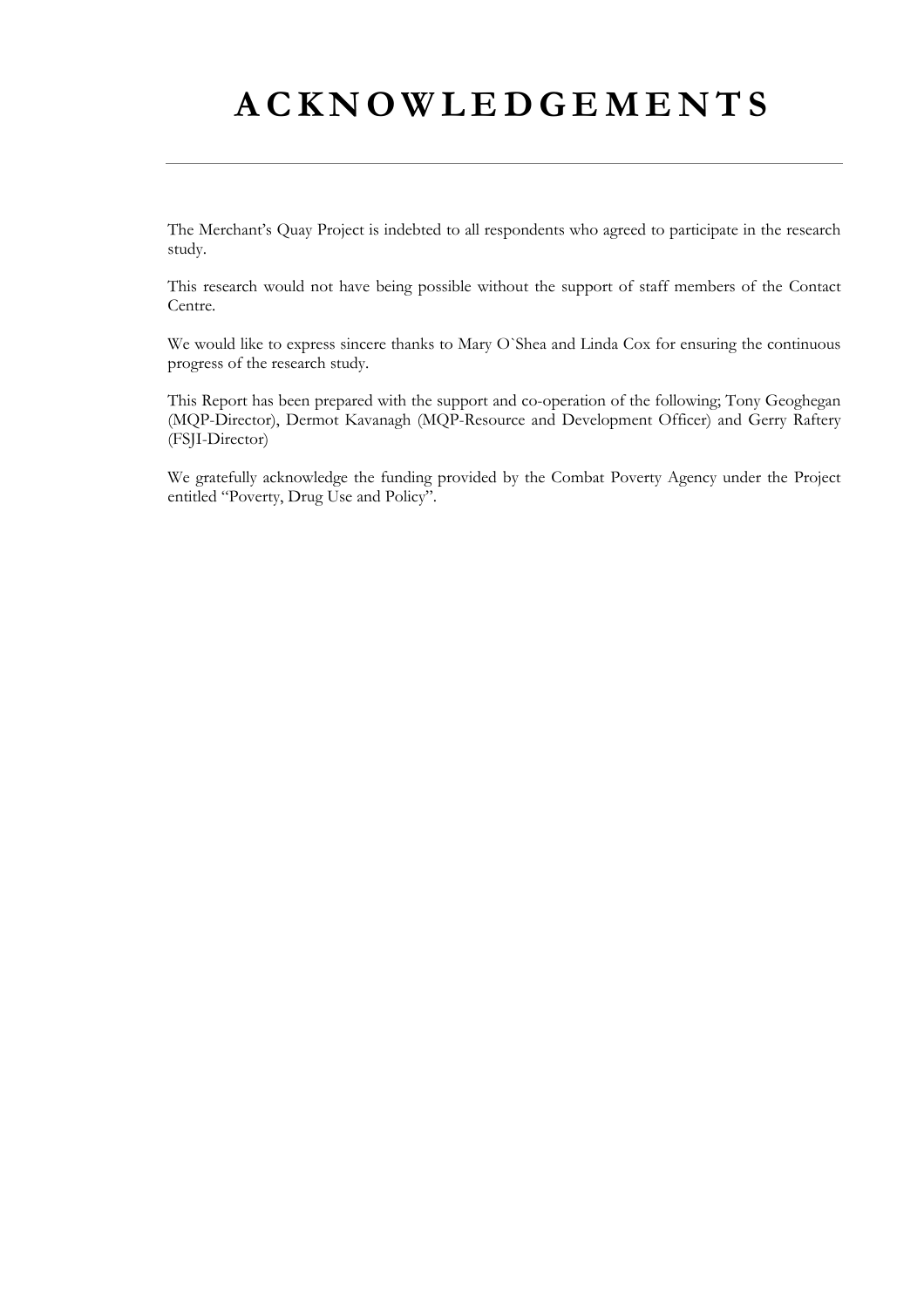# ACKNOWLEDGEMENTS

The Merchant's Quay Project is indebted to all respondents who agreed to participate in the research study.

This research would not have being possible without the support of staff members of the Contact Centre.

We would like to express sincere thanks to Mary O`Shea and Linda Cox for ensuring the continuous progress of the research study.

This Report has been prepared with the support and co-operation of the following; Tony Geoghegan (MQP-Director), Dermot Kavanagh (MQP-Resource and Development Officer) and Gerry Raftery (FSJI-Director)

We gratefully acknowledge the funding provided by the Combat Poverty Agency under the Project entitled "Poverty, Drug Use and Policy".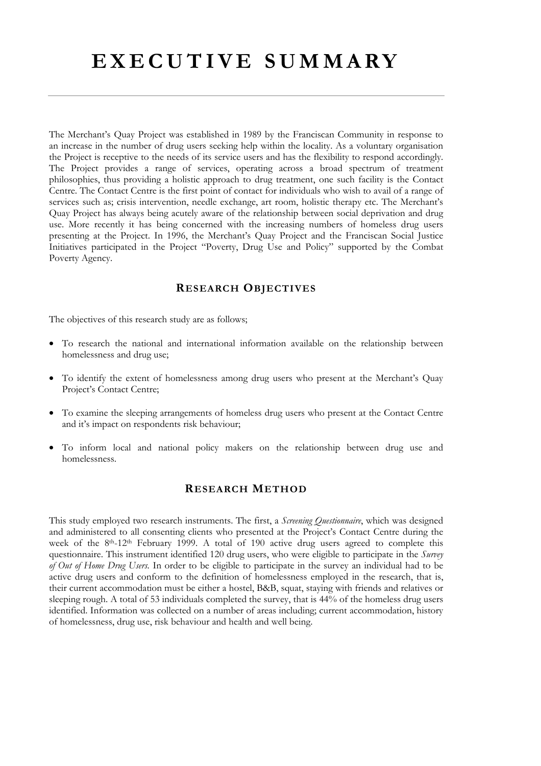# EXECUTIVE SUMMARY

The Merchant's Quay Project was established in 1989 by the Franciscan Community in response to an increase in the number of drug users seeking help within the locality. As a voluntary organisation the Project is receptive to the needs of its service users and has the flexibility to respond accordingly. The Project provides a range of services, operating across a broad spectrum of treatment philosophies, thus providing a holistic approach to drug treatment, one such facility is the Contact Centre. The Contact Centre is the first point of contact for individuals who wish to avail of a range of services such as; crisis intervention, needle exchange, art room, holistic therapy etc. The Merchant's Quay Project has always being acutely aware of the relationship between social deprivation and drug use. More recently it has being concerned with the increasing numbers of homeless drug users presenting at the Project. In 1996, the Merchant's Quay Project and the Franciscan Social Justice Initiatives participated in the Project "Poverty, Drug Use and Policy" supported by the Combat Poverty Agency.

## RESEARCH OBJECTIVES

The objectives of this research study are as follows;

- To research the national and international information available on the relationship between homelessness and drug use;
- To identify the extent of homelessness among drug users who present at the Merchant's Quay Project's Contact Centre;
- To examine the sleeping arrangements of homeless drug users who present at the Contact Centre and it's impact on respondents risk behaviour;
- To inform local and national policy makers on the relationship between drug use and homelessness.

## RESEARCH METHOD

This study employed two research instruments. The first, a *Screening Questionnaire*, which was designed and administered to all consenting clients who presented at the Project's Contact Centre during the week of the 8th-12th February 1999. A total of 190 active drug users agreed to complete this questionnaire. This instrument identified 120 drug users, who were eligible to participate in the *Survey of Out of Home Drug Users.* In order to be eligible to participate in the survey an individual had to be active drug users and conform to the definition of homelessness employed in the research, that is, their current accommodation must be either a hostel, B&B, squat, staying with friends and relatives or sleeping rough. A total of 53 individuals completed the survey, that is 44% of the homeless drug users identified. Information was collected on a number of areas including; current accommodation, history of homelessness, drug use, risk behaviour and health and well being.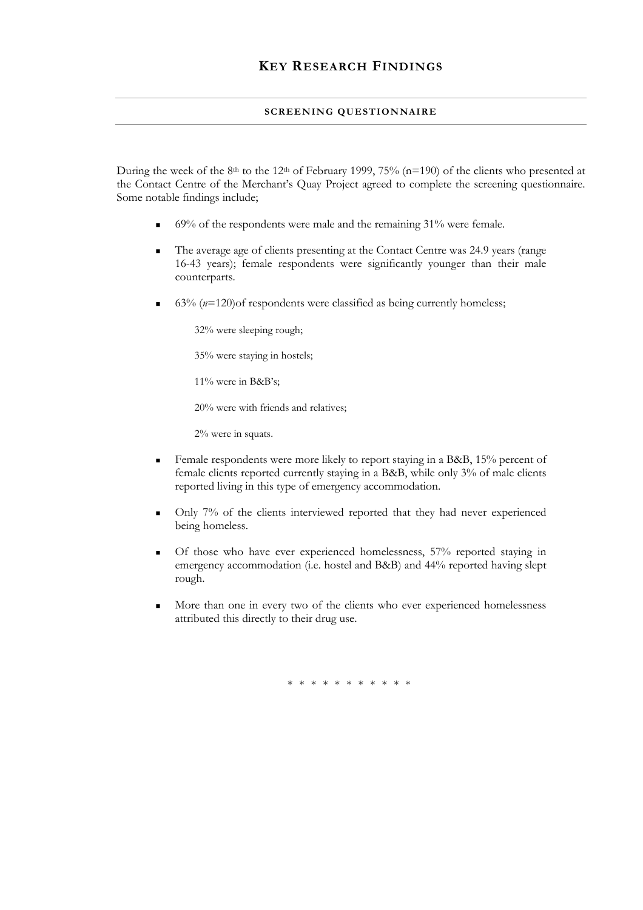# KEY RESEARCH FINDINGS

## SCREENING QUESTIONNAIRE

During the week of the 8th to the 12th of February 1999, 75% (n=190) of the clients who presented at the Contact Centre of the Merchant's Quay Project agreed to complete the screening questionnaire. Some notable findings include;

- 69% of the respondents were male and the remaining 31% were female.
- The average age of clients presenting at the Contact Centre was 24.9 years (range 16-43 years); female respondents were significantly younger than their male counterparts.
- 63% (*n*=120)of respondents were classified as being currently homeless;

  32% were sleeping rough;

  35% were staying in hostels;

  11% were in B&B's;

  20% were with friends and relatives;

  2% were in squats.

- Female respondents were more likely to report staying in a B&B, 15% percent of female clients reported currently staying in a B&B, while only 3% of male clients reported living in this type of emergency accommodation.
- Only 7% of the clients interviewed reported that they had never experienced being homeless.
- Of those who have ever experienced homelessness, 57% reported staying in emergency accommodation (i.e. hostel and B&B) and 44% reported having slept rough.
- More than one in every two of the clients who ever experienced homelessness attributed this directly to their drug use.

* * * * * * * * * * *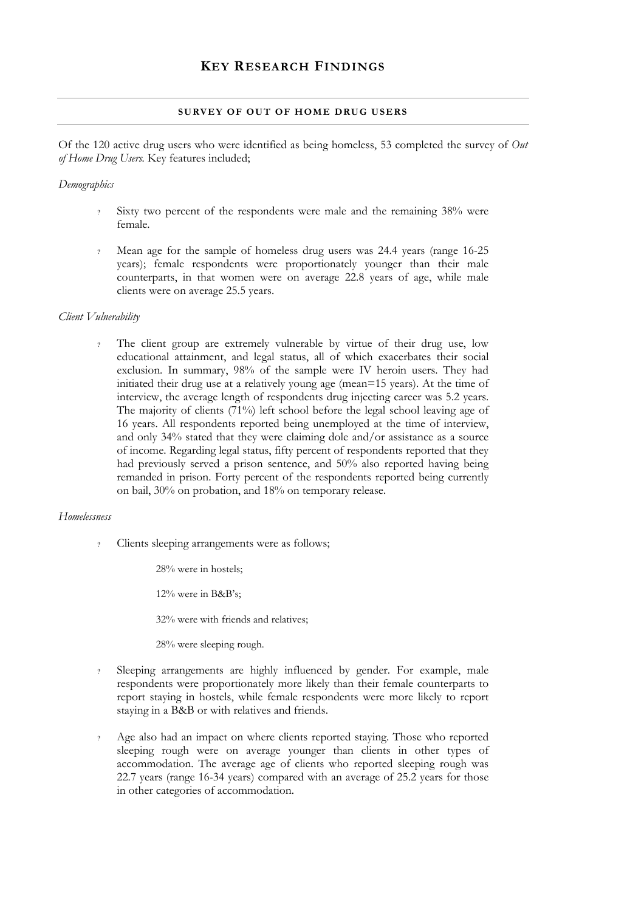# KEY RESEARCH FINDINGS

## SURVEY OF OUT OF HOME DRUG USERS

Of the 120 active drug users who were identified as being homeless, 53 completed the survey of *Out of Home Drug Users*. Key features included;

*Demographics*

- Sixty two percent of the respondents were male and the remaining 38% were female.
- Mean age for the sample of homeless drug users was 24.4 years (range 16-25 years); female respondents were proportionately younger than their male counterparts, in that women were on average 22.8 years of age, while male clients were on average 25.5 years.

*Client Vulnerability*

- The client group are extremely vulnerable by virtue of their drug use, low educational attainment, and legal status, all of which exacerbates their social exclusion. In summary, 98% of the sample were IV heroin users. They had initiated their drug use at a relatively young age (mean=15 years). At the time of interview, the average length of respondents drug injecting career was 5.2 years. The majority of clients (71%) left school before the legal school leaving age of 16 years. All respondents reported being unemployed at the time of interview, and only 34% stated that they were claiming dole and/or assistance as a source of income. Regarding legal status, fifty percent of respondents reported that they had previously served a prison sentence, and 50% also reported having being remanded in prison. Forty percent of the respondents reported being currently on bail, 30% on probation, and 18% on temporary release.

*Homelessness*

- Clients sleeping arrangements were as follows;

  28% were in hostels;

  12% were in B&B's;

  32% were with friends and relatives;

  28% were sleeping rough.

- Sleeping arrangements are highly influenced by gender. For example, male respondents were proportionately more likely than their female counterparts to report staying in hostels, while female respondents were more likely to report staying in a B&B or with relatives and friends.
- Age also had an impact on where clients reported staying. Those who reported sleeping rough were on average younger than clients in other types of accommodation. The average age of clients who reported sleeping rough was 22.7 years (range 16-34 years) compared with an average of 25.2 years for those in other categories of accommodation.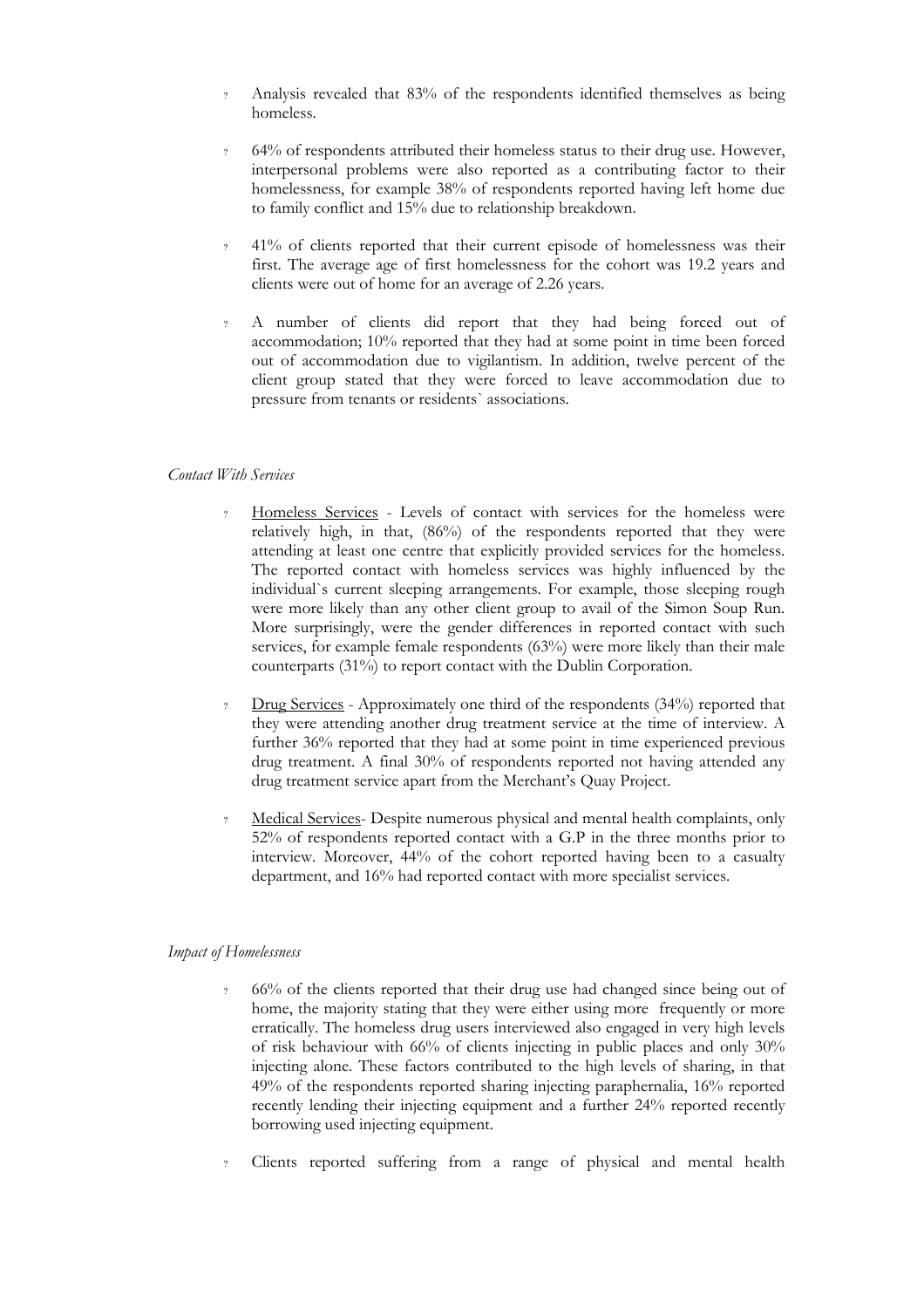- Analysis revealed that 83% of the respondents identified themselves as being homeless.
- 64% of respondents attributed their homeless status to their drug use. However, interpersonal problems were also reported as a contributing factor to their homelessness, for example 38% of respondents reported having left home due to family conflict and 15% due to relationship breakdown.
- 41% of clients reported that their current episode of homelessness was their first. The average age of first homelessness for the cohort was 19.2 years and clients were out of home for an average of 2.26 years.
- A number of clients did report that they had being forced out of accommodation; 10% reported that they had at some point in time been forced out of accommodation due to vigilantism. In addition, twelve percent of the client group stated that they were forced to leave accommodation due to pressure from tenants or residents` associations.

*Contact With Services*

- Homeless Services - Levels of contact with services for the homeless were relatively high, in that, (86%) of the respondents reported that they were attending at least one centre that explicitly provided services for the homeless. The reported contact with homeless services was highly influenced by the individual`s current sleeping arrangements. For example, those sleeping rough were more likely than any other client group to avail of the Simon Soup Run. More surprisingly, were the gender differences in reported contact with such services, for example female respondents (63%) were more likely than their male counterparts (31%) to report contact with the Dublin Corporation.
- Drug Services - Approximately one third of the respondents (34%) reported that they were attending another drug treatment service at the time of interview. A further 36% reported that they had at some point in time experienced previous drug treatment. A final 30% of respondents reported not having attended any drug treatment service apart from the Merchant's Quay Project.
- Medical Services- Despite numerous physical and mental health complaints, only 52% of respondents reported contact with a G.P in the three months prior to interview. Moreover, 44% of the cohort reported having been to a casualty department, and 16% had reported contact with more specialist services.

*Impact of Homelessness*

- 66% of the clients reported that their drug use had changed since being out of home, the majority stating that they were either using more frequently or more erratically. The homeless drug users interviewed also engaged in very high levels of risk behaviour with 66% of clients injecting in public places and only 30% injecting alone. These factors contributed to the high levels of sharing, in that 49% of the respondents reported sharing injecting paraphernalia, 16% reported recently lending their injecting equipment and a further 24% reported recently borrowing used injecting equipment.
- Clients reported suffering from a range of physical and mental health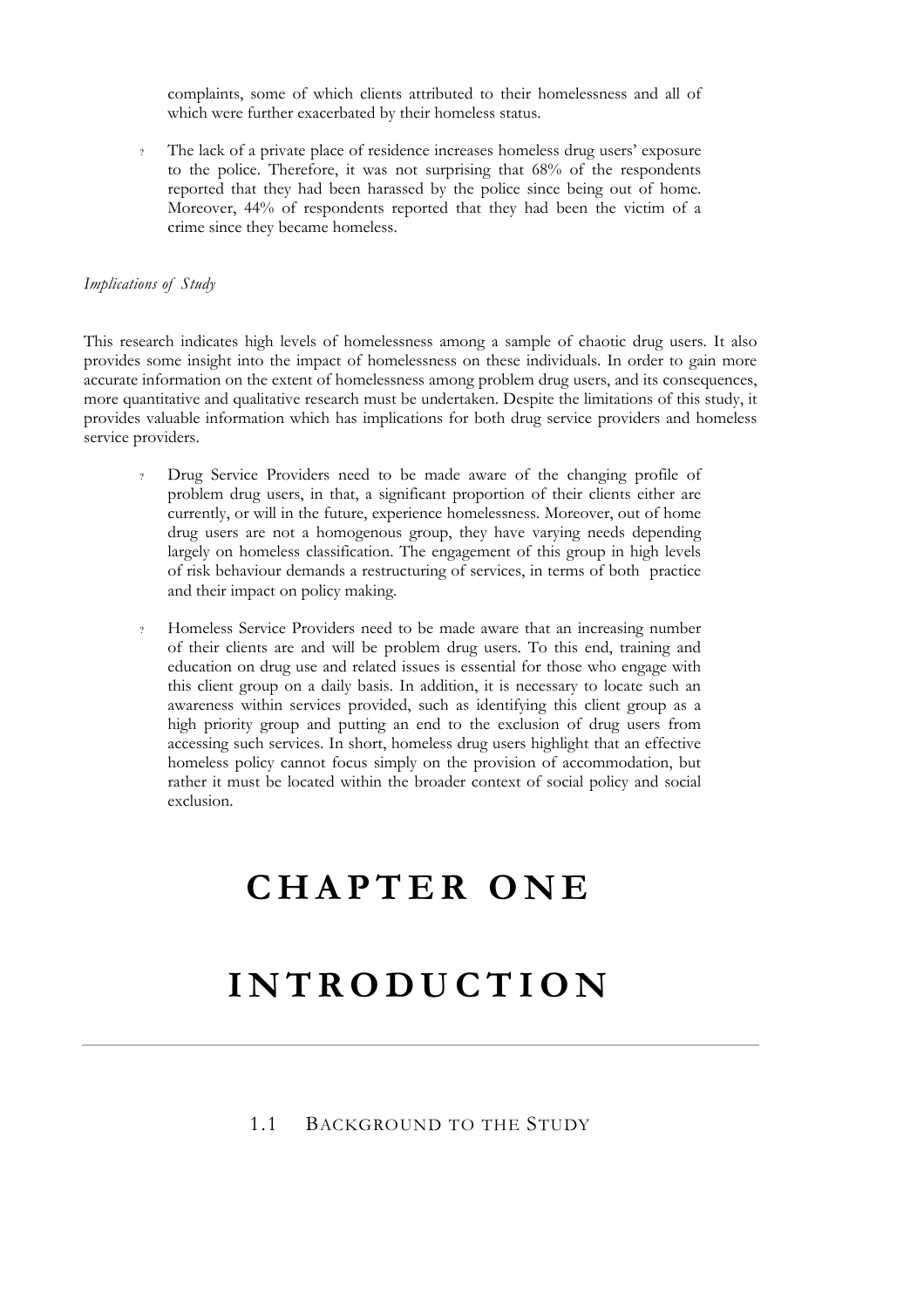complaints, some of which clients attributed to their homelessness and all of which were further exacerbated by their homeless status.

- The lack of a private place of residence increases homeless drug users' exposure to the police. Therefore, it was not surprising that 68% of the respondents reported that they had been harassed by the police since being out of home. Moreover, 44% of respondents reported that they had been the victim of a crime since they became homeless.

*Implications of Study*

This research indicates high levels of homelessness among a sample of chaotic drug users. It also provides some insight into the impact of homelessness on these individuals. In order to gain more accurate information on the extent of homelessness among problem drug users, and its consequences, more quantitative and qualitative research must be undertaken. Despite the limitations of this study, it provides valuable information which has implications for both drug service providers and homeless service providers.

- Drug Service Providers need to be made aware of the changing profile of problem drug users, in that, a significant proportion of their clients either are currently, or will in the future, experience homelessness. Moreover, out of home drug users are not a homogenous group, they have varying needs depending largely on homeless classification. The engagement of this group in high levels of risk behaviour demands a restructuring of services, in terms of both practice and their impact on policy making.

- Homeless Service Providers need to be made aware that an increasing number of their clients are and will be problem drug users. To this end, training and education on drug use and related issues is essential for those who engage with this client group on a daily basis. In addition, it is necessary to locate such an awareness within services provided, such as identifying this client group as a high priority group and putting an end to the exclusion of drug users from accessing such services. In short, homeless drug users highlight that an effective homeless policy cannot focus simply on the provision of accommodation, but rather it must be located within the broader context of social policy and social exclusion.

# CHAPTER ONE

# INTRODUCTION

## 1.1 BACKGROUND TO THE STUDY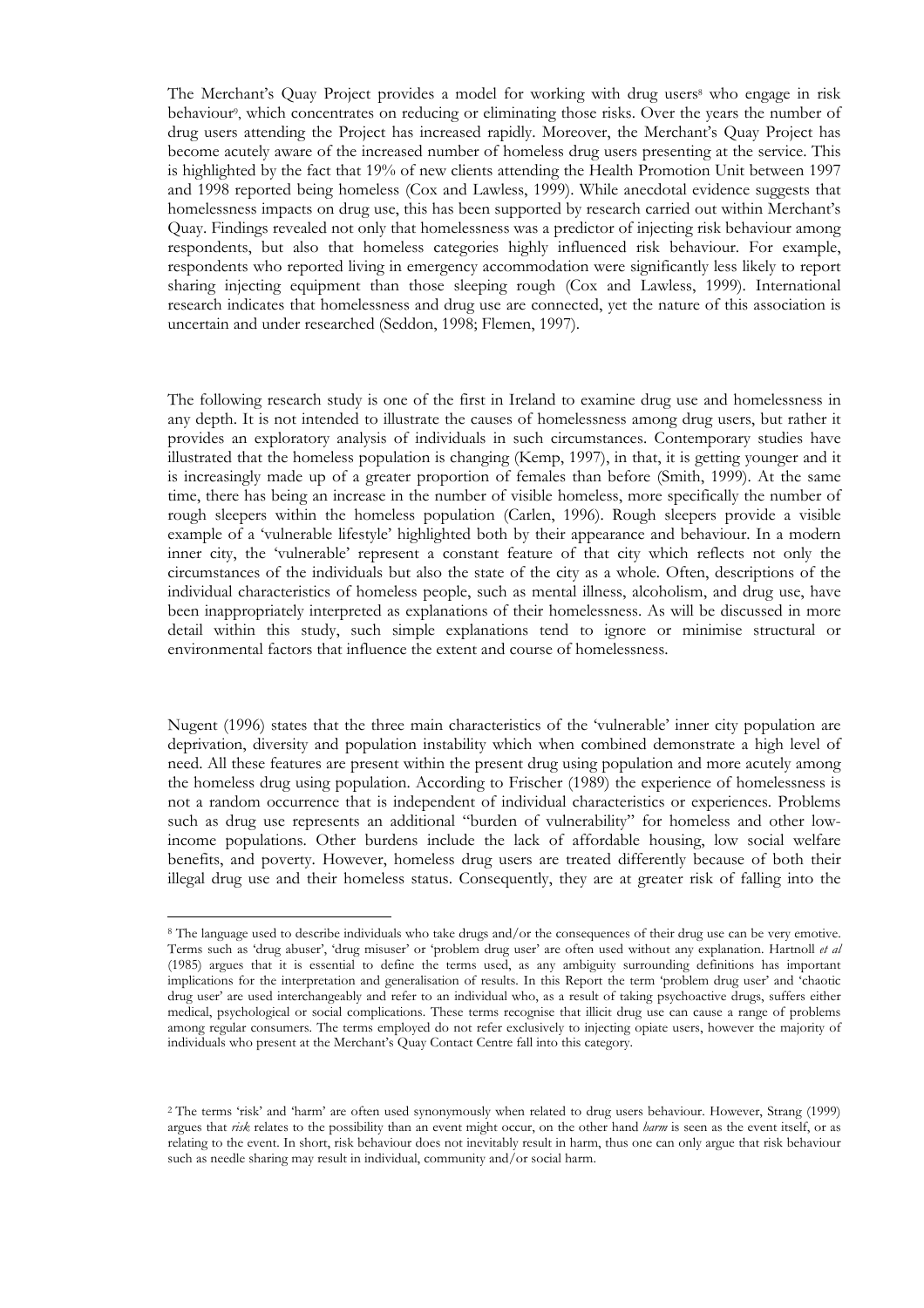The Merchant's Quay Project provides a model for working with drug users[8] who engage in risk behaviour[9], which concentrates on reducing or eliminating those risks. Over the years the number of drug users attending the Project has increased rapidly. Moreover, the Merchant's Quay Project has become acutely aware of the increased number of homeless drug users presenting at the service. This is highlighted by the fact that 19% of new clients attending the Health Promotion Unit between 1997 and 1998 reported being homeless (Cox and Lawless, 1999). While anecdotal evidence suggests that homelessness impacts on drug use, this has been supported by research carried out within Merchant's Quay. Findings revealed not only that homelessness was a predictor of injecting risk behaviour among respondents, but also that homeless categories highly influenced risk behaviour. For example, respondents who reported living in emergency accommodation were significantly less likely to report sharing injecting equipment than those sleeping rough (Cox and Lawless, 1999). International research indicates that homelessness and drug use are connected, yet the nature of this association is uncertain and under researched (Seddon, 1998; Flemen, 1997).

The following research study is one of the first in Ireland to examine drug use and homelessness in any depth. It is not intended to illustrate the causes of homelessness among drug users, but rather it provides an exploratory analysis of individuals in such circumstances. Contemporary studies have illustrated that the homeless population is changing (Kemp, 1997), in that, it is getting younger and it is increasingly made up of a greater proportion of females than before (Smith, 1999). At the same time, there has being an increase in the number of visible homeless, more specifically the number of rough sleepers within the homeless population (Carlen, 1996). Rough sleepers provide a visible example of a 'vulnerable lifestyle' highlighted both by their appearance and behaviour. In a modern inner city, the 'vulnerable' represent a constant feature of that city which reflects not only the circumstances of the individuals but also the state of the city as a whole. Often, descriptions of the individual characteristics of homeless people, such as mental illness, alcoholism, and drug use, have been inappropriately interpreted as explanations of their homelessness. As will be discussed in more detail within this study, such simple explanations tend to ignore or minimise structural or environmental factors that influence the extent and course of homelessness.

Nugent (1996) states that the three main characteristics of the 'vulnerable' inner city population are deprivation, diversity and population instability which when combined demonstrate a high level of need. All these features are present within the present drug using population and more acutely among the homeless drug using population. According to Frischer (1989) the experience of homelessness is not a random occurrence that is independent of individual characteristics or experiences. Problems such as drug use represents an additional "burden of vulnerability" for homeless and other low-income populations. Other burdens include the lack of affordable housing, low social welfare benefits, and poverty. However, homeless drug users are treated differently because of both their illegal drug use and their homeless status. Consequently, they are at greater risk of falling into the

---

[8] The language used to describe individuals who take drugs and/or the consequences of their drug use can be very emotive. Terms such as 'drug abuser', 'drug misuser' or 'problem drug user' are often used without any explanation. Hartnoll *et al* (1985) argues that it is essential to define the terms used, as any ambiguity surrounding definitions has important implications for the interpretation and generalisation of results. In this Report the term 'problem drug user' and 'chaotic drug user' are used interchangeably and refer to an individual who, as a result of taking psychoactive drugs, suffers either medical, psychological or social complications. These terms recognise that illicit drug use can cause a range of problems among regular consumers. The terms employed do not refer exclusively to injecting opiate users, however the majority of individuals who present at the Merchant's Quay Contact Centre fall into this category.

[9] The terms 'risk' and 'harm' are often used synonymously when related to drug users behaviour. However, Strang (1999) argues that *risk* relates to the possibility than an event might occur, on the other hand *harm* is seen as the event itself, or as relating to the event. In short, risk behaviour does not inevitably result in harm, thus one can only argue that risk behaviour such as needle sharing may result in individual, community and/or social harm.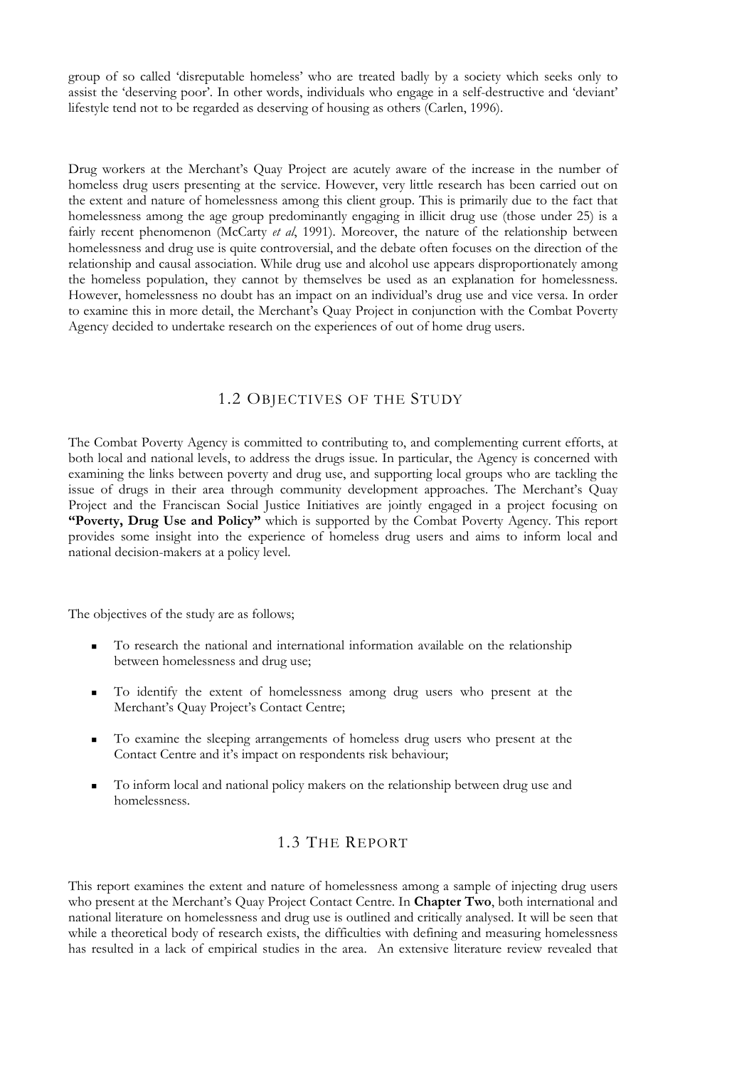group of so called 'disreputable homeless' who are treated badly by a society which seeks only to assist the 'deserving poor'. In other words, individuals who engage in a self-destructive and 'deviant' lifestyle tend not to be regarded as deserving of housing as others (Carlen, 1996).

Drug workers at the Merchant's Quay Project are acutely aware of the increase in the number of homeless drug users presenting at the service. However, very little research has been carried out on the extent and nature of homelessness among this client group. This is primarily due to the fact that homelessness among the age group predominantly engaging in illicit drug use (those under 25) is a fairly recent phenomenon (McCarty *et al*, 1991). Moreover, the nature of the relationship between homelessness and drug use is quite controversial, and the debate often focuses on the direction of the relationship and causal association. While drug use and alcohol use appears disproportionately among the homeless population, they cannot by themselves be used as an explanation for homelessness. However, homelessness no doubt has an impact on an individual's drug use and vice versa. In order to examine this in more detail, the Merchant's Quay Project in conjunction with the Combat Poverty Agency decided to undertake research on the experiences of out of home drug users.

## 1.2 Objectives of the Study

The Combat Poverty Agency is committed to contributing to, and complementing current efforts, at both local and national levels, to address the drugs issue. In particular, the Agency is concerned with examining the links between poverty and drug use, and supporting local groups who are tackling the issue of drugs in their area through community development approaches. The Merchant's Quay Project and the Franciscan Social Justice Initiatives are jointly engaged in a project focusing on **"Poverty, Drug Use and Policy"** which is supported by the Combat Poverty Agency. This report provides some insight into the experience of homeless drug users and aims to inform local and national decision-makers at a policy level.

The objectives of the study are as follows;

- To research the national and international information available on the relationship between homelessness and drug use;
- To identify the extent of homelessness among drug users who present at the Merchant's Quay Project's Contact Centre;
- To examine the sleeping arrangements of homeless drug users who present at the Contact Centre and it's impact on respondents risk behaviour;
- To inform local and national policy makers on the relationship between drug use and homelessness.

## 1.3 The Report

This report examines the extent and nature of homelessness among a sample of injecting drug users who present at the Merchant's Quay Project Contact Centre. In **Chapter Two**, both international and national literature on homelessness and drug use is outlined and critically analysed. It will be seen that while a theoretical body of research exists, the difficulties with defining and measuring homelessness has resulted in a lack of empirical studies in the area. An extensive literature review revealed that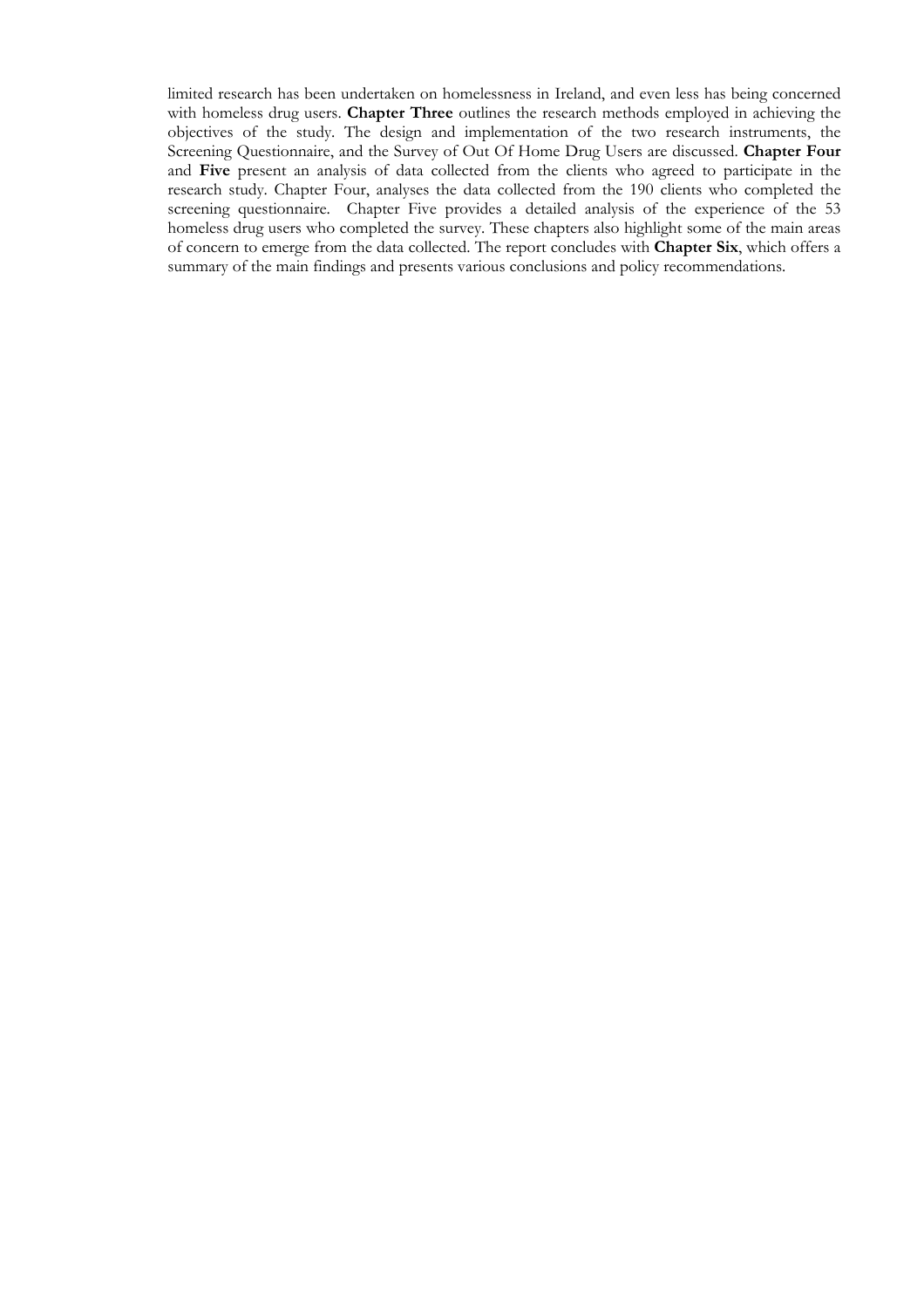limited research has been undertaken on homelessness in Ireland, and even less has being concerned with homeless drug users. **Chapter Three** outlines the research methods employed in achieving the objectives of the study. The design and implementation of the two research instruments, the Screening Questionnaire, and the Survey of Out Of Home Drug Users are discussed. **Chapter Four** and **Five** present an analysis of data collected from the clients who agreed to participate in the research study. Chapter Four, analyses the data collected from the 190 clients who completed the screening questionnaire. Chapter Five provides a detailed analysis of the experience of the 53 homeless drug users who completed the survey. These chapters also highlight some of the main areas of concern to emerge from the data collected. The report concludes with **Chapter Six**, which offers a summary of the main findings and presents various conclusions and policy recommendations.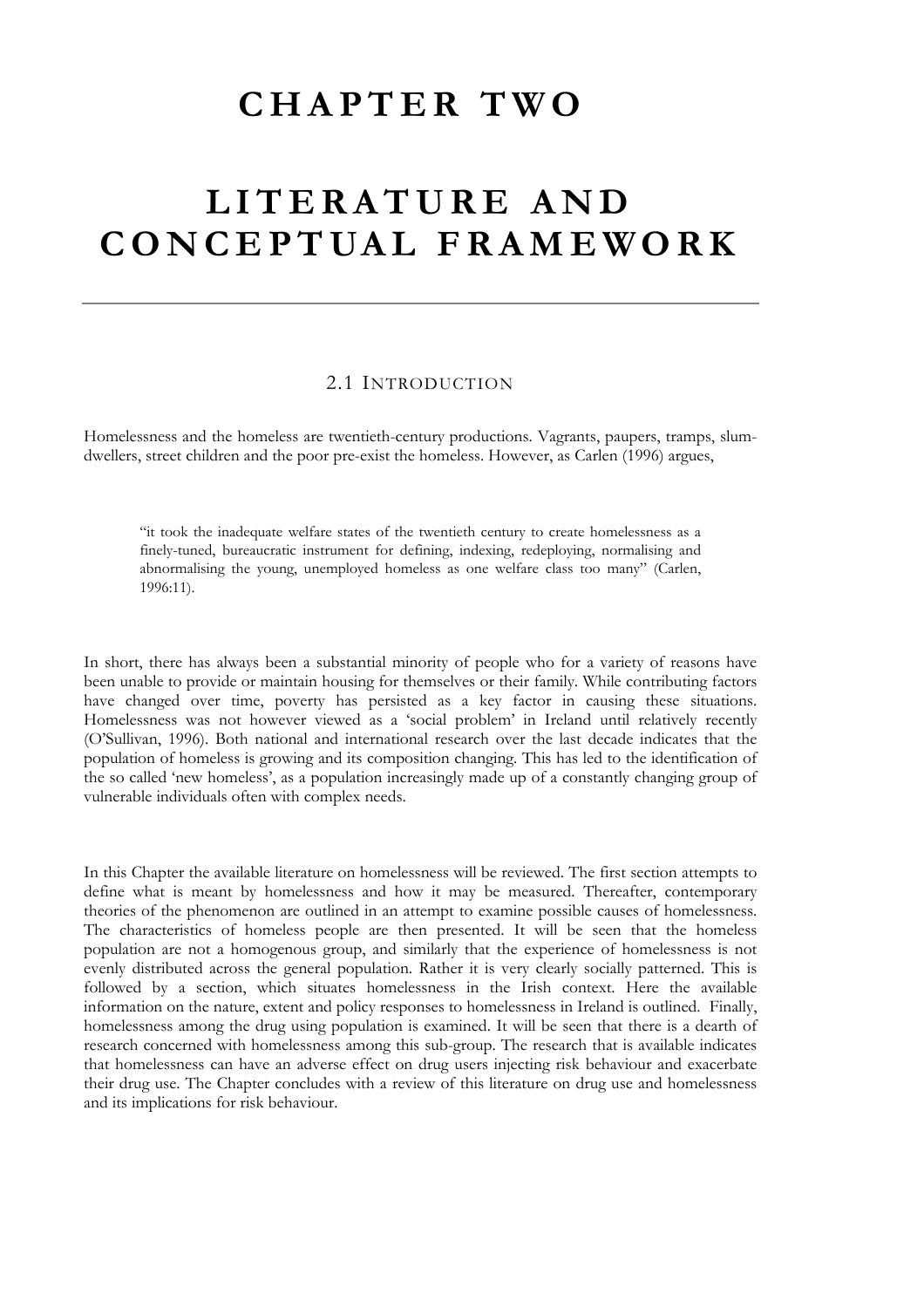# CHAPTER TWO

# LITERATURE AND CONCEPTUAL FRAMEWORK

## 2.1 INTRODUCTION

Homelessness and the homeless are twentieth-century productions. Vagrants, paupers, tramps, slum-dwellers, street children and the poor pre-exist the homeless. However, as Carlen (1996) argues,

> "it took the inadequate welfare states of the twentieth century to create homelessness as a finely-tuned, bureaucratic instrument for defining, indexing, redeploying, normalising and abnormalising the young, unemployed homeless as one welfare class too many" (Carlen, 1996:11).

In short, there has always been a substantial minority of people who for a variety of reasons have been unable to provide or maintain housing for themselves or their family. While contributing factors have changed over time, poverty has persisted as a key factor in causing these situations. Homelessness was not however viewed as a 'social problem' in Ireland until relatively recently (O'Sullivan, 1996). Both national and international research over the last decade indicates that the population of homeless is growing and its composition changing. This has led to the identification of the so called 'new homeless', as a population increasingly made up of a constantly changing group of vulnerable individuals often with complex needs.

In this Chapter the available literature on homelessness will be reviewed. The first section attempts to define what is meant by homelessness and how it may be measured. Thereafter, contemporary theories of the phenomenon are outlined in an attempt to examine possible causes of homelessness. The characteristics of homeless people are then presented. It will be seen that the homeless population are not a homogenous group, and similarly that the experience of homelessness is not evenly distributed across the general population. Rather it is very clearly socially patterned. This is followed by a section, which situates homelessness in the Irish context. Here the available information on the nature, extent and policy responses to homelessness in Ireland is outlined. Finally, homelessness among the drug using population is examined. It will be seen that there is a dearth of research concerned with homelessness among this sub-group. The research that is available indicates that homelessness can have an adverse effect on drug users injecting risk behaviour and exacerbate their drug use. The Chapter concludes with a review of this literature on drug use and homelessness and its implications for risk behaviour.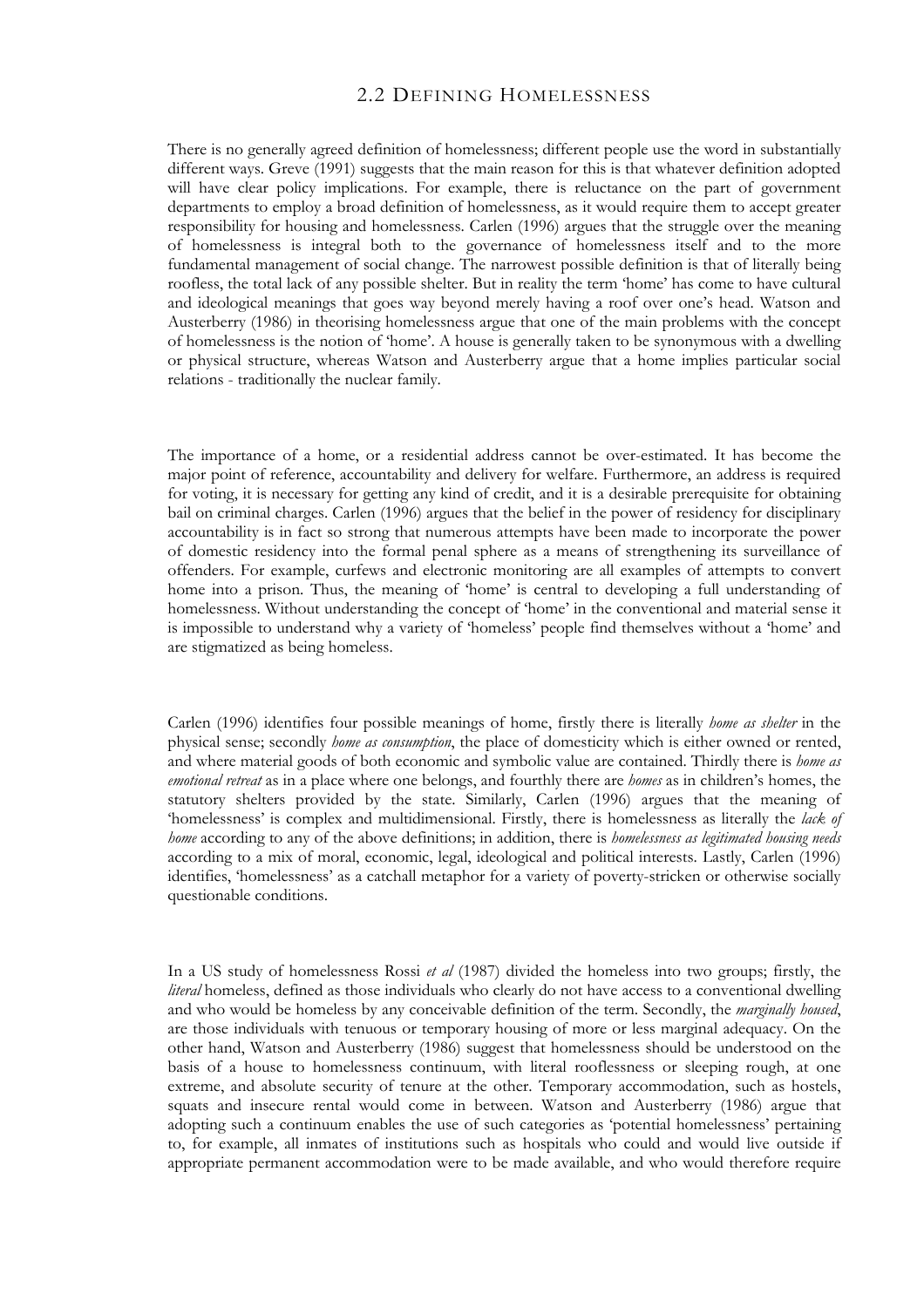## 2.2 Defining Homelessness

There is no generally agreed definition of homelessness; different people use the word in substantially different ways. Greve (1991) suggests that the main reason for this is that whatever definition adopted will have clear policy implications. For example, there is reluctance on the part of government departments to employ a broad definition of homelessness, as it would require them to accept greater responsibility for housing and homelessness. Carlen (1996) argues that the struggle over the meaning of homelessness is integral both to the governance of homelessness itself and to the more fundamental management of social change. The narrowest possible definition is that of literally being roofless, the total lack of any possible shelter. But in reality the term 'home' has come to have cultural and ideological meanings that goes way beyond merely having a roof over one's head. Watson and Austerberry (1986) in theorising homelessness argue that one of the main problems with the concept of homelessness is the notion of 'home'. A house is generally taken to be synonymous with a dwelling or physical structure, whereas Watson and Austerberry argue that a home implies particular social relations - traditionally the nuclear family.

The importance of a home, or a residential address cannot be over-estimated. It has become the major point of reference, accountability and delivery for welfare. Furthermore, an address is required for voting, it is necessary for getting any kind of credit, and it is a desirable prerequisite for obtaining bail on criminal charges. Carlen (1996) argues that the belief in the power of residency for disciplinary accountability is in fact so strong that numerous attempts have been made to incorporate the power of domestic residency into the formal penal sphere as a means of strengthening its surveillance of offenders. For example, curfews and electronic monitoring are all examples of attempts to convert home into a prison. Thus, the meaning of 'home' is central to developing a full understanding of homelessness. Without understanding the concept of 'home' in the conventional and material sense it is impossible to understand why a variety of 'homeless' people find themselves without a 'home' and are stigmatized as being homeless.

Carlen (1996) identifies four possible meanings of home, firstly there is literally *home as shelter* in the physical sense; secondly *home as consumption*, the place of domesticity which is either owned or rented, and where material goods of both economic and symbolic value are contained. Thirdly there is *home as emotional retreat* as in a place where one belongs, and fourthly there are *homes* as in children's homes, the statutory shelters provided by the state. Similarly, Carlen (1996) argues that the meaning of 'homelessness' is complex and multidimensional. Firstly, there is homelessness as literally the *lack of home* according to any of the above definitions; in addition, there is *homelessness as legitimated housing needs* according to a mix of moral, economic, legal, ideological and political interests. Lastly, Carlen (1996) identifies, 'homelessness' as a catchall metaphor for a variety of poverty-stricken or otherwise socially questionable conditions.

In a US study of homelessness Rossi *et al* (1987) divided the homeless into two groups; firstly, the *literal* homeless, defined as those individuals who clearly do not have access to a conventional dwelling and who would be homeless by any conceivable definition of the term. Secondly, the *marginally housed*, are those individuals with tenuous or temporary housing of more or less marginal adequacy. On the other hand, Watson and Austerberry (1986) suggest that homelessness should be understood on the basis of a house to homelessness continuum, with literal rooflessness or sleeping rough, at one extreme, and absolute security of tenure at the other. Temporary accommodation, such as hostels, squats and insecure rental would come in between. Watson and Austerberry (1986) argue that adopting such a continuum enables the use of such categories as 'potential homelessness' pertaining to, for example, all inmates of institutions such as hospitals who could and would live outside if appropriate permanent accommodation were to be made available, and who would therefore require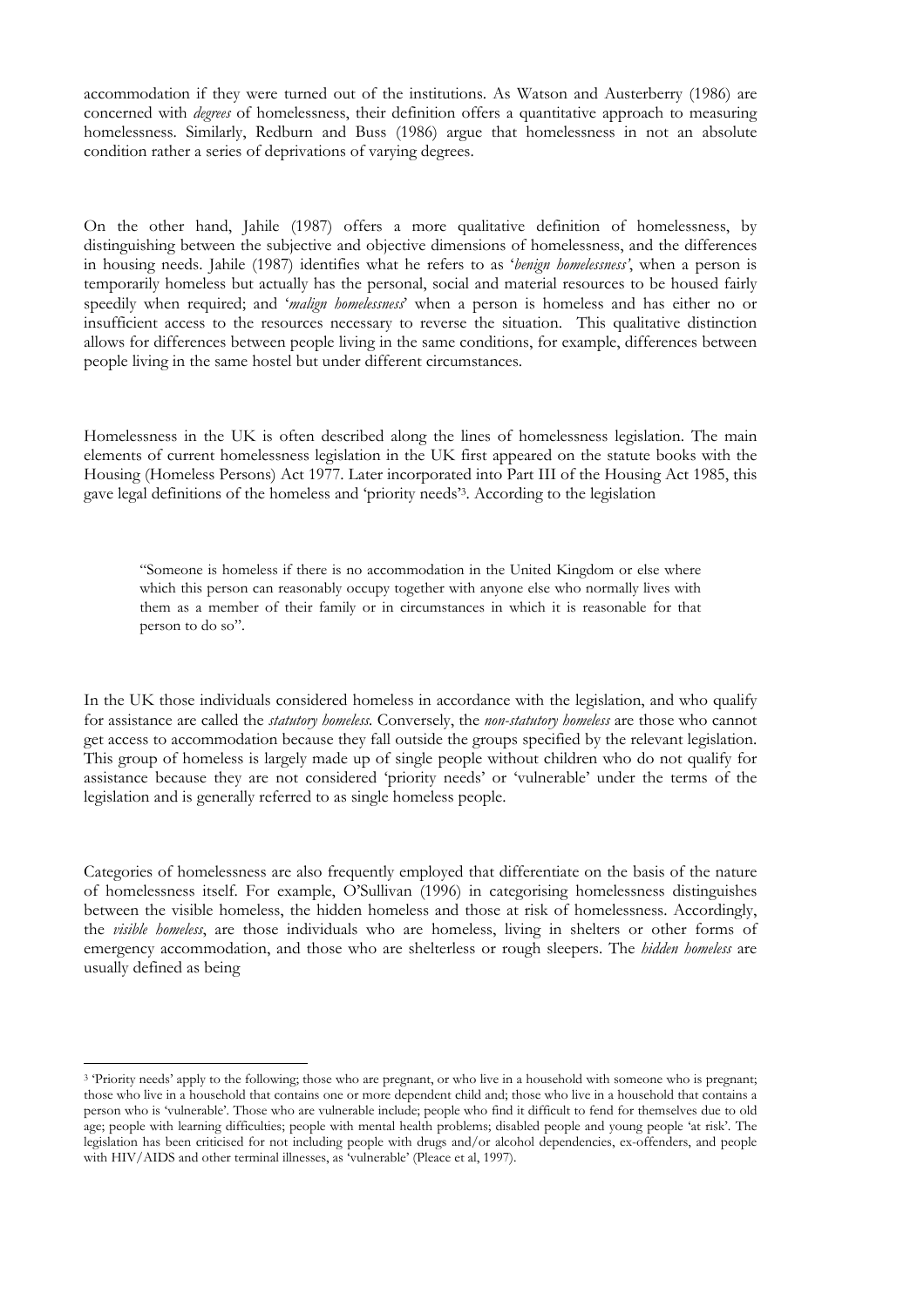accommodation if they were turned out of the institutions. As Watson and Austerberry (1986) are concerned with *degrees* of homelessness, their definition offers a quantitative approach to measuring homelessness. Similarly, Redburn and Buss (1986) argue that homelessness in not an absolute condition rather a series of deprivations of varying degrees.

On the other hand, Jahile (1987) offers a more qualitative definition of homelessness, by distinguishing between the subjective and objective dimensions of homelessness, and the differences in housing needs. Jahile (1987) identifies what he refers to as '*benign homelessness'*, when a person is temporarily homeless but actually has the personal, social and material resources to be housed fairly speedily when required; and '*malign homelessness*' when a person is homeless and has either no or insufficient access to the resources necessary to reverse the situation. This qualitative distinction allows for differences between people living in the same conditions, for example, differences between people living in the same hostel but under different circumstances.

Homelessness in the UK is often described along the lines of homelessness legislation. The main elements of current homelessness legislation in the UK first appeared on the statute books with the Housing (Homeless Persons) Act 1977. Later incorporated into Part III of the Housing Act 1985, this gave legal definitions of the homeless and 'priority needs'[3]. According to the legislation

> "Someone is homeless if there is no accommodation in the United Kingdom or else where which this person can reasonably occupy together with anyone else who normally lives with them as a member of their family or in circumstances in which it is reasonable for that person to do so".

In the UK those individuals considered homeless in accordance with the legislation, and who qualify for assistance are called the *statutory homeless.* Conversely, the *non-statutory homeless* are those who cannot get access to accommodation because they fall outside the groups specified by the relevant legislation. This group of homeless is largely made up of single people without children who do not qualify for assistance because they are not considered 'priority needs' or 'vulnerable' under the terms of the legislation and is generally referred to as single homeless people.

Categories of homelessness are also frequently employed that differentiate on the basis of the nature of homelessness itself. For example, O'Sullivan (1996) in categorising homelessness distinguishes between the visible homeless, the hidden homeless and those at risk of homelessness. Accordingly, the *visible homeless*, are those individuals who are homeless, living in shelters or other forms of emergency accommodation, and those who are shelterless or rough sleepers. The *hidden homeless* are usually defined as being

---

[3] 'Priority needs' apply to the following; those who are pregnant, or who live in a household with someone who is pregnant; those who live in a household that contains one or more dependent child and; those who live in a household that contains a person who is 'vulnerable'. Those who are vulnerable include; people who find it difficult to fend for themselves due to old age; people with learning difficulties; people with mental health problems; disabled people and young people 'at risk'. The legislation has been criticised for not including people with drugs and/or alcohol dependencies, ex-offenders, and people with HIV/AIDS and other terminal illnesses, as 'vulnerable' (Pleace et al, 1997).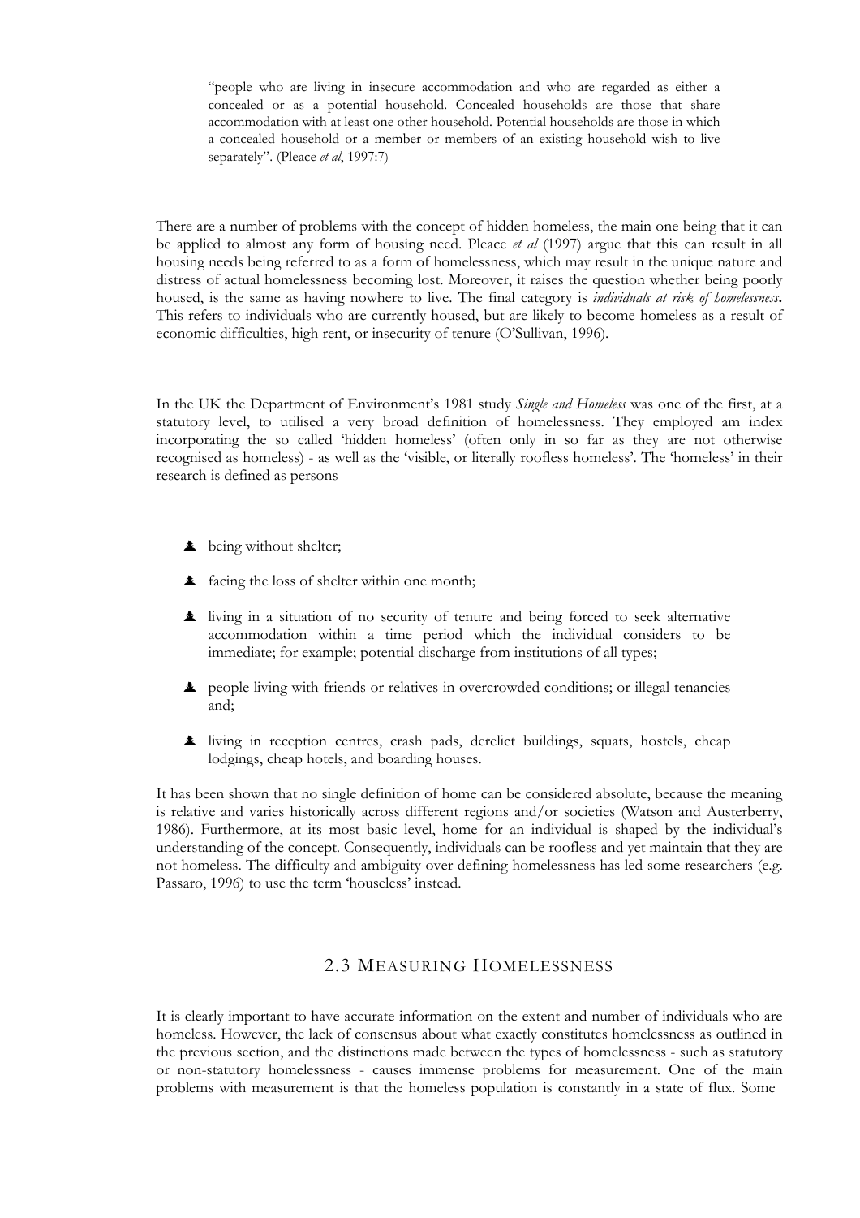> "people who are living in insecure accommodation and who are regarded as either a concealed or as a potential household. Concealed households are those that share accommodation with at least one other household. Potential households are those in which a concealed household or a member or members of an existing household wish to live separately". (Pleace *et al*, 1997:7)

There are a number of problems with the concept of hidden homeless, the main one being that it can be applied to almost any form of housing need. Pleace *et al* (1997) argue that this can result in all housing needs being referred to as a form of homelessness, which may result in the unique nature and distress of actual homelessness becoming lost. Moreover, it raises the question whether being poorly housed, is the same as having nowhere to live. The final category is *individuals at risk of homelessness***.** This refers to individuals who are currently housed, but are likely to become homeless as a result of economic difficulties, high rent, or insecurity of tenure (O'Sullivan, 1996).

In the UK the Department of Environment's 1981 study *Single and Homeless* was one of the first, at a statutory level, to utilised a very broad definition of homelessness. They employed am index incorporating the so called 'hidden homeless' (often only in so far as they are not otherwise recognised as homeless) - as well as the 'visible, or literally roofless homeless'. The 'homeless' in their research is defined as persons

- being without shelter;
- facing the loss of shelter within one month;
- living in a situation of no security of tenure and being forced to seek alternative accommodation within a time period which the individual considers to be immediate; for example; potential discharge from institutions of all types;
- people living with friends or relatives in overcrowded conditions; or illegal tenancies and;
- living in reception centres, crash pads, derelict buildings, squats, hostels, cheap lodgings, cheap hotels, and boarding houses.

It has been shown that no single definition of home can be considered absolute, because the meaning is relative and varies historically across different regions and/or societies (Watson and Austerberry, 1986). Furthermore, at its most basic level, home for an individual is shaped by the individual's understanding of the concept. Consequently, individuals can be roofless and yet maintain that they are not homeless. The difficulty and ambiguity over defining homelessness has led some researchers (e.g. Passaro, 1996) to use the term 'houseless' instead.

## 2.3 Measuring Homelessness

It is clearly important to have accurate information on the extent and number of individuals who are homeless. However, the lack of consensus about what exactly constitutes homelessness as outlined in the previous section, and the distinctions made between the types of homelessness - such as statutory or non-statutory homelessness - causes immense problems for measurement. One of the main problems with measurement is that the homeless population is constantly in a state of flux. Some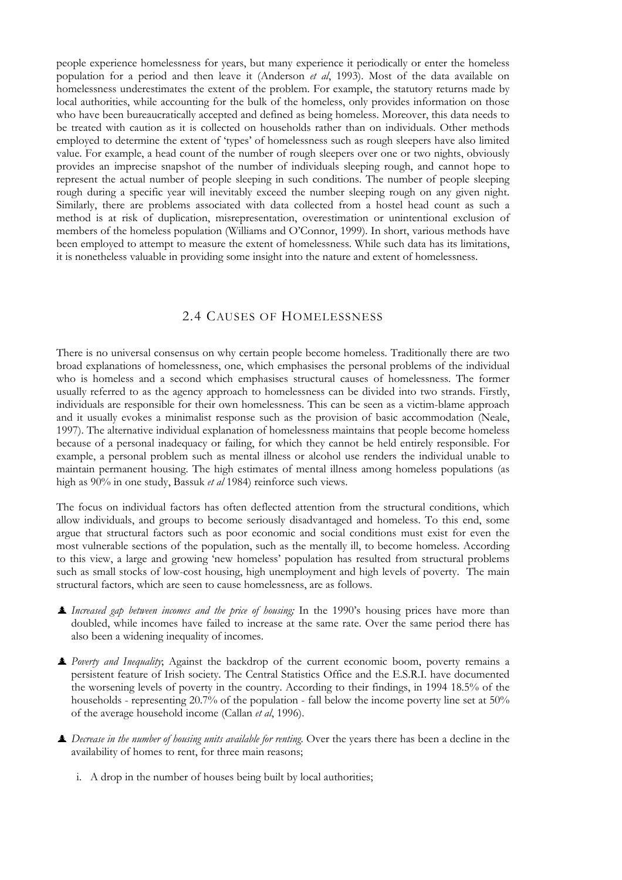people experience homelessness for years, but many experience it periodically or enter the homeless population for a period and then leave it (Anderson *et al*, 1993). Most of the data available on homelessness underestimates the extent of the problem. For example, the statutory returns made by local authorities, while accounting for the bulk of the homeless, only provides information on those who have been bureaucratically accepted and defined as being homeless. Moreover, this data needs to be treated with caution as it is collected on households rather than on individuals. Other methods employed to determine the extent of 'types' of homelessness such as rough sleepers have also limited value. For example, a head count of the number of rough sleepers over one or two nights, obviously provides an imprecise snapshot of the number of individuals sleeping rough, and cannot hope to represent the actual number of people sleeping in such conditions. The number of people sleeping rough during a specific year will inevitably exceed the number sleeping rough on any given night. Similarly, there are problems associated with data collected from a hostel head count as such a method is at risk of duplication, misrepresentation, overestimation or unintentional exclusion of members of the homeless population (Williams and O'Connor, 1999). In short, various methods have been employed to attempt to measure the extent of homelessness. While such data has its limitations, it is nonetheless valuable in providing some insight into the nature and extent of homelessness.

## 2.4 Causes of Homelessness

There is no universal consensus on why certain people become homeless. Traditionally there are two broad explanations of homelessness, one, which emphasises the personal problems of the individual who is homeless and a second which emphasises structural causes of homelessness. The former usually referred to as the agency approach to homelessness can be divided into two strands. Firstly, individuals are responsible for their own homelessness. This can be seen as a victim-blame approach and it usually evokes a minimalist response such as the provision of basic accommodation (Neale, 1997). The alternative individual explanation of homelessness maintains that people become homeless because of a personal inadequacy or failing, for which they cannot be held entirely responsible. For example, a personal problem such as mental illness or alcohol use renders the individual unable to maintain permanent housing. The high estimates of mental illness among homeless populations (as high as 90% in one study, Bassuk *et al* 1984) reinforce such views.

The focus on individual factors has often deflected attention from the structural conditions, which allow individuals, and groups to become seriously disadvantaged and homeless. To this end, some argue that structural factors such as poor economic and social conditions must exist for even the most vulnerable sections of the population, such as the mentally ill, to become homeless. According to this view, a large and growing 'new homeless' population has resulted from structural problems such as small stocks of low-cost housing, high unemployment and high levels of poverty. The main structural factors, which are seen to cause homelessness, are as follows.

- *Increased gap between incomes and the price of housing;* In the 1990's housing prices have more than doubled, while incomes have failed to increase at the same rate. Over the same period there has also been a widening inequality of incomes.

- *Poverty and Inequality*; Against the backdrop of the current economic boom, poverty remains a persistent feature of Irish society. The Central Statistics Office and the E.S.R.I. have documented the worsening levels of poverty in the country. According to their findings, in 1994 18.5% of the households - representing 20.7% of the population - fall below the income poverty line set at 50% of the average household income (Callan *et al*, 1996).

- *Decrease in the number of housing units available for renting*. Over the years there has been a decline in the availability of homes to rent, for three main reasons;

  i. A drop in the number of houses being built by local authorities;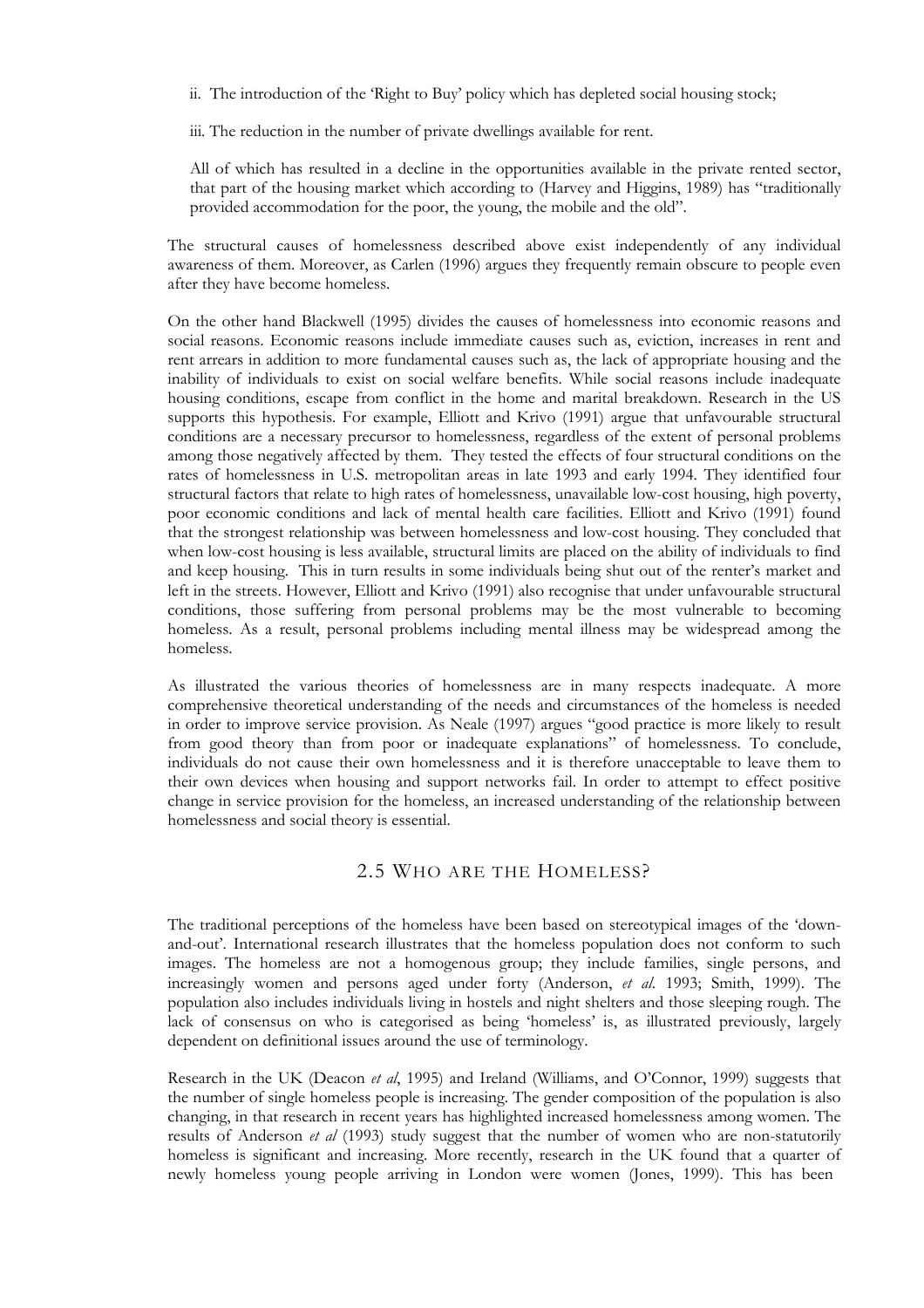ii. The introduction of the 'Right to Buy' policy which has depleted social housing stock;

iii. The reduction in the number of private dwellings available for rent.

All of which has resulted in a decline in the opportunities available in the private rented sector, that part of the housing market which according to (Harvey and Higgins, 1989) has "traditionally provided accommodation for the poor, the young, the mobile and the old".

The structural causes of homelessness described above exist independently of any individual awareness of them. Moreover, as Carlen (1996) argues they frequently remain obscure to people even after they have become homeless.

On the other hand Blackwell (1995) divides the causes of homelessness into economic reasons and social reasons. Economic reasons include immediate causes such as, eviction, increases in rent and rent arrears in addition to more fundamental causes such as, the lack of appropriate housing and the inability of individuals to exist on social welfare benefits. While social reasons include inadequate housing conditions, escape from conflict in the home and marital breakdown. Research in the US supports this hypothesis. For example, Elliott and Krivo (1991) argue that unfavourable structural conditions are a necessary precursor to homelessness, regardless of the extent of personal problems among those negatively affected by them. They tested the effects of four structural conditions on the rates of homelessness in U.S. metropolitan areas in late 1993 and early 1994. They identified four structural factors that relate to high rates of homelessness, unavailable low-cost housing, high poverty, poor economic conditions and lack of mental health care facilities. Elliott and Krivo (1991) found that the strongest relationship was between homelessness and low-cost housing. They concluded that when low-cost housing is less available, structural limits are placed on the ability of individuals to find and keep housing. This in turn results in some individuals being shut out of the renter's market and left in the streets. However, Elliott and Krivo (1991) also recognise that under unfavourable structural conditions, those suffering from personal problems may be the most vulnerable to becoming homeless. As a result, personal problems including mental illness may be widespread among the homeless.

As illustrated the various theories of homelessness are in many respects inadequate. A more comprehensive theoretical understanding of the needs and circumstances of the homeless is needed in order to improve service provision. As Neale (1997) argues "good practice is more likely to result from good theory than from poor or inadequate explanations" of homelessness. To conclude, individuals do not cause their own homelessness and it is therefore unacceptable to leave them to their own devices when housing and support networks fail. In order to attempt to effect positive change in service provision for the homeless, an increased understanding of the relationship between homelessness and social theory is essential.

## 2.5 Who are the Homeless?

The traditional perceptions of the homeless have been based on stereotypical images of the 'down-and-out'. International research illustrates that the homeless population does not conform to such images. The homeless are not a homogenous group; they include families, single persons, and increasingly women and persons aged under forty (Anderson, *et al*. 1993; Smith, 1999). The population also includes individuals living in hostels and night shelters and those sleeping rough. The lack of consensus on who is categorised as being 'homeless' is, as illustrated previously, largely dependent on definitional issues around the use of terminology.

Research in the UK (Deacon *et al*, 1995) and Ireland (Williams, and O'Connor, 1999) suggests that the number of single homeless people is increasing. The gender composition of the population is also changing, in that research in recent years has highlighted increased homelessness among women. The results of Anderson *et al* (1993) study suggest that the number of women who are non-statutorily homeless is significant and increasing. More recently, research in the UK found that a quarter of newly homeless young people arriving in London were women (Jones, 1999). This has been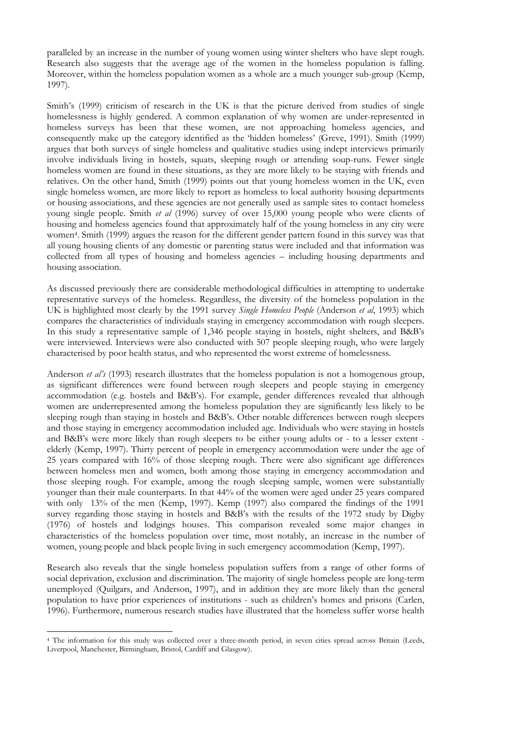paralleled by an increase in the number of young women using winter shelters who have slept rough. Research also suggests that the average age of the women in the homeless population is falling. Moreover, within the homeless population women as a whole are a much younger sub-group (Kemp, 1997).

Smith's (1999) criticism of research in the UK is that the picture derived from studies of single homelessness is highly gendered. A common explanation of why women are under-represented in homeless surveys has been that these women, are not approaching homeless agencies, and consequently make up the category identified as the 'hidden homeless' (Greve, 1991). Smith (1999) argues that both surveys of single homeless and qualitative studies using indept interviews primarily involve individuals living in hostels, squats, sleeping rough or attending soup-runs. Fewer single homeless women are found in these situations, as they are more likely to be staying with friends and relatives. On the other hand, Smith (1999) points out that young homeless women in the UK, even single homeless women, are more likely to report as homeless to local authority housing departments or housing associations, and these agencies are not generally used as sample sites to contact homeless young single people. Smith *et al* (1996) survey of over 15,000 young people who were clients of housing and homeless agencies found that approximately half of the young homeless in any city were women[4]. Smith (1999) argues the reason for the different gender pattern found in this survey was that all young housing clients of any domestic or parenting status were included and that information was collected from all types of housing and homeless agencies – including housing departments and housing association.

As discussed previously there are considerable methodological difficulties in attempting to undertake representative surveys of the homeless. Regardless, the diversity of the homeless population in the UK is highlighted most clearly by the 1991 survey *Single Homeless People* (Anderson *et al*, 1993) which compares the characteristics of individuals staying in emergency accommodation with rough sleepers. In this study a representative sample of 1,346 people staying in hostels, night shelters, and B&B's were interviewed. Interviews were also conducted with 507 people sleeping rough, who were largely characterised by poor health status, and who represented the worst extreme of homelessness.

Anderson *et al's* (1993) research illustrates that the homeless population is not a homogenous group, as significant differences were found between rough sleepers and people staying in emergency accommodation (e.g. hostels and B&B's). For example, gender differences revealed that although women are underrepresented among the homeless population they are significantly less likely to be sleeping rough than staying in hostels and B&B's. Other notable differences between rough sleepers and those staying in emergency accommodation included age. Individuals who were staying in hostels and B&B's were more likely than rough sleepers to be either young adults or - to a lesser extent - elderly (Kemp, 1997). Thirty percent of people in emergency accommodation were under the age of 25 years compared with 16% of those sleeping rough. There were also significant age differences between homeless men and women, both among those staying in emergency accommodation and those sleeping rough. For example, among the rough sleeping sample, women were substantially younger than their male counterparts. In that 44% of the women were aged under 25 years compared with only 13% of the men (Kemp, 1997). Kemp (1997) also compared the findings of the 1991 survey regarding those staying in hostels and B&B's with the results of the 1972 study by Digby (1976) of hostels and lodgings houses. This comparison revealed some major changes in characteristics of the homeless population over time, most notably, an increase in the number of women, young people and black people living in such emergency accommodation (Kemp, 1997).

Research also reveals that the single homeless population suffers from a range of other forms of social deprivation, exclusion and discrimination. The majority of single homeless people are long-term unemployed (Quilgars, and Anderson, 1997), and in addition they are more likely than the general population to have prior experiences of institutions - such as children's homes and prisons (Carlen, 1996). Furthermore, numerous research studies have illustrated that the homeless suffer worse health

[4] The information for this study was collected over a three-month period, in seven cities spread across Britain (Leeds, Liverpool, Manchester, Birmingham, Bristol, Cardiff and Glasgow).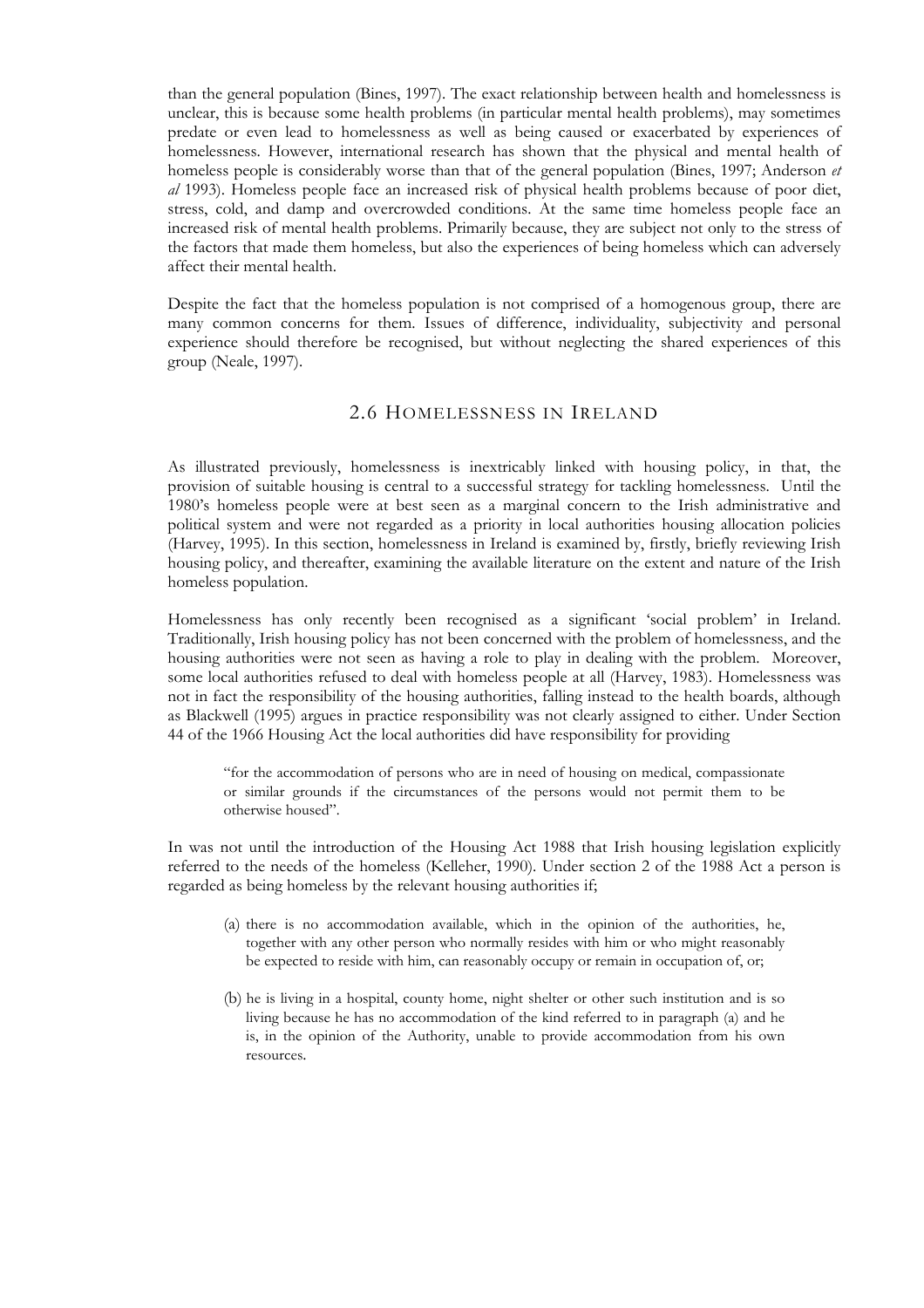than the general population (Bines, 1997). The exact relationship between health and homelessness is unclear, this is because some health problems (in particular mental health problems), may sometimes predate or even lead to homelessness as well as being caused or exacerbated by experiences of homelessness. However, international research has shown that the physical and mental health of homeless people is considerably worse than that of the general population (Bines, 1997; Anderson *et al* 1993). Homeless people face an increased risk of physical health problems because of poor diet, stress, cold, and damp and overcrowded conditions. At the same time homeless people face an increased risk of mental health problems. Primarily because, they are subject not only to the stress of the factors that made them homeless, but also the experiences of being homeless which can adversely affect their mental health.

Despite the fact that the homeless population is not comprised of a homogenous group, there are many common concerns for them. Issues of difference, individuality, subjectivity and personal experience should therefore be recognised, but without neglecting the shared experiences of this group (Neale, 1997).

## 2.6 Homelessness in Ireland

As illustrated previously, homelessness is inextricably linked with housing policy, in that, the provision of suitable housing is central to a successful strategy for tackling homelessness. Until the 1980's homeless people were at best seen as a marginal concern to the Irish administrative and political system and were not regarded as a priority in local authorities housing allocation policies (Harvey, 1995). In this section, homelessness in Ireland is examined by, firstly, briefly reviewing Irish housing policy, and thereafter, examining the available literature on the extent and nature of the Irish homeless population.

Homelessness has only recently been recognised as a significant 'social problem' in Ireland. Traditionally, Irish housing policy has not been concerned with the problem of homelessness, and the housing authorities were not seen as having a role to play in dealing with the problem. Moreover, some local authorities refused to deal with homeless people at all (Harvey, 1983). Homelessness was not in fact the responsibility of the housing authorities, falling instead to the health boards, although as Blackwell (1995) argues in practice responsibility was not clearly assigned to either. Under Section 44 of the 1966 Housing Act the local authorities did have responsibility for providing

> "for the accommodation of persons who are in need of housing on medical, compassionate or similar grounds if the circumstances of the persons would not permit them to be otherwise housed".

In was not until the introduction of the Housing Act 1988 that Irish housing legislation explicitly referred to the needs of the homeless (Kelleher, 1990). Under section 2 of the 1988 Act a person is regarded as being homeless by the relevant housing authorities if;

> (a) there is no accommodation available, which in the opinion of the authorities, he, together with any other person who normally resides with him or who might reasonably be expected to reside with him, can reasonably occupy or remain in occupation of, or;
>
> (b) he is living in a hospital, county home, night shelter or other such institution and is so living because he has no accommodation of the kind referred to in paragraph (a) and he is, in the opinion of the Authority, unable to provide accommodation from his own resources.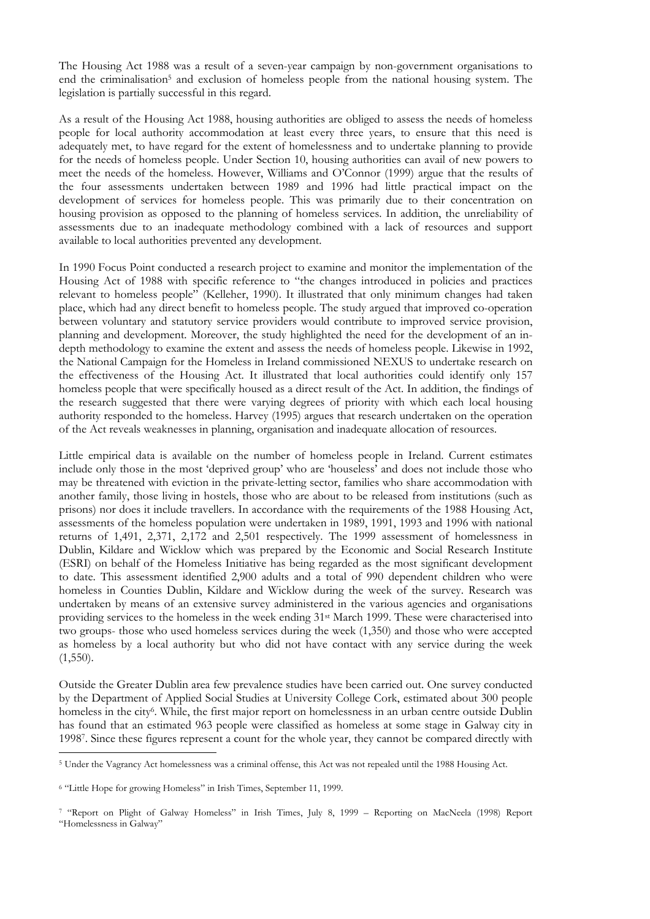The Housing Act 1988 was a result of a seven-year campaign by non-government organisations to end the criminalisation[5] and exclusion of homeless people from the national housing system. The legislation is partially successful in this regard.

As a result of the Housing Act 1988, housing authorities are obliged to assess the needs of homeless people for local authority accommodation at least every three years, to ensure that this need is adequately met, to have regard for the extent of homelessness and to undertake planning to provide for the needs of homeless people. Under Section 10, housing authorities can avail of new powers to meet the needs of the homeless. However, Williams and O'Connor (1999) argue that the results of the four assessments undertaken between 1989 and 1996 had little practical impact on the development of services for homeless people. This was primarily due to their concentration on housing provision as opposed to the planning of homeless services. In addition, the unreliability of assessments due to an inadequate methodology combined with a lack of resources and support available to local authorities prevented any development.

In 1990 Focus Point conducted a research project to examine and monitor the implementation of the Housing Act of 1988 with specific reference to "the changes introduced in policies and practices relevant to homeless people" (Kelleher, 1990). It illustrated that only minimum changes had taken place, which had any direct benefit to homeless people. The study argued that improved co-operation between voluntary and statutory service providers would contribute to improved service provision, planning and development. Moreover, the study highlighted the need for the development of an in-depth methodology to examine the extent and assess the needs of homeless people. Likewise in 1992, the National Campaign for the Homeless in Ireland commissioned NEXUS to undertake research on the effectiveness of the Housing Act. It illustrated that local authorities could identify only 157 homeless people that were specifically housed as a direct result of the Act. In addition, the findings of the research suggested that there were varying degrees of priority with which each local housing authority responded to the homeless. Harvey (1995) argues that research undertaken on the operation of the Act reveals weaknesses in planning, organisation and inadequate allocation of resources.

Little empirical data is available on the number of homeless people in Ireland. Current estimates include only those in the most 'deprived group' who are 'houseless' and does not include those who may be threatened with eviction in the private-letting sector, families who share accommodation with another family, those living in hostels, those who are about to be released from institutions (such as prisons) nor does it include travellers. In accordance with the requirements of the 1988 Housing Act, assessments of the homeless population were undertaken in 1989, 1991, 1993 and 1996 with national returns of 1,491, 2,371, 2,172 and 2,501 respectively. The 1999 assessment of homelessness in Dublin, Kildare and Wicklow which was prepared by the Economic and Social Research Institute (ESRI) on behalf of the Homeless Initiative has being regarded as the most significant development to date. This assessment identified 2,900 adults and a total of 990 dependent children who were homeless in Counties Dublin, Kildare and Wicklow during the week of the survey. Research was undertaken by means of an extensive survey administered in the various agencies and organisations providing services to the homeless in the week ending 31st March 1999. These were characterised into two groups- those who used homeless services during the week (1,350) and those who were accepted as homeless by a local authority but who did not have contact with any service during the week (1,550).

Outside the Greater Dublin area few prevalence studies have been carried out. One survey conducted by the Department of Applied Social Studies at University College Cork, estimated about 300 people homeless in the city[6]. While, the first major report on homelessness in an urban centre outside Dublin has found that an estimated 963 people were classified as homeless at some stage in Galway city in 1998[7]. Since these figures represent a count for the whole year, they cannot be compared directly with

---

[5] Under the Vagrancy Act homelessness was a criminal offense, this Act was not repealed until the 1988 Housing Act.

[6] "Little Hope for growing Homeless" in Irish Times, September 11, 1999.

[7] "Report on Plight of Galway Homeless" in Irish Times, July 8, 1999 – Reporting on MacNeela (1998) Report "Homelessness in Galway"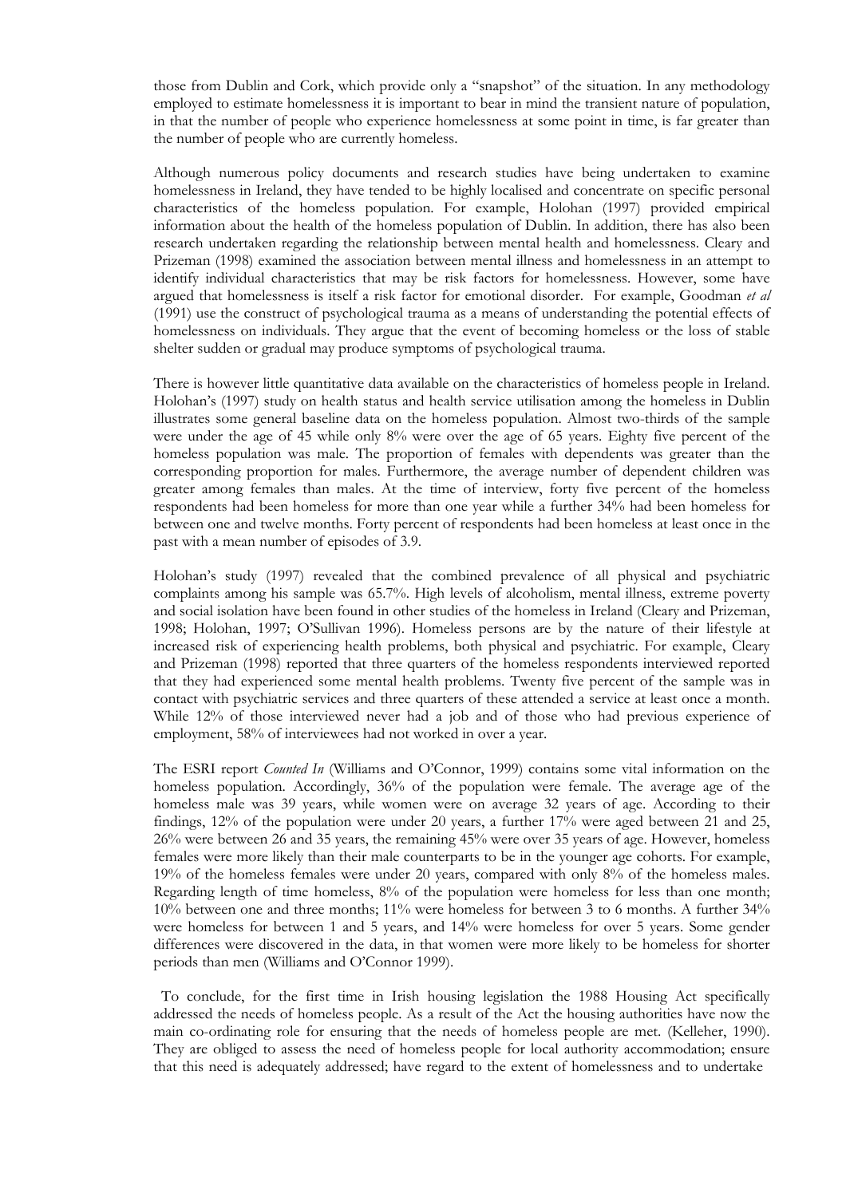those from Dublin and Cork, which provide only a "snapshot" of the situation. In any methodology employed to estimate homelessness it is important to bear in mind the transient nature of population, in that the number of people who experience homelessness at some point in time, is far greater than the number of people who are currently homeless.

Although numerous policy documents and research studies have being undertaken to examine homelessness in Ireland, they have tended to be highly localised and concentrate on specific personal characteristics of the homeless population. For example, Holohan (1997) provided empirical information about the health of the homeless population of Dublin. In addition, there has also been research undertaken regarding the relationship between mental health and homelessness. Cleary and Prizeman (1998) examined the association between mental illness and homelessness in an attempt to identify individual characteristics that may be risk factors for homelessness. However, some have argued that homelessness is itself a risk factor for emotional disorder. For example, Goodman *et al* (1991) use the construct of psychological trauma as a means of understanding the potential effects of homelessness on individuals. They argue that the event of becoming homeless or the loss of stable shelter sudden or gradual may produce symptoms of psychological trauma.

There is however little quantitative data available on the characteristics of homeless people in Ireland. Holohan's (1997) study on health status and health service utilisation among the homeless in Dublin illustrates some general baseline data on the homeless population. Almost two-thirds of the sample were under the age of 45 while only 8% were over the age of 65 years. Eighty five percent of the homeless population was male. The proportion of females with dependents was greater than the corresponding proportion for males. Furthermore, the average number of dependent children was greater among females than males. At the time of interview, forty five percent of the homeless respondents had been homeless for more than one year while a further 34% had been homeless for between one and twelve months. Forty percent of respondents had been homeless at least once in the past with a mean number of episodes of 3.9.

Holohan's study (1997) revealed that the combined prevalence of all physical and psychiatric complaints among his sample was 65.7%. High levels of alcoholism, mental illness, extreme poverty and social isolation have been found in other studies of the homeless in Ireland (Cleary and Prizeman, 1998; Holohan, 1997; O'Sullivan 1996). Homeless persons are by the nature of their lifestyle at increased risk of experiencing health problems, both physical and psychiatric. For example, Cleary and Prizeman (1998) reported that three quarters of the homeless respondents interviewed reported that they had experienced some mental health problems. Twenty five percent of the sample was in contact with psychiatric services and three quarters of these attended a service at least once a month. While 12% of those interviewed never had a job and of those who had previous experience of employment, 58% of interviewees had not worked in over a year.

The ESRI report *Counted In* (Williams and O'Connor, 1999) contains some vital information on the homeless population. Accordingly, 36% of the population were female. The average age of the homeless male was 39 years, while women were on average 32 years of age. According to their findings, 12% of the population were under 20 years, a further 17% were aged between 21 and 25, 26% were between 26 and 35 years, the remaining 45% were over 35 years of age. However, homeless females were more likely than their male counterparts to be in the younger age cohorts. For example, 19% of the homeless females were under 20 years, compared with only 8% of the homeless males. Regarding length of time homeless, 8% of the population were homeless for less than one month; 10% between one and three months; 11% were homeless for between 3 to 6 months. A further 34% were homeless for between 1 and 5 years, and 14% were homeless for over 5 years. Some gender differences were discovered in the data, in that women were more likely to be homeless for shorter periods than men (Williams and O'Connor 1999).

To conclude, for the first time in Irish housing legislation the 1988 Housing Act specifically addressed the needs of homeless people. As a result of the Act the housing authorities have now the main co-ordinating role for ensuring that the needs of homeless people are met. (Kelleher, 1990). They are obliged to assess the need of homeless people for local authority accommodation; ensure that this need is adequately addressed; have regard to the extent of homelessness and to undertake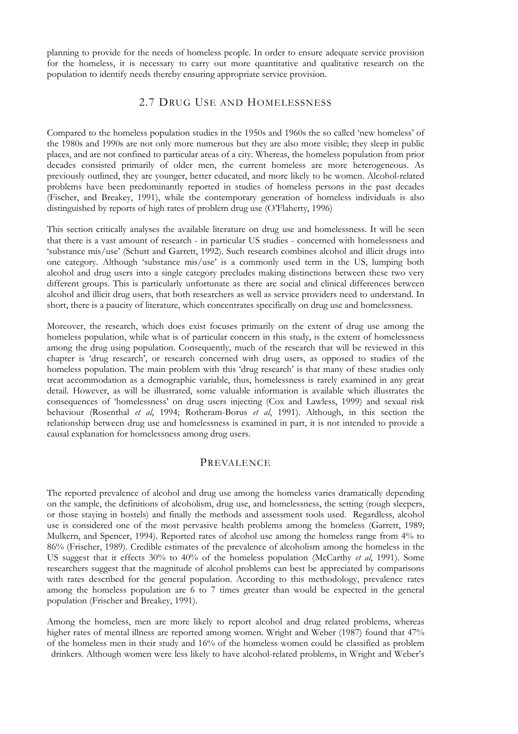planning to provide for the needs of homeless people. In order to ensure adequate service provision for the homeless, it is necessary to carry out more quantitative and qualitative research on the population to identify needs thereby ensuring appropriate service provision.

## 2.7 Drug Use and Homelessness

Compared to the homeless population studies in the 1950s and 1960s the so called 'new homeless' of the 1980s and 1990s are not only more numerous but they are also more visible; they sleep in public places, and are not confined to particular areas of a city. Whereas, the homeless population from prior decades consisted primarily of older men, the current homeless are more heterogeneous. As previously outlined, they are younger, better educated, and more likely to be women. Alcohol-related problems have been predominantly reported in studies of homeless persons in the past decades (Fischer, and Breakey, 1991), while the contemporary generation of homeless individuals is also distinguished by reports of high rates of problem drug use (O'Flaherty, 1996)

This section critically analyses the available literature on drug use and homelessness. It will be seen that there is a vast amount of research - in particular US studies - concerned with homelessness and 'substance mis/use' (Schutt and Garrett, 1992). Such research combines alcohol and illicit drugs into one category. Although 'substance mis/use' is a commonly used term in the US, lumping both alcohol and drug users into a single category precludes making distinctions between these two very different groups. This is particularly unfortunate as there are social and clinical differences between alcohol and illicit drug users, that both researchers as well as service providers need to understand. In short, there is a paucity of literature, which concentrates specifically on drug use and homelessness.

Moreover, the research, which does exist focuses primarily on the extent of drug use among the homeless population, while what is of particular concern in this study, is the extent of homelessness among the drug using population. Consequently, much of the research that will be reviewed in this chapter is 'drug research', or research concerned with drug users, as opposed to studies of the homeless population. The main problem with this 'drug research' is that many of these studies only treat accommodation as a demographic variable, thus, homelessness is rarely examined in any great detail. However, as will be illustrated, some valuable information is available which illustrates the consequences of 'homelessness' on drug users injecting (Cox and Lawless, 1999) and sexual risk behaviour (Rosenthal *et al*, 1994; Rotheram-Borus *et al*, 1991). Although, in this section the relationship between drug use and homelessness is examined in part, it is not intended to provide a causal explanation for homelessness among drug users.

### Prevalence

The reported prevalence of alcohol and drug use among the homeless varies dramatically depending on the sample, the definitions of alcoholism, drug use, and homelessness, the setting (rough sleepers, or those staying in hostels) and finally the methods and assessment tools used. Regardless, alcohol use is considered one of the most pervasive health problems among the homeless (Garrett, 1989; Mulkern, and Spencer, 1994). Reported rates of alcohol use among the homeless range from 4% to 86% (Frischer, 1989). Credible estimates of the prevalence of alcoholism among the homeless in the US suggest that it effects 30% to 40% of the homeless population (McCarthy *et al*, 1991). Some researchers suggest that the magnitude of alcohol problems can best be appreciated by comparisons with rates described for the general population. According to this methodology, prevalence rates among the homeless population are 6 to 7 times greater than would be expected in the general population (Frischer and Breakey, 1991).

Among the homeless, men are more likely to report alcohol and drug related problems, whereas higher rates of mental illness are reported among women. Wright and Weber (1987) found that 47% of the homeless men in their study and 16% of the homeless women could be classified as problem drinkers. Although women were less likely to have alcohol-related problems, in Wright and Weber's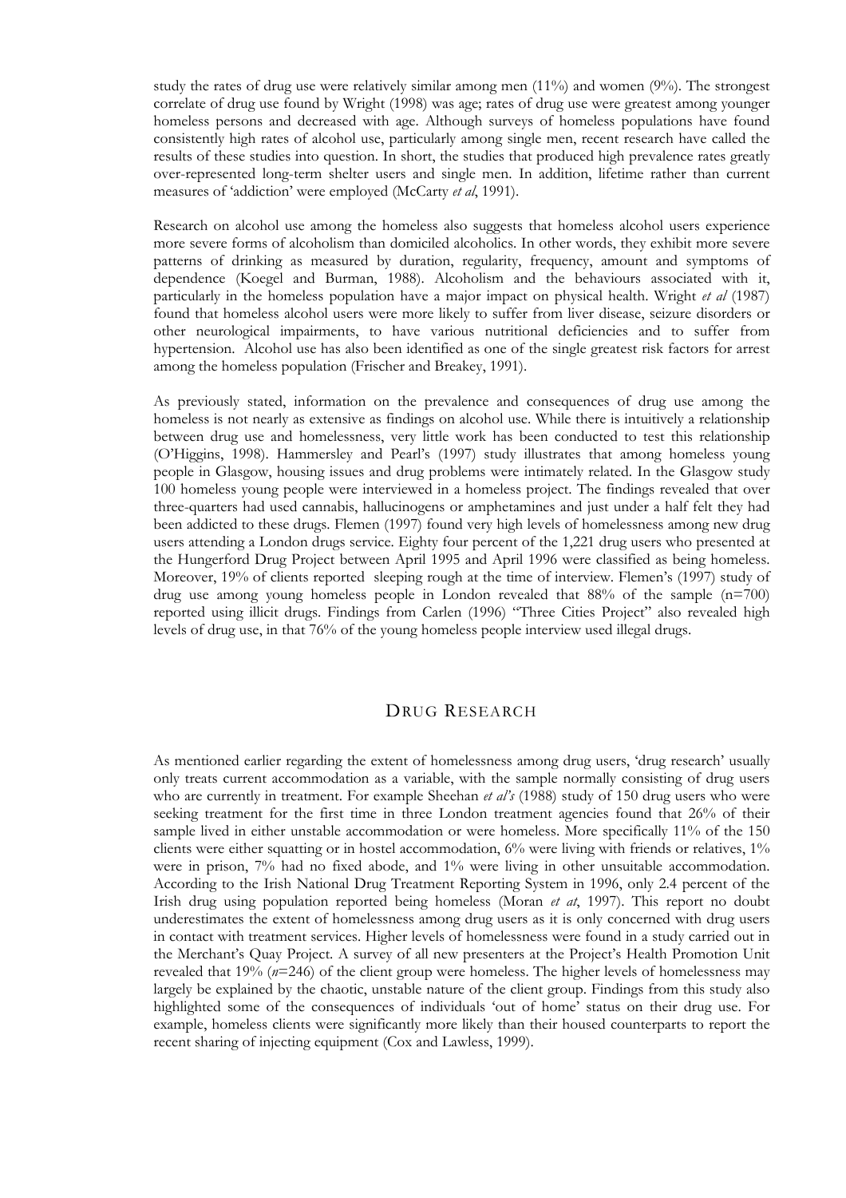study the rates of drug use were relatively similar among men (11%) and women (9%). The strongest correlate of drug use found by Wright (1998) was age; rates of drug use were greatest among younger homeless persons and decreased with age. Although surveys of homeless populations have found consistently high rates of alcohol use, particularly among single men, recent research have called the results of these studies into question. In short, the studies that produced high prevalence rates greatly over-represented long-term shelter users and single men. In addition, lifetime rather than current measures of 'addiction' were employed (McCarty *et al*, 1991).

Research on alcohol use among the homeless also suggests that homeless alcohol users experience more severe forms of alcoholism than domiciled alcoholics. In other words, they exhibit more severe patterns of drinking as measured by duration, regularity, frequency, amount and symptoms of dependence (Koegel and Burman, 1988). Alcoholism and the behaviours associated with it, particularly in the homeless population have a major impact on physical health. Wright *et al* (1987) found that homeless alcohol users were more likely to suffer from liver disease, seizure disorders or other neurological impairments, to have various nutritional deficiencies and to suffer from hypertension. Alcohol use has also been identified as one of the single greatest risk factors for arrest among the homeless population (Frischer and Breakey, 1991).

As previously stated, information on the prevalence and consequences of drug use among the homeless is not nearly as extensive as findings on alcohol use. While there is intuitively a relationship between drug use and homelessness, very little work has been conducted to test this relationship (O'Higgins, 1998). Hammersley and Pearl's (1997) study illustrates that among homeless young people in Glasgow, housing issues and drug problems were intimately related. In the Glasgow study 100 homeless young people were interviewed in a homeless project. The findings revealed that over three-quarters had used cannabis, hallucinogens or amphetamines and just under a half felt they had been addicted to these drugs. Flemen (1997) found very high levels of homelessness among new drug users attending a London drugs service. Eighty four percent of the 1,221 drug users who presented at the Hungerford Drug Project between April 1995 and April 1996 were classified as being homeless. Moreover, 19% of clients reported sleeping rough at the time of interview. Flemen's (1997) study of drug use among young homeless people in London revealed that 88% of the sample (n=700) reported using illicit drugs. Findings from Carlen (1996) "Three Cities Project" also revealed high levels of drug use, in that 76% of the young homeless people interview used illegal drugs.

## Drug Research

As mentioned earlier regarding the extent of homelessness among drug users, 'drug research' usually only treats current accommodation as a variable, with the sample normally consisting of drug users who are currently in treatment. For example Sheehan *et al's* (1988) study of 150 drug users who were seeking treatment for the first time in three London treatment agencies found that 26% of their sample lived in either unstable accommodation or were homeless. More specifically 11% of the 150 clients were either squatting or in hostel accommodation, 6% were living with friends or relatives, 1% were in prison, 7% had no fixed abode, and 1% were living in other unsuitable accommodation. According to the Irish National Drug Treatment Reporting System in 1996, only 2.4 percent of the Irish drug using population reported being homeless (Moran *et at*, 1997). This report no doubt underestimates the extent of homelessness among drug users as it is only concerned with drug users in contact with treatment services. Higher levels of homelessness were found in a study carried out in the Merchant's Quay Project. A survey of all new presenters at the Project's Health Promotion Unit revealed that 19% (*n*=246) of the client group were homeless. The higher levels of homelessness may largely be explained by the chaotic, unstable nature of the client group. Findings from this study also highlighted some of the consequences of individuals 'out of home' status on their drug use. For example, homeless clients were significantly more likely than their housed counterparts to report the recent sharing of injecting equipment (Cox and Lawless, 1999).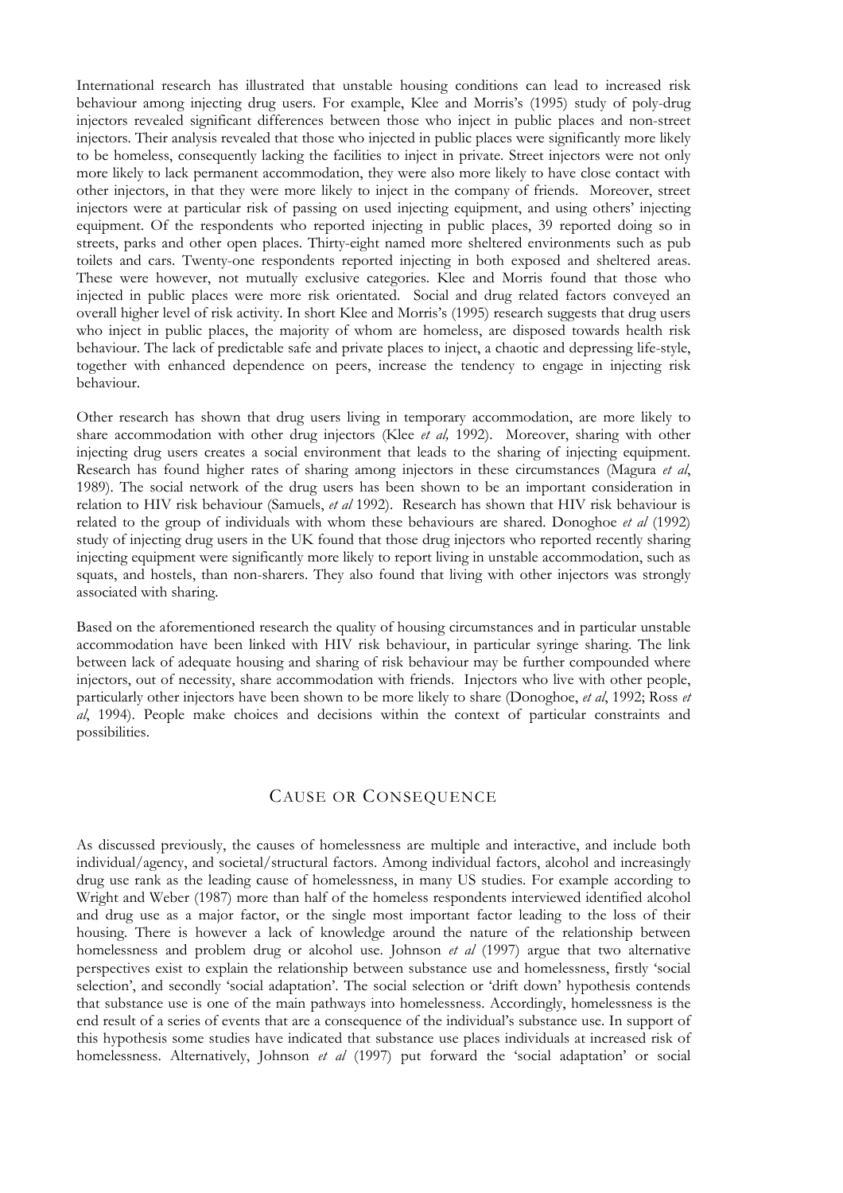International research has illustrated that unstable housing conditions can lead to increased risk behaviour among injecting drug users. For example, Klee and Morris's (1995) study of poly-drug injectors revealed significant differences between those who inject in public places and non-street injectors. Their analysis revealed that those who injected in public places were significantly more likely to be homeless, consequently lacking the facilities to inject in private. Street injectors were not only more likely to lack permanent accommodation, they were also more likely to have close contact with other injectors, in that they were more likely to inject in the company of friends. Moreover, street injectors were at particular risk of passing on used injecting equipment, and using others' injecting equipment. Of the respondents who reported injecting in public places, 39 reported doing so in streets, parks and other open places. Thirty-eight named more sheltered environments such as pub toilets and cars. Twenty-one respondents reported injecting in both exposed and sheltered areas. These were however, not mutually exclusive categories. Klee and Morris found that those who injected in public places were more risk orientated. Social and drug related factors conveyed an overall higher level of risk activity. In short Klee and Morris's (1995) research suggests that drug users who inject in public places, the majority of whom are homeless, are disposed towards health risk behaviour. The lack of predictable safe and private places to inject, a chaotic and depressing life-style, together with enhanced dependence on peers, increase the tendency to engage in injecting risk behaviour.

Other research has shown that drug users living in temporary accommodation, are more likely to share accommodation with other drug injectors (Klee *et al,* 1992). Moreover, sharing with other injecting drug users creates a social environment that leads to the sharing of injecting equipment. Research has found higher rates of sharing among injectors in these circumstances (Magura *et al*, 1989). The social network of the drug users has been shown to be an important consideration in relation to HIV risk behaviour (Samuels, *et al* 1992). Research has shown that HIV risk behaviour is related to the group of individuals with whom these behaviours are shared. Donoghoe *et al* (1992) study of injecting drug users in the UK found that those drug injectors who reported recently sharing injecting equipment were significantly more likely to report living in unstable accommodation, such as squats, and hostels, than non-sharers. They also found that living with other injectors was strongly associated with sharing.

Based on the aforementioned research the quality of housing circumstances and in particular unstable accommodation have been linked with HIV risk behaviour, in particular syringe sharing. The link between lack of adequate housing and sharing of risk behaviour may be further compounded where injectors, out of necessity, share accommodation with friends. Injectors who live with other people, particularly other injectors have been shown to be more likely to share (Donoghoe, *et al*, 1992; Ross *et al*, 1994). People make choices and decisions within the context of particular constraints and possibilities.

## Cause or Consequence

As discussed previously, the causes of homelessness are multiple and interactive, and include both individual/agency, and societal/structural factors. Among individual factors, alcohol and increasingly drug use rank as the leading cause of homelessness, in many US studies. For example according to Wright and Weber (1987) more than half of the homeless respondents interviewed identified alcohol and drug use as a major factor, or the single most important factor leading to the loss of their housing. There is however a lack of knowledge around the nature of the relationship between homelessness and problem drug or alcohol use. Johnson *et al* (1997) argue that two alternative perspectives exist to explain the relationship between substance use and homelessness, firstly 'social selection', and secondly 'social adaptation'. The social selection or 'drift down' hypothesis contends that substance use is one of the main pathways into homelessness. Accordingly, homelessness is the end result of a series of events that are a consequence of the individual's substance use. In support of this hypothesis some studies have indicated that substance use places individuals at increased risk of homelessness. Alternatively, Johnson *et al* (1997) put forward the 'social adaptation' or social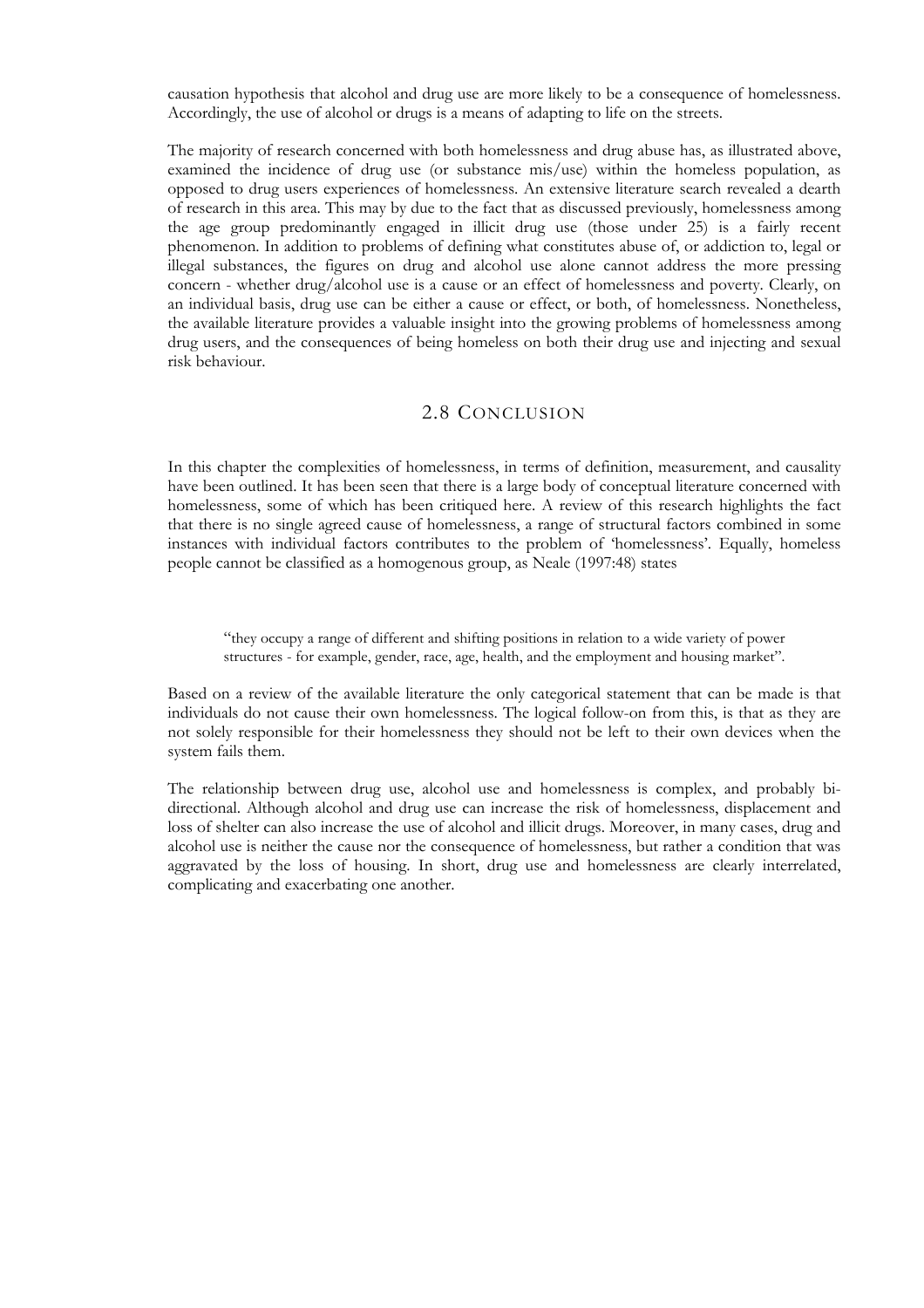causation hypothesis that alcohol and drug use are more likely to be a consequence of homelessness. Accordingly, the use of alcohol or drugs is a means of adapting to life on the streets.

The majority of research concerned with both homelessness and drug abuse has, as illustrated above, examined the incidence of drug use (or substance mis/use) within the homeless population, as opposed to drug users experiences of homelessness. An extensive literature search revealed a dearth of research in this area. This may by due to the fact that as discussed previously, homelessness among the age group predominantly engaged in illicit drug use (those under 25) is a fairly recent phenomenon. In addition to problems of defining what constitutes abuse of, or addiction to, legal or illegal substances, the figures on drug and alcohol use alone cannot address the more pressing concern - whether drug/alcohol use is a cause or an effect of homelessness and poverty. Clearly, on an individual basis, drug use can be either a cause or effect, or both, of homelessness. Nonetheless, the available literature provides a valuable insight into the growing problems of homelessness among drug users, and the consequences of being homeless on both their drug use and injecting and sexual risk behaviour.

## 2.8 Conclusion

In this chapter the complexities of homelessness, in terms of definition, measurement, and causality have been outlined. It has been seen that there is a large body of conceptual literature concerned with homelessness, some of which has been critiqued here. A review of this research highlights the fact that there is no single agreed cause of homelessness, a range of structural factors combined in some instances with individual factors contributes to the problem of 'homelessness'. Equally, homeless people cannot be classified as a homogenous group, as Neale (1997:48) states

> "they occupy a range of different and shifting positions in relation to a wide variety of power structures - for example, gender, race, age, health, and the employment and housing market".

Based on a review of the available literature the only categorical statement that can be made is that individuals do not cause their own homelessness. The logical follow-on from this, is that as they are not solely responsible for their homelessness they should not be left to their own devices when the system fails them.

The relationship between drug use, alcohol use and homelessness is complex, and probably bi-directional. Although alcohol and drug use can increase the risk of homelessness, displacement and loss of shelter can also increase the use of alcohol and illicit drugs. Moreover, in many cases, drug and alcohol use is neither the cause nor the consequence of homelessness, but rather a condition that was aggravated by the loss of housing. In short, drug use and homelessness are clearly interrelated, complicating and exacerbating one another.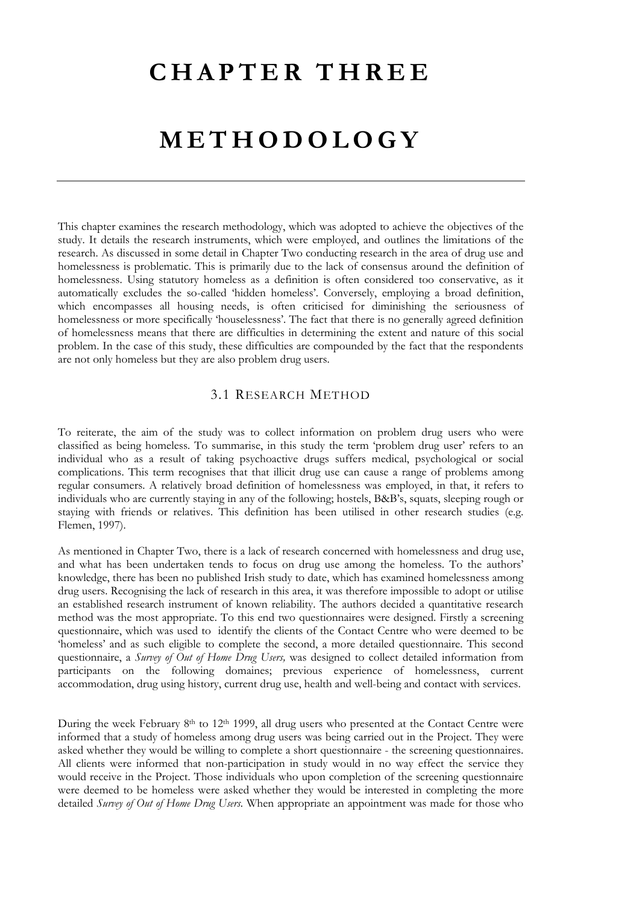# CHAPTER THREE

# METHODOLOGY

---

This chapter examines the research methodology, which was adopted to achieve the objectives of the study. It details the research instruments, which were employed, and outlines the limitations of the research. As discussed in some detail in Chapter Two conducting research in the area of drug use and homelessness is problematic. This is primarily due to the lack of consensus around the definition of homelessness. Using statutory homeless as a definition is often considered too conservative, as it automatically excludes the so-called 'hidden homeless'. Conversely, employing a broad definition, which encompasses all housing needs, is often criticised for diminishing the seriousness of homelessness or more specifically 'houselessness'. The fact that there is no generally agreed definition of homelessness means that there are difficulties in determining the extent and nature of this social problem. In the case of this study, these difficulties are compounded by the fact that the respondents are not only homeless but they are also problem drug users.

## 3.1 Research Method

To reiterate, the aim of the study was to collect information on problem drug users who were classified as being homeless. To summarise, in this study the term 'problem drug user' refers to an individual who as a result of taking psychoactive drugs suffers medical, psychological or social complications. This term recognises that that illicit drug use can cause a range of problems among regular consumers. A relatively broad definition of homelessness was employed, in that, it refers to individuals who are currently staying in any of the following; hostels, B&B's, squats, sleeping rough or staying with friends or relatives. This definition has been utilised in other research studies (e.g. Flemen, 1997).

As mentioned in Chapter Two, there is a lack of research concerned with homelessness and drug use, and what has been undertaken tends to focus on drug use among the homeless. To the authors' knowledge, there has been no published Irish study to date, which has examined homelessness among drug users. Recognising the lack of research in this area, it was therefore impossible to adopt or utilise an established research instrument of known reliability. The authors decided a quantitative research method was the most appropriate. To this end two questionnaires were designed. Firstly a screening questionnaire, which was used to identify the clients of the Contact Centre who were deemed to be 'homeless' and as such eligible to complete the second, a more detailed questionnaire. This second questionnaire, a *Survey of Out of Home Drug Users,* was designed to collect detailed information from participants on the following domaines; previous experience of homelessness, current accommodation, drug using history, current drug use, health and well-being and contact with services.

During the week February 8th to 12th 1999, all drug users who presented at the Contact Centre were informed that a study of homeless among drug users was being carried out in the Project. They were asked whether they would be willing to complete a short questionnaire - the screening questionnaires. All clients were informed that non-participation in study would in no way effect the service they would receive in the Project. Those individuals who upon completion of the screening questionnaire were deemed to be homeless were asked whether they would be interested in completing the more detailed *Survey of Out of Home Drug Users*. When appropriate an appointment was made for those who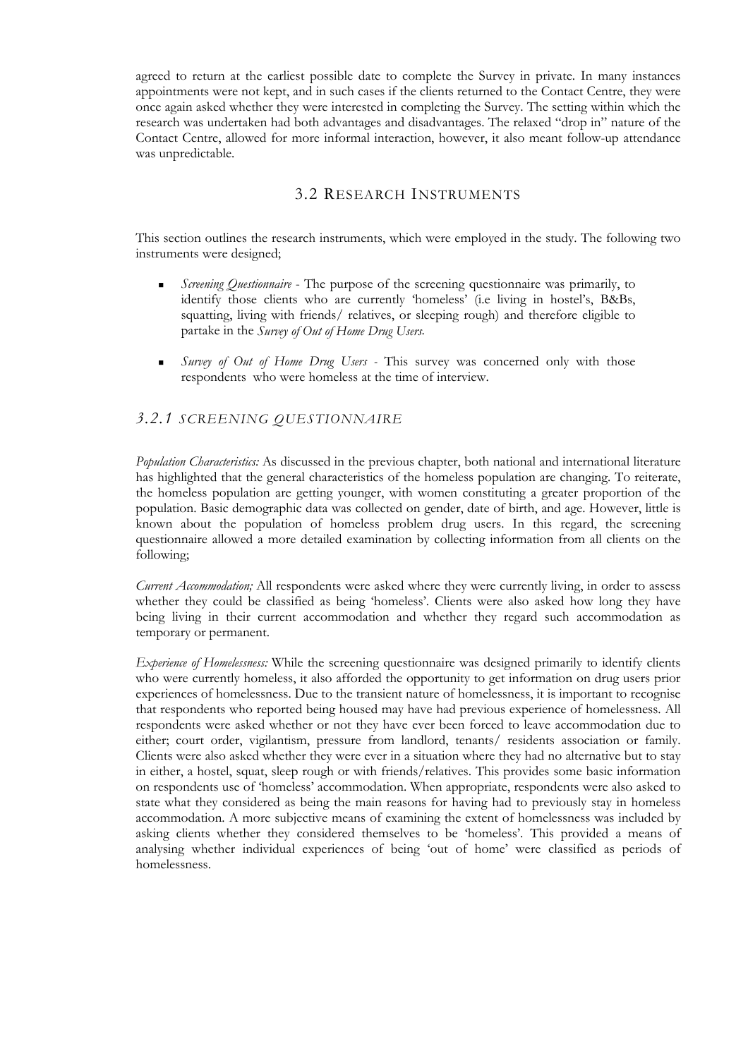agreed to return at the earliest possible date to complete the Survey in private. In many instances appointments were not kept, and in such cases if the clients returned to the Contact Centre, they were once again asked whether they were interested in completing the Survey. The setting within which the research was undertaken had both advantages and disadvantages. The relaxed "drop in" nature of the Contact Centre, allowed for more informal interaction, however, it also meant follow-up attendance was unpredictable.

## 3.2 RESEARCH INSTRUMENTS

This section outlines the research instruments, which were employed in the study. The following two instruments were designed;

- *Screening Questionnaire* - The purpose of the screening questionnaire was primarily, to identify those clients who are currently 'homeless' (i.e living in hostel's, B&Bs, squatting, living with friends/ relatives, or sleeping rough) and therefore eligible to partake in the *Survey of Out of Home Drug Users.*
- *Survey of Out of Home Drug Users* - This survey was concerned only with those respondents who were homeless at the time of interview.

### *3.2.1 SCREENING QUESTIONNAIRE*

*Population Characteristics:* As discussed in the previous chapter, both national and international literature has highlighted that the general characteristics of the homeless population are changing. To reiterate, the homeless population are getting younger, with women constituting a greater proportion of the population. Basic demographic data was collected on gender, date of birth, and age. However, little is known about the population of homeless problem drug users. In this regard, the screening questionnaire allowed a more detailed examination by collecting information from all clients on the following;

*Current Accommodation;* All respondents were asked where they were currently living, in order to assess whether they could be classified as being 'homeless'. Clients were also asked how long they have being living in their current accommodation and whether they regard such accommodation as temporary or permanent.

*Experience of Homelessness:* While the screening questionnaire was designed primarily to identify clients who were currently homeless, it also afforded the opportunity to get information on drug users prior experiences of homelessness. Due to the transient nature of homelessness, it is important to recognise that respondents who reported being housed may have had previous experience of homelessness. All respondents were asked whether or not they have ever been forced to leave accommodation due to either; court order, vigilantism, pressure from landlord, tenants/ residents association or family. Clients were also asked whether they were ever in a situation where they had no alternative but to stay in either, a hostel, squat, sleep rough or with friends/relatives. This provides some basic information on respondents use of 'homeless' accommodation. When appropriate, respondents were also asked to state what they considered as being the main reasons for having had to previously stay in homeless accommodation. A more subjective means of examining the extent of homelessness was included by asking clients whether they considered themselves to be 'homeless'. This provided a means of analysing whether individual experiences of being 'out of home' were classified as periods of homelessness.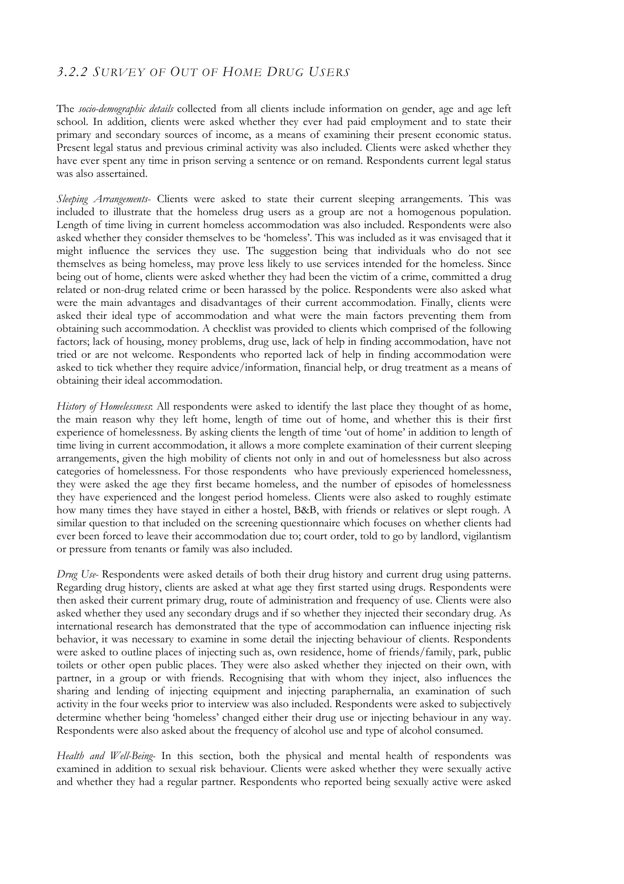### *3.2.2 Survey of Out of Home Drug Users*

The *socio-demographic details* collected from all clients include information on gender, age and age left school. In addition, clients were asked whether they ever had paid employment and to state their primary and secondary sources of income, as a means of examining their present economic status. Present legal status and previous criminal activity was also included. Clients were asked whether they have ever spent any time in prison serving a sentence or on remand. Respondents current legal status was also assertained.

*Sleeping Arrangements*- Clients were asked to state their current sleeping arrangements. This was included to illustrate that the homeless drug users as a group are not a homogenous population. Length of time living in current homeless accommodation was also included. Respondents were also asked whether they consider themselves to be 'homeless'. This was included as it was envisaged that it might influence the services they use. The suggestion being that individuals who do not see themselves as being homeless, may prove less likely to use services intended for the homeless. Since being out of home, clients were asked whether they had been the victim of a crime, committed a drug related or non-drug related crime or been harassed by the police. Respondents were also asked what were the main advantages and disadvantages of their current accommodation. Finally, clients were asked their ideal type of accommodation and what were the main factors preventing them from obtaining such accommodation. A checklist was provided to clients which comprised of the following factors; lack of housing, money problems, drug use, lack of help in finding accommodation, have not tried or are not welcome. Respondents who reported lack of help in finding accommodation were asked to tick whether they require advice/information, financial help, or drug treatment as a means of obtaining their ideal accommodation.

*History of Homelessness*: All respondents were asked to identify the last place they thought of as home, the main reason why they left home, length of time out of home, and whether this is their first experience of homelessness. By asking clients the length of time 'out of home' in addition to length of time living in current accommodation, it allows a more complete examination of their current sleeping arrangements, given the high mobility of clients not only in and out of homelessness but also across categories of homelessness. For those respondents who have previously experienced homelessness, they were asked the age they first became homeless, and the number of episodes of homelessness they have experienced and the longest period homeless. Clients were also asked to roughly estimate how many times they have stayed in either a hostel, B&B, with friends or relatives or slept rough. A similar question to that included on the screening questionnaire which focuses on whether clients had ever been forced to leave their accommodation due to; court order, told to go by landlord, vigilantism or pressure from tenants or family was also included.

*Drug Use*- Respondents were asked details of both their drug history and current drug using patterns. Regarding drug history, clients are asked at what age they first started using drugs. Respondents were then asked their current primary drug, route of administration and frequency of use. Clients were also asked whether they used any secondary drugs and if so whether they injected their secondary drug. As international research has demonstrated that the type of accommodation can influence injecting risk behavior, it was necessary to examine in some detail the injecting behaviour of clients. Respondents were asked to outline places of injecting such as, own residence, home of friends/family, park, public toilets or other open public places. They were also asked whether they injected on their own, with partner, in a group or with friends. Recognising that with whom they inject, also influences the sharing and lending of injecting equipment and injecting paraphernalia, an examination of such activity in the four weeks prior to interview was also included. Respondents were asked to subjectively determine whether being 'homeless' changed either their drug use or injecting behaviour in any way. Respondents were also asked about the frequency of alcohol use and type of alcohol consumed.

*Health and Well-Being*- In this section, both the physical and mental health of respondents was examined in addition to sexual risk behaviour. Clients were asked whether they were sexually active and whether they had a regular partner. Respondents who reported being sexually active were asked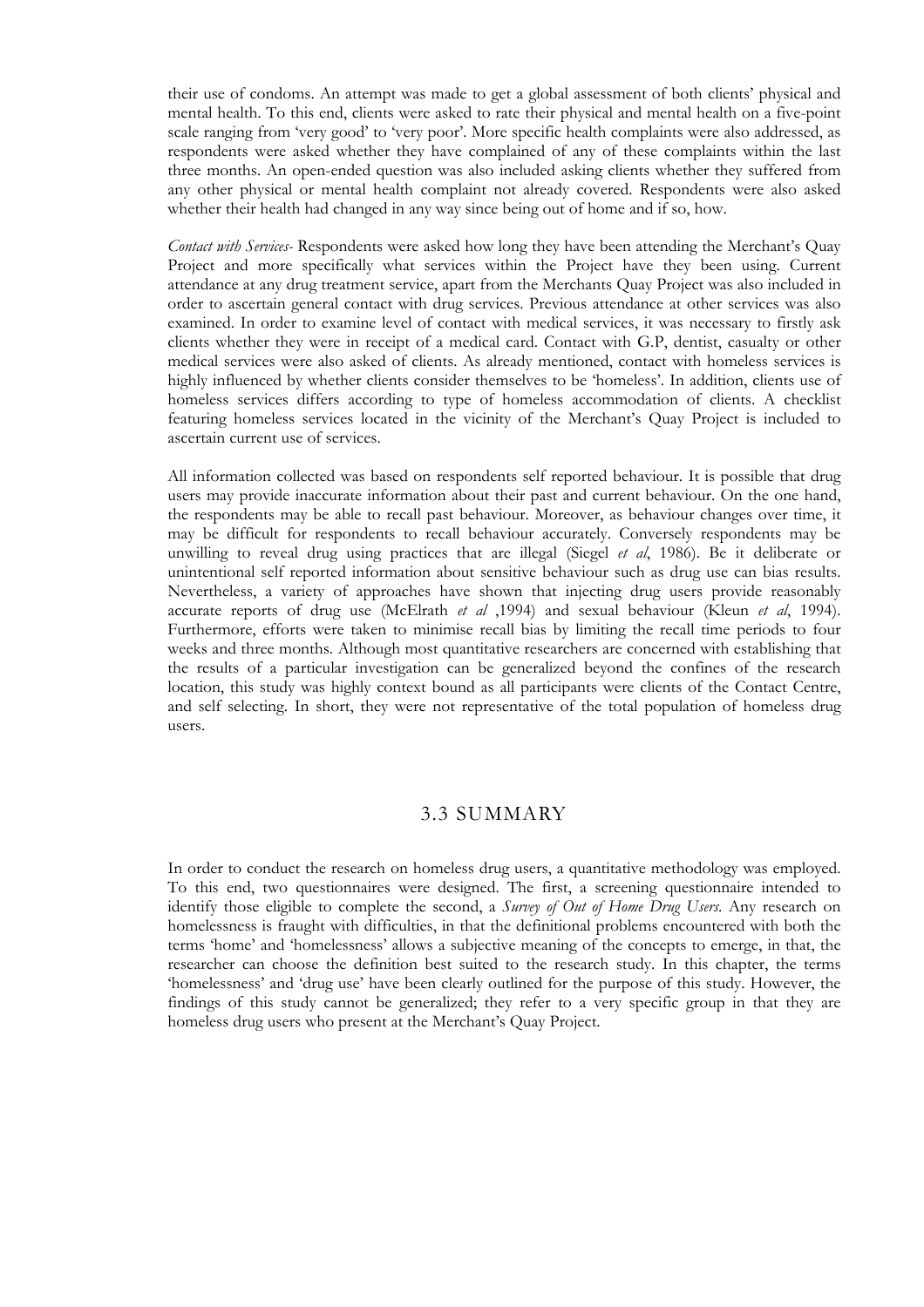their use of condoms. An attempt was made to get a global assessment of both clients' physical and mental health. To this end, clients were asked to rate their physical and mental health on a five-point scale ranging from 'very good' to 'very poor'. More specific health complaints were also addressed, as respondents were asked whether they have complained of any of these complaints within the last three months. An open-ended question was also included asking clients whether they suffered from any other physical or mental health complaint not already covered. Respondents were also asked whether their health had changed in any way since being out of home and if so, how.

*Contact with Services-* Respondents were asked how long they have been attending the Merchant's Quay Project and more specifically what services within the Project have they been using. Current attendance at any drug treatment service, apart from the Merchants Quay Project was also included in order to ascertain general contact with drug services. Previous attendance at other services was also examined. In order to examine level of contact with medical services, it was necessary to firstly ask clients whether they were in receipt of a medical card. Contact with G.P, dentist, casualty or other medical services were also asked of clients. As already mentioned, contact with homeless services is highly influenced by whether clients consider themselves to be 'homeless'. In addition, clients use of homeless services differs according to type of homeless accommodation of clients. A checklist featuring homeless services located in the vicinity of the Merchant's Quay Project is included to ascertain current use of services.

All information collected was based on respondents self reported behaviour. It is possible that drug users may provide inaccurate information about their past and current behaviour. On the one hand, the respondents may be able to recall past behaviour. Moreover, as behaviour changes over time, it may be difficult for respondents to recall behaviour accurately. Conversely respondents may be unwilling to reveal drug using practices that are illegal (Siegel *et al*, 1986). Be it deliberate or unintentional self reported information about sensitive behaviour such as drug use can bias results. Nevertheless, a variety of approaches have shown that injecting drug users provide reasonably accurate reports of drug use (McElrath *et al* ,1994) and sexual behaviour (Kleun *et al*, 1994). Furthermore, efforts were taken to minimise recall bias by limiting the recall time periods to four weeks and three months. Although most quantitative researchers are concerned with establishing that the results of a particular investigation can be generalized beyond the confines of the research location, this study was highly context bound as all participants were clients of the Contact Centre, and self selecting. In short, they were not representative of the total population of homeless drug users.

## 3.3 SUMMARY

In order to conduct the research on homeless drug users, a quantitative methodology was employed. To this end, two questionnaires were designed. The first, a screening questionnaire intended to identify those eligible to complete the second, a *Survey of Out of Home Drug Users*. Any research on homelessness is fraught with difficulties, in that the definitional problems encountered with both the terms 'home' and 'homelessness' allows a subjective meaning of the concepts to emerge, in that, the researcher can choose the definition best suited to the research study. In this chapter, the terms 'homelessness' and 'drug use' have been clearly outlined for the purpose of this study. However, the findings of this study cannot be generalized; they refer to a very specific group in that they are homeless drug users who present at the Merchant's Quay Project.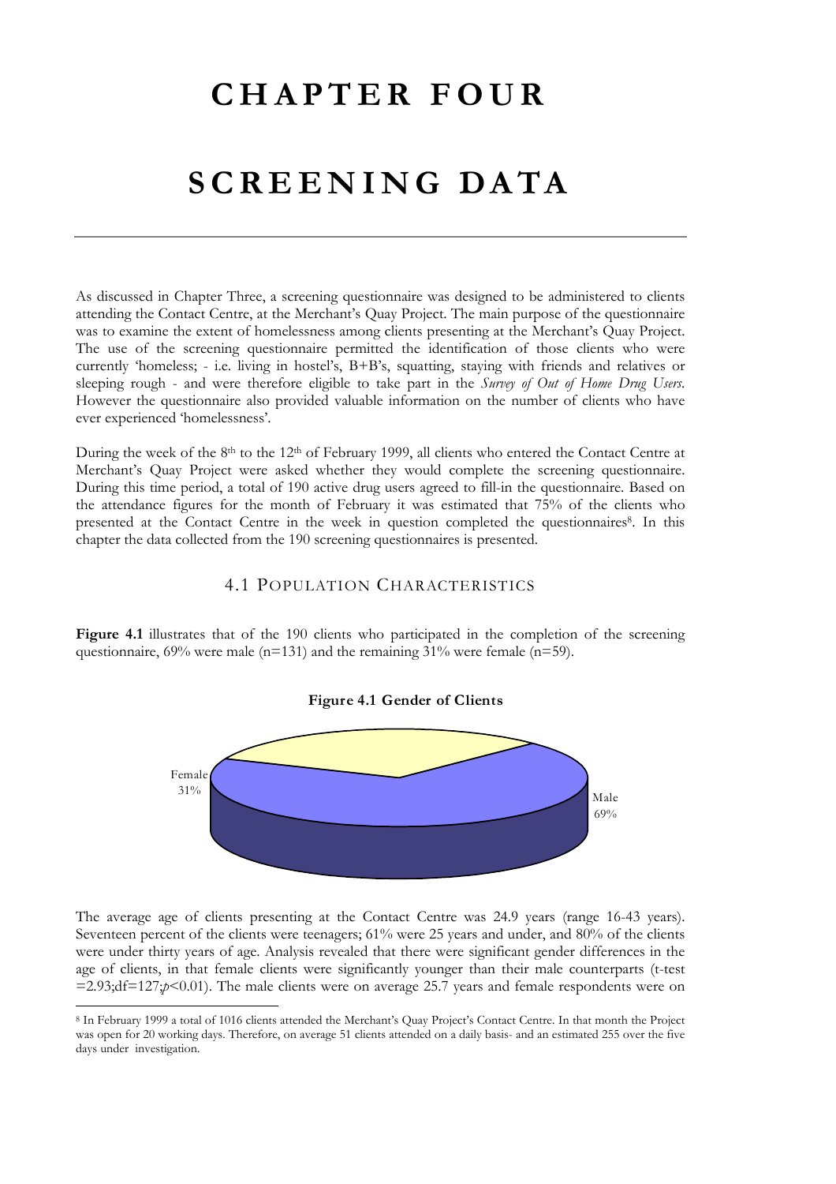# CHAPTER FOUR

# SCREENING DATA

As discussed in Chapter Three, a screening questionnaire was designed to be administered to clients attending the Contact Centre, at the Merchant's Quay Project. The main purpose of the questionnaire was to examine the extent of homelessness among clients presenting at the Merchant's Quay Project. The use of the screening questionnaire permitted the identification of those clients who were currently 'homeless; - i.e. living in hostel's, B+B's, squatting, staying with friends and relatives or sleeping rough - and were therefore eligible to take part in the *Survey of Out of Home Drug Users*. However the questionnaire also provided valuable information on the number of clients who have ever experienced 'homelessness'.

During the week of the 8th to the 12th of February 1999, all clients who entered the Contact Centre at Merchant's Quay Project were asked whether they would complete the screening questionnaire. During this time period, a total of 190 active drug users agreed to fill-in the questionnaire. Based on the attendance figures for the month of February it was estimated that 75% of the clients who presented at the Contact Centre in the week in question completed the questionnaires[8]. In this chapter the data collected from the 190 screening questionnaires is presented.

## 4.1 Population Characteristics

**Figure 4.1** illustrates that of the 190 clients who participated in the completion of the screening questionnaire, 69% were male (n=131) and the remaining 31% were female (n=59).

**Figure 4.1 Gender of Clients**

Female 31%

Male 69%

The average age of clients presenting at the Contact Centre was 24.9 years (range 16-43 years). Seventeen percent of the clients were teenagers; 61% were 25 years and under, and 80% of the clients were under thirty years of age. Analysis revealed that there were significant gender differences in the age of clients, in that female clients were significantly younger than their male counterparts (t-test =2.93;df=127;$p<0.01$). The male clients were on average 25.7 years and female respondents were on

[8] In February 1999 a total of 1016 clients attended the Merchant's Quay Project's Contact Centre. In that month the Project was open for 20 working days. Therefore, on average 51 clients attended on a daily basis- and an estimated 255 over the five days under investigation.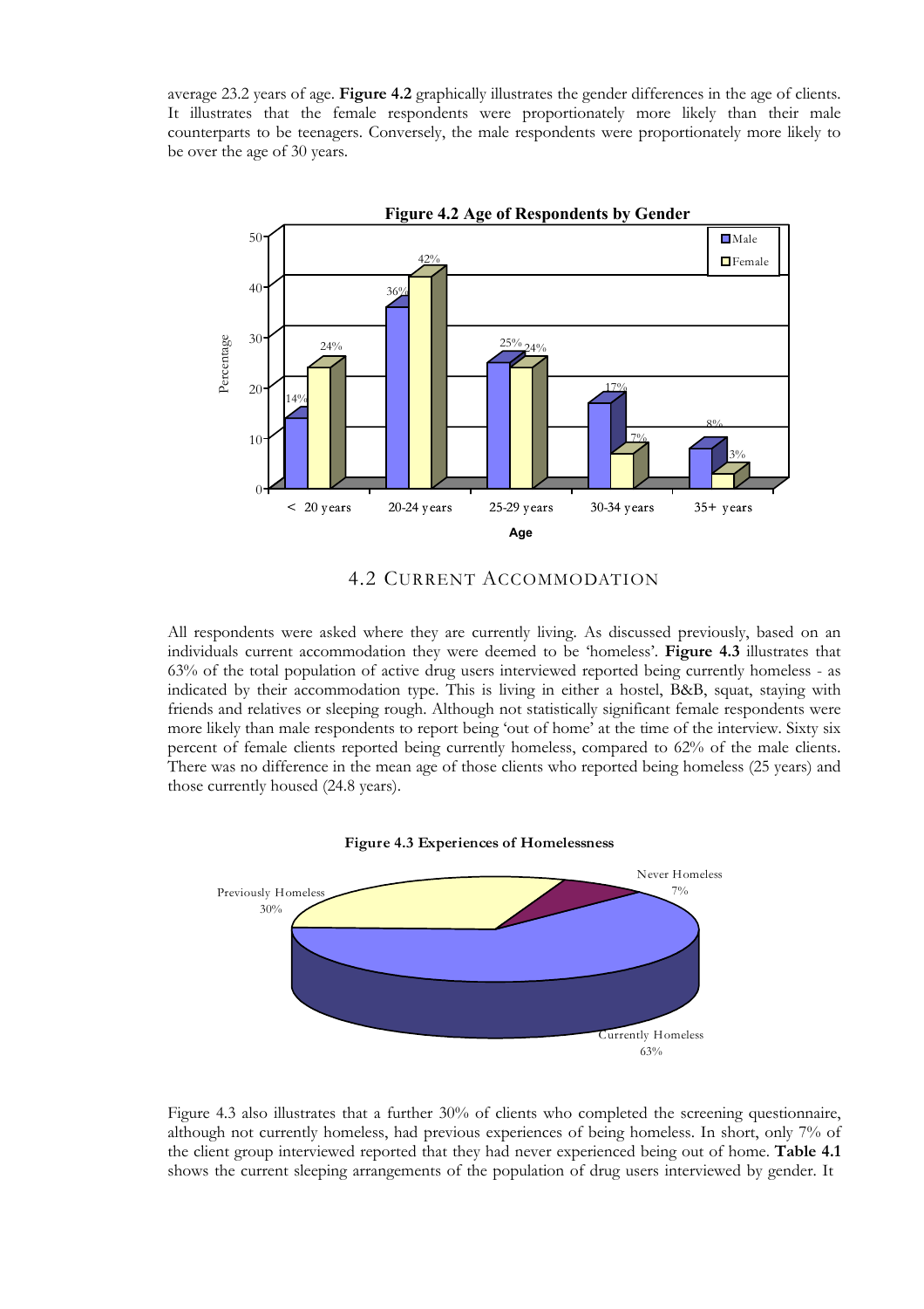average 23.2 years of age. **Figure 4.2** graphically illustrates the gender differences in the age of clients. It illustrates that the female respondents were proportionately more likely than their male counterparts to be teenagers. Conversely, the male respondents were proportionately more likely to be over the age of 30 years.

**Figure 4.2 Age of Respondents by Gender**

## 4.2 CURRENT ACCOMMODATION

All respondents were asked where they are currently living. As discussed previously, based on an individuals current accommodation they were deemed to be 'homeless'. **Figure 4.3** illustrates that 63% of the total population of active drug users interviewed reported being currently homeless - as indicated by their accommodation type. This is living in either a hostel, B&B, squat, staying with friends and relatives or sleeping rough. Although not statistically significant female respondents were more likely than male respondents to report being 'out of home' at the time of the interview. Sixty six percent of female clients reported being currently homeless, compared to 62% of the male clients. There was no difference in the mean age of those clients who reported being homeless (25 years) and those currently housed (24.8 years).

**Figure 4.3 Experiences of Homelessness**

Figure 4.3 also illustrates that a further 30% of clients who completed the screening questionnaire, although not currently homeless, had previous experiences of being homeless. In short, only 7% of the client group interviewed reported that they had never experienced being out of home. **Table 4.1** shows the current sleeping arrangements of the population of drug users interviewed by gender. It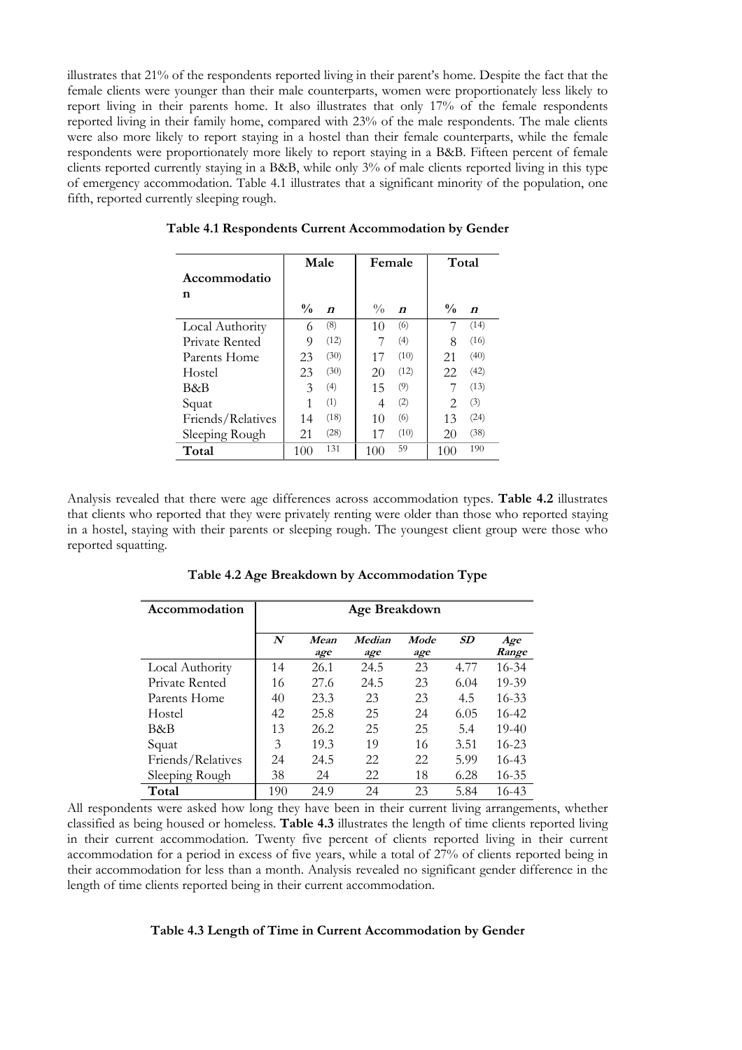illustrates that 21% of the respondents reported living in their parent's home. Despite the fact that the female clients were younger than their male counterparts, women were proportionately less likely to report living in their parents home. It also illustrates that only 17% of the female respondents reported living in their family home, compared with 23% of the male respondents. The male clients were also more likely to report staying in a hostel than their female counterparts, while the female respondents were proportionately more likely to report staying in a B&B. Fifteen percent of female clients reported currently staying in a B&B, while only 3% of male clients reported living in this type of emergency accommodation. Table 4.1 illustrates that a significant minority of the population, one fifth, reported currently sleeping rough.

**Table 4.1 Respondents Current Accommodation by Gender**

| Accommodation | Male | | Female | | Total | |
|---|---|---|---|---|---|---|
| | % | *n* | % | *n* | % | *n* |
| Local Authority | 6 | (8) | 10 | (6) | 7 | (14) |
| Private Rented | 9 | (12) | 7 | (4) | 8 | (16) |
| Parents Home | 23 | (30) | 17 | (10) | 21 | (40) |
| Hostel | 23 | (30) | 20 | (12) | 22 | (42) |
| B&B | 3 | (4) | 15 | (9) | 7 | (13) |
| Squat | 1 | (1) | 4 | (2) | 2 | (3) |
| Friends/Relatives | 14 | (18) | 10 | (6) | 13 | (24) |
| Sleeping Rough | 21 | (28) | 17 | (10) | 20 | (38) |
| **Total** | 100 | 131 | 100 | 59 | 100 | 190 |

Analysis revealed that there were age differences across accommodation types. **Table 4.2** illustrates that clients who reported that they were privately renting were older than those who reported staying in a hostel, staying with their parents or sleeping rough. The youngest client group were those who reported squatting.

**Table 4.2 Age Breakdown by Accommodation Type**

| Accommodation | Age Breakdown | | | | | |
|---|---|---|---|---|---|---|
| | ***N*** | ***Mean age*** | ***Median age*** | ***Mode age*** | ***SD*** | ***Age Range*** |
| Local Authority | 14 | 26.1 | 24.5 | 23 | 4.77 | 16-34 |
| Private Rented | 16 | 27.6 | 24.5 | 23 | 6.04 | 19-39 |
| Parents Home | 40 | 23.3 | 23 | 23 | 4.5 | 16-33 |
| Hostel | 42 | 25.8 | 25 | 24 | 6.05 | 16-42 |
| B&B | 13 | 26.2 | 25 | 25 | 5.4 | 19-40 |
| Squat | 3 | 19.3 | 19 | 16 | 3.51 | 16-23 |
| Friends/Relatives | 24 | 24.5 | 22 | 22 | 5.99 | 16-43 |
| Sleeping Rough | 38 | 24 | 22 | 18 | 6.28 | 16-35 |
| **Total** | 190 | 24.9 | 24 | 23 | 5.84 | 16-43 |

All respondents were asked how long they have been in their current living arrangements, whether classified as being housed or homeless. **Table 4.3** illustrates the length of time clients reported living in their current accommodation. Twenty five percent of clients reported living in their current accommodation for a period in excess of five years, while a total of 27% of clients reported being in their accommodation for less than a month. Analysis revealed no significant gender difference in the length of time clients reported being in their current accommodation.

**Table 4.3 Length of Time in Current Accommodation by Gender**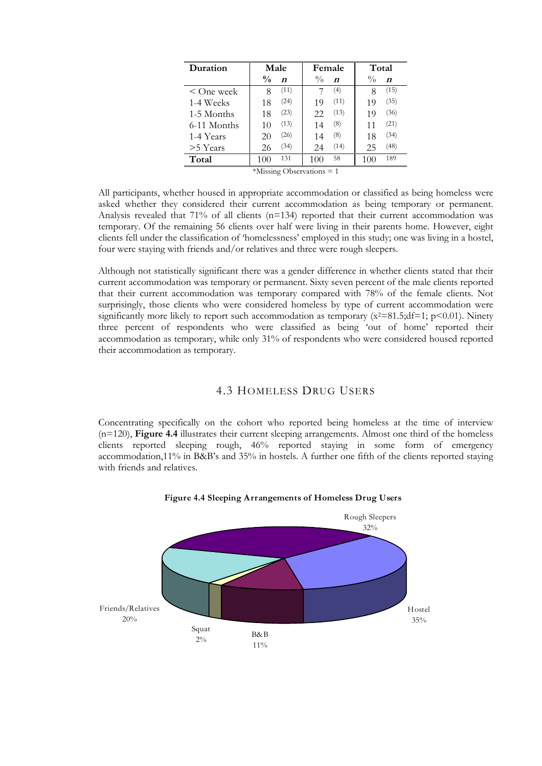| Duration | Male | | Female | | Total | |
|---|---|---|---|---|---|---|
| | % | n | % | n | % | n |
| < One week | 8 | (11) | 7 | (4) | 8 | (15) |
| 1-4 Weeks | 18 | (24) | 19 | (11) | 19 | (35) |
| 1-5 Months | 18 | (23) | 22 | (13) | 19 | (36) |
| 6-11 Months | 10 | (13) | 14 | (8) | 11 | (21) |
| 1-4 Years | 20 | (26) | 14 | (8) | 18 | (34) |
| >5 Years | 26 | (34) | 24 | (14) | 25 | (48) |
| **Total** | 100 | 131 | 100 | 58 | 100 | 189 |

*Missing Observations = 1

All participants, whether housed in appropriate accommodation or classified as being homeless were asked whether they considered their current accommodation as being temporary or permanent. Analysis revealed that 71% of all clients (n=134) reported that their current accommodation was temporary. Of the remaining 56 clients over half were living in their parents home. However, eight clients fell under the classification of 'homelessness' employed in this study; one was living in a hostel, four were staying with friends and/or relatives and three were rough sleepers.

Although not statistically significant there was a gender difference in whether clients stated that their current accommodation was temporary or permanent. Sixty seven percent of the male clients reported that their current accommodation was temporary compared with 78% of the female clients. Not surprisingly, those clients who were considered homeless by type of current accommodation were significantly more likely to report such accommodation as temporary ($x^2$=81.5;df=1; p<0.01). Ninety three percent of respondents who were classified as being 'out of home' reported their accommodation as temporary, while only 31% of respondents who were considered housed reported their accommodation as temporary.

## 4.3 Homeless Drug Users

Concentrating specifically on the cohort who reported being homeless at the time of interview (n=120), **Figure 4.4** illustrates their current sleeping arrangements. Almost one third of the homeless clients reported sleeping rough, 46% reported staying in some form of emergency accommodation,11% in B&B's and 35% in hostels. A further one fifth of the clients reported staying with friends and relatives.

**Figure 4.4 Sleeping Arrangements of Homeless Drug Users**

Rough Sleepers 32%; Hostel 35%; B&B 11%; Squat 2%; Friends/Relatives 20%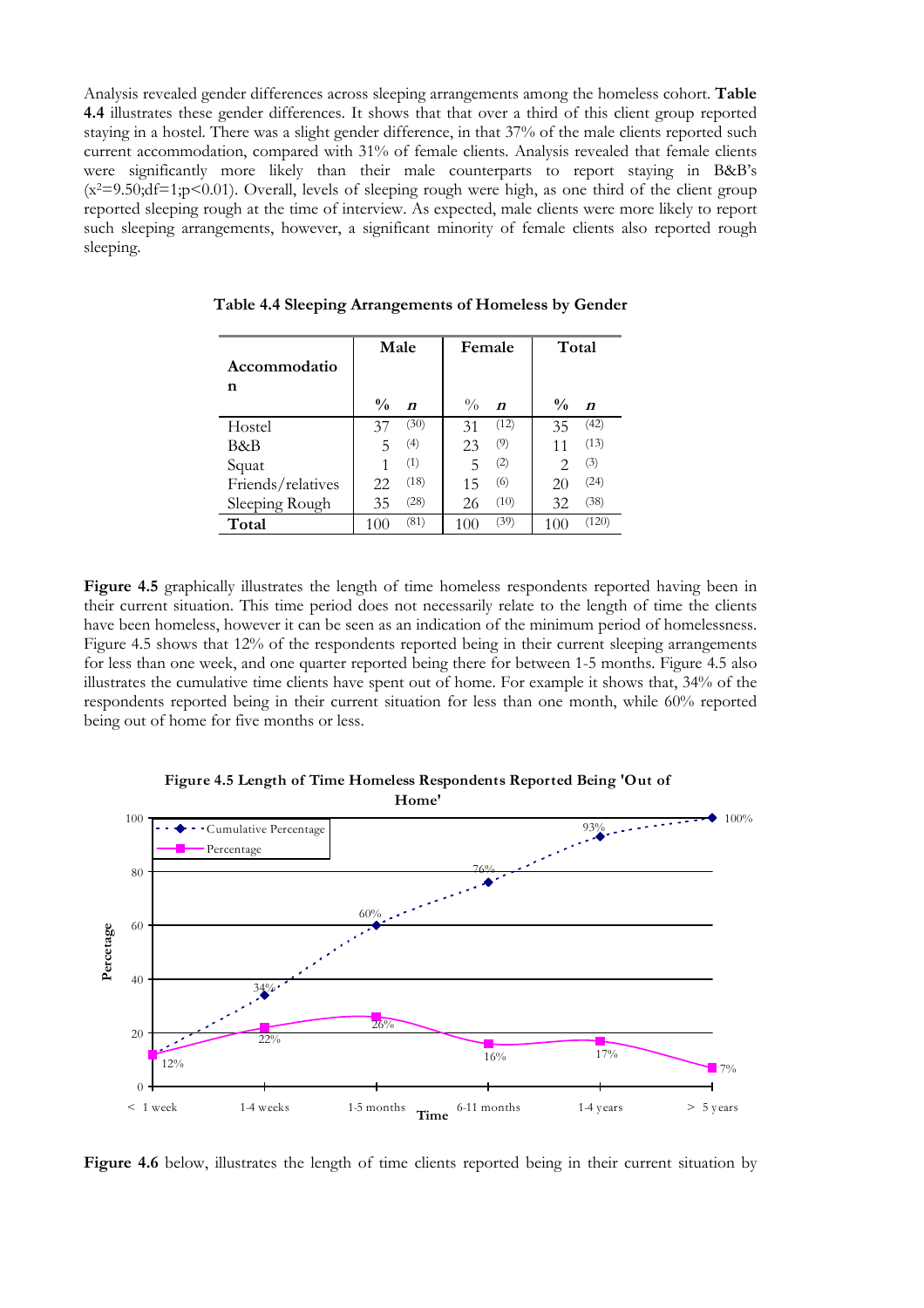Analysis revealed gender differences across sleeping arrangements among the homeless cohort. **Table 4.4** illustrates these gender differences. It shows that that over a third of this client group reported staying in a hostel. There was a slight gender difference, in that 37% of the male clients reported such current accommodation, compared with 31% of female clients. Analysis revealed that female clients were significantly more likely than their male counterparts to report staying in B&B's ($x^2$=9.50;df=1;p<0.01). Overall, levels of sleeping rough were high, as one third of the client group reported sleeping rough at the time of interview. As expected, male clients were more likely to report such sleeping arrangements, however, a significant minority of female clients also reported rough sleeping.

**Table 4.4 Sleeping Arrangements of Homeless by Gender**

| Accommodation | Male | | Female | | Total | |
|---|---|---|---|---|---|---|
| | % | *n* | % | *n* | % | *n* |
| Hostel | 37 | (30) | 31 | (12) | 35 | (42) |
| B&B | 5 | (4) | 23 | (9) | 11 | (13) |
| Squat | 1 | (1) | 5 | (2) | 2 | (3) |
| Friends/relatives | 22 | (18) | 15 | (6) | 20 | (24) |
| Sleeping Rough | 35 | (28) | 26 | (10) | 32 | (38) |
| **Total** | 100 | (81) | 100 | (39) | 100 | (120) |

**Figure 4.5** graphically illustrates the length of time homeless respondents reported having been in their current situation. This time period does not necessarily relate to the length of time the clients have been homeless, however it can be seen as an indication of the minimum period of homelessness. Figure 4.5 shows that 12% of the respondents reported being in their current sleeping arrangements for less than one week, and one quarter reported being there for between 1-5 months. Figure 4.5 also illustrates the cumulative time clients have spent out of home. For example it shows that, 34% of the respondents reported being in their current situation for less than one month, while 60% reported being out of home for five months or less.

**Figure 4.5 Length of Time Homeless Respondents Reported Being 'Out of Home'**

**Figure 4.6** below, illustrates the length of time clients reported being in their current situation by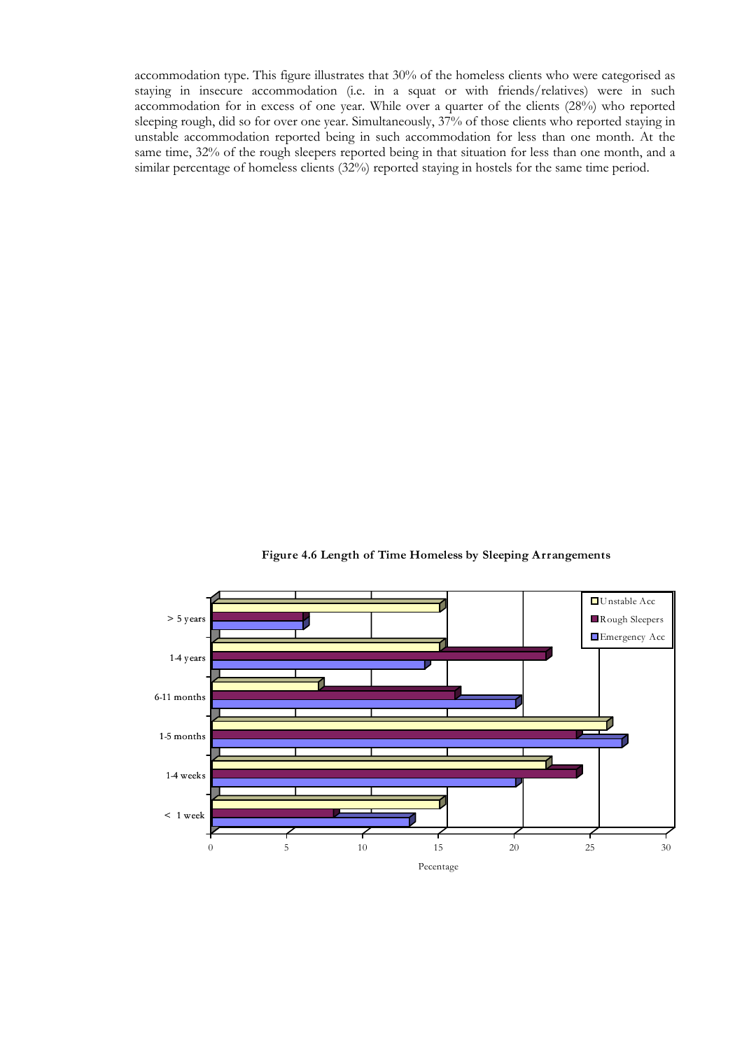accommodation type. This figure illustrates that 30% of the homeless clients who were categorised as staying in insecure accommodation (i.e. in a squat or with friends/relatives) were in such accommodation for in excess of one year. While over a quarter of the clients (28%) who reported sleeping rough, did so for over one year. Simultaneously, 37% of those clients who reported staying in unstable accommodation reported being in such accommodation for less than one month. At the same time, 32% of the rough sleepers reported being in that situation for less than one month, and a similar percentage of homeless clients (32%) reported staying in hostels for the same time period.

**Figure 4.6 Length of Time Homeless by Sleeping Arrangements**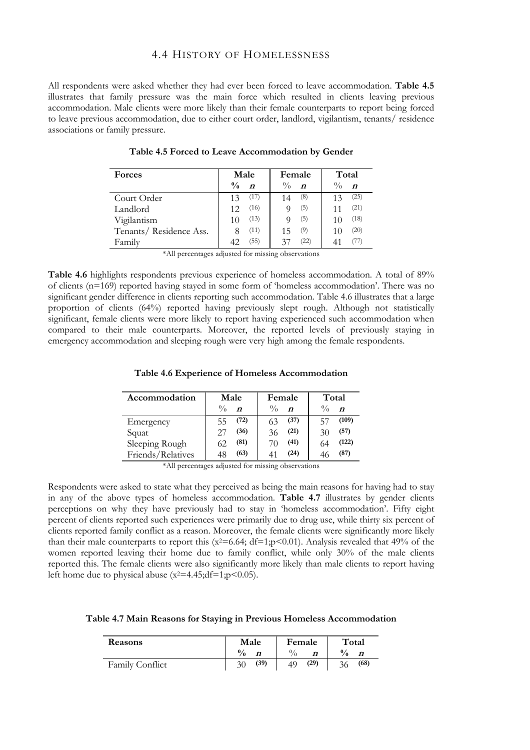## 4.4 History of Homelessness

All respondents were asked whether they had ever been forced to leave accommodation. **Table 4.5** illustrates that family pressure was the main force which resulted in clients leaving previous accommodation. Male clients were more likely than their female counterparts to report being forced to leave previous accommodation, due to either court order, landlord, vigilantism, tenants/ residence associations or family pressure.

**Table 4.5 Forced to Leave Accommodation by Gender**

| Forces | Male | | Female | | Total | |
|---|---|---|---|---|---|---|
| | % | *n* | % | *n* | % | *n* |
| Court Order | 13 | (17) | 14 | (8) | 13 | (25) |
| Landlord | 12 | (16) | 9 | (5) | 11 | (21) |
| Vigilantism | 10 | (13) | 9 | (5) | 10 | (18) |
| Tenants/ Residence Ass. | 8 | (11) | 15 | (9) | 10 | (20) |
| Family | 42 | (55) | 37 | (22) | 41 | (77) |

*All percentages adjusted for missing observations

**Table 4.6** highlights respondents previous experience of homeless accommodation. A total of 89% of clients (n=169) reported having stayed in some form of 'homeless accommodation'. There was no significant gender difference in clients reporting such accommodation. Table 4.6 illustrates that a large proportion of clients (64%) reported having previously slept rough. Although not statistically significant, female clients were more likely to report having experienced such accommodation when compared to their male counterparts. Moreover, the reported levels of previously staying in emergency accommodation and sleeping rough were very high among the female respondents.

**Table 4.6 Experience of Homeless Accommodation**

| Accommodation | Male | | Female | | Total | |
|---|---|---|---|---|---|---|
| | % | *n* | % | *n* | % | *n* |
| Emergency | 55 | **(72)** | 63 | **(37)** | 57 | **(109)** |
| Squat | 27 | **(36)** | 36 | **(21)** | 30 | **(57)** |
| Sleeping Rough | 62 | **(81)** | 70 | **(41)** | 64 | **(122)** |
| Friends/Relatives | 48 | **(63)** | 41 | **(24)** | 46 | **(87)** |

*All percentages adjusted for missing observations

Respondents were asked to state what they perceived as being the main reasons for having had to stay in any of the above types of homeless accommodation. **Table 4.7** illustrates by gender clients perceptions on why they have previously had to stay in 'homeless accommodation'. Fifty eight percent of clients reported such experiences were primarily due to drug use, while thirty six percent of clients reported family conflict as a reason. Moreover, the female clients were significantly more likely than their male counterparts to report this ($x^2$=6.64; df=1;$p$<0.01). Analysis revealed that 49% of the women reported leaving their home due to family conflict, while only 30% of the male clients reported this. The female clients were also significantly more likely than male clients to report having left home due to physical abuse ($x^2$=4.45;df=1;$p$<0.05).

**Table 4.7 Main Reasons for Staying in Previous Homeless Accommodation**

| Reasons | Male | | Female | | Total | |
|---|---|---|---|---|---|---|
| | % | *n* | % | *n* | % | *n* |
| Family Conflict | 30 | **(39)** | 49 | **(29)** | 36 | **(68)** |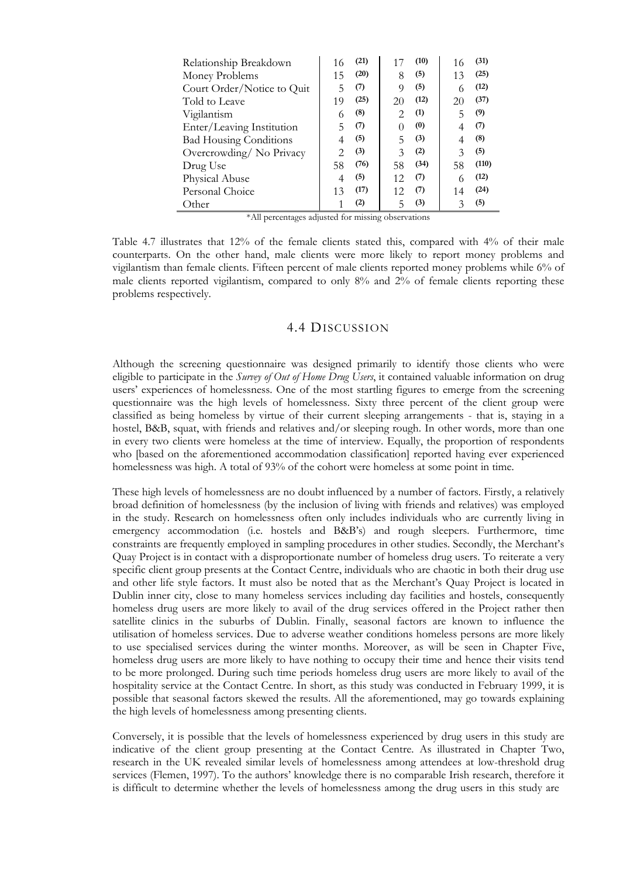| | | | | | | |
|---|---|---|---|---|---|---|
| Relationship Breakdown | 16 | (21) | 17 | (10) | 16 | (31) |
| Money Problems | 15 | (20) | 8 | (5) | 13 | (25) |
| Court Order/Notice to Quit | 5 | (7) | 9 | (5) | 6 | (12) |
| Told to Leave | 19 | (25) | 20 | (12) | 20 | (37) |
| Vigilantism | 6 | (8) | 2 | (1) | 5 | (9) |
| Enter/Leaving Institution | 5 | (7) | 0 | (0) | 4 | (7) |
| Bad Housing Conditions | 4 | (5) | 5 | (3) | 4 | (8) |
| Overcrowding/ No Privacy | 2 | (3) | 3 | (2) | 3 | (5) |
| Drug Use | 58 | (76) | 58 | (34) | 58 | (110) |
| Physical Abuse | 4 | (5) | 12 | (7) | 6 | (12) |
| Personal Choice | 13 | (17) | 12 | (7) | 14 | (24) |
| Other | 1 | (2) | 5 | (3) | 3 | (5) |

*All percentages adjusted for missing observations

Table 4.7 illustrates that 12% of the female clients stated this, compared with 4% of their male counterparts. On the other hand, male clients were more likely to report money problems and vigilantism than female clients. Fifteen percent of male clients reported money problems while 6% of male clients reported vigilantism, compared to only 8% and 2% of female clients reporting these problems respectively.

## 4.4 DISCUSSION

Although the screening questionnaire was designed primarily to identify those clients who were eligible to participate in the *Survey of Out of Home Drug Users*, it contained valuable information on drug users' experiences of homelessness. One of the most startling figures to emerge from the screening questionnaire was the high levels of homelessness. Sixty three percent of the client group were classified as being homeless by virtue of their current sleeping arrangements - that is, staying in a hostel, B&B, squat, with friends and relatives and/or sleeping rough. In other words, more than one in every two clients were homeless at the time of interview. Equally, the proportion of respondents who [based on the aforementioned accommodation classification] reported having ever experienced homelessness was high. A total of 93% of the cohort were homeless at some point in time.

These high levels of homelessness are no doubt influenced by a number of factors. Firstly, a relatively broad definition of homelessness (by the inclusion of living with friends and relatives) was employed in the study. Research on homelessness often only includes individuals who are currently living in emergency accommodation (i.e. hostels and B&B's) and rough sleepers. Furthermore, time constraints are frequently employed in sampling procedures in other studies. Secondly, the Merchant's Quay Project is in contact with a disproportionate number of homeless drug users. To reiterate a very specific client group presents at the Contact Centre, individuals who are chaotic in both their drug use and other life style factors. It must also be noted that as the Merchant's Quay Project is located in Dublin inner city, close to many homeless services including day facilities and hostels, consequently homeless drug users are more likely to avail of the drug services offered in the Project rather then satellite clinics in the suburbs of Dublin. Finally, seasonal factors are known to influence the utilisation of homeless services. Due to adverse weather conditions homeless persons are more likely to use specialised services during the winter months. Moreover, as will be seen in Chapter Five, homeless drug users are more likely to have nothing to occupy their time and hence their visits tend to be more prolonged. During such time periods homeless drug users are more likely to avail of the hospitality service at the Contact Centre. In short, as this study was conducted in February 1999, it is possible that seasonal factors skewed the results. All the aforementioned, may go towards explaining the high levels of homelessness among presenting clients.

Conversely, it is possible that the levels of homelessness experienced by drug users in this study are indicative of the client group presenting at the Contact Centre. As illustrated in Chapter Two, research in the UK revealed similar levels of homelessness among attendees at low-threshold drug services (Flemen, 1997). To the authors' knowledge there is no comparable Irish research, therefore it is difficult to determine whether the levels of homelessness among the drug users in this study are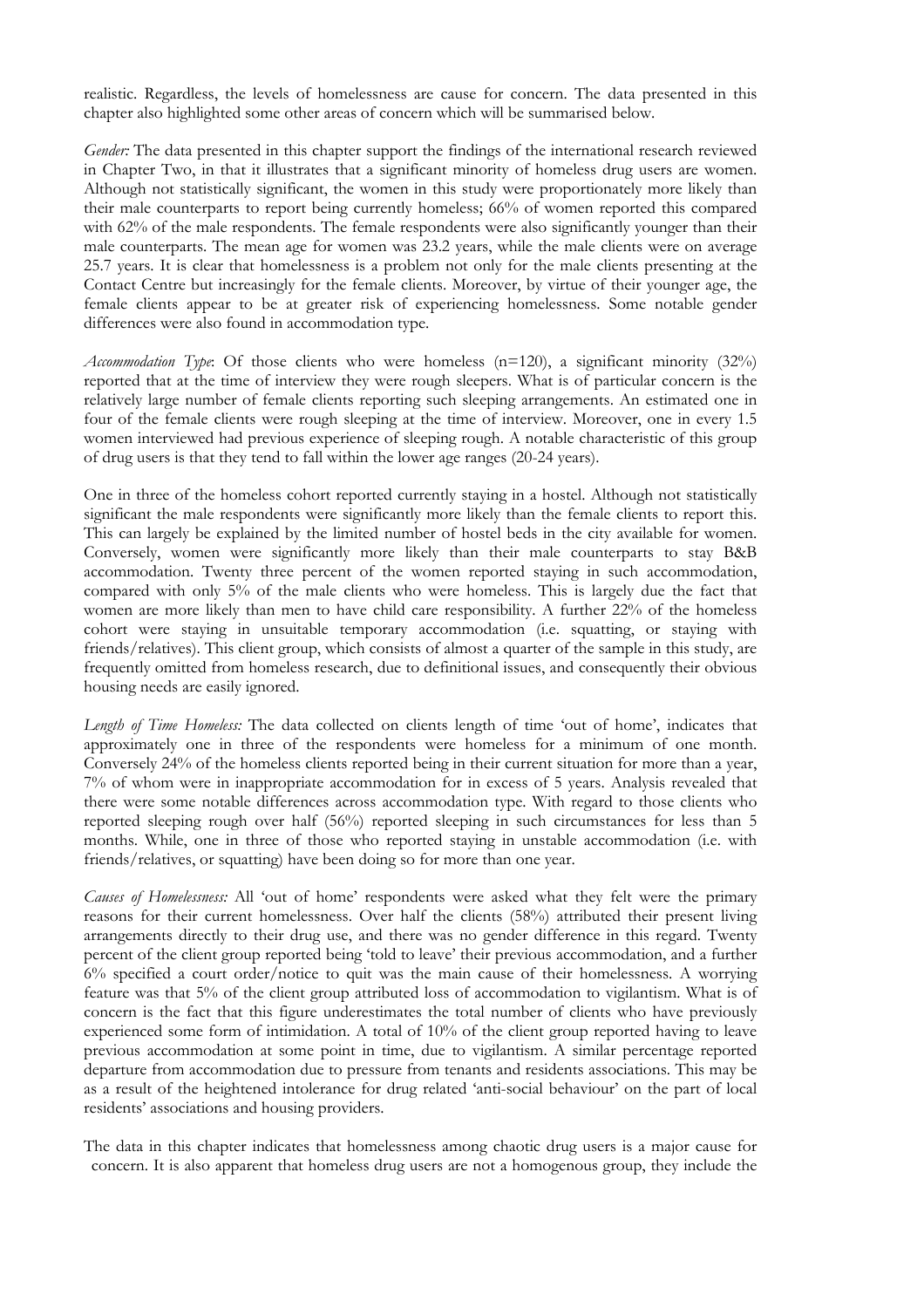realistic. Regardless, the levels of homelessness are cause for concern. The data presented in this chapter also highlighted some other areas of concern which will be summarised below.

*Gender:* The data presented in this chapter support the findings of the international research reviewed in Chapter Two, in that it illustrates that a significant minority of homeless drug users are women. Although not statistically significant, the women in this study were proportionately more likely than their male counterparts to report being currently homeless; 66% of women reported this compared with 62% of the male respondents. The female respondents were also significantly younger than their male counterparts. The mean age for women was 23.2 years, while the male clients were on average 25.7 years. It is clear that homelessness is a problem not only for the male clients presenting at the Contact Centre but increasingly for the female clients. Moreover, by virtue of their younger age, the female clients appear to be at greater risk of experiencing homelessness. Some notable gender differences were also found in accommodation type.

*Accommodation Type*: Of those clients who were homeless (n=120), a significant minority (32%) reported that at the time of interview they were rough sleepers. What is of particular concern is the relatively large number of female clients reporting such sleeping arrangements. An estimated one in four of the female clients were rough sleeping at the time of interview. Moreover, one in every 1.5 women interviewed had previous experience of sleeping rough. A notable characteristic of this group of drug users is that they tend to fall within the lower age ranges (20-24 years).

One in three of the homeless cohort reported currently staying in a hostel. Although not statistically significant the male respondents were significantly more likely than the female clients to report this. This can largely be explained by the limited number of hostel beds in the city available for women. Conversely, women were significantly more likely than their male counterparts to stay B&B accommodation. Twenty three percent of the women reported staying in such accommodation, compared with only 5% of the male clients who were homeless. This is largely due the fact that women are more likely than men to have child care responsibility. A further 22% of the homeless cohort were staying in unsuitable temporary accommodation (i.e. squatting, or staying with friends/relatives). This client group, which consists of almost a quarter of the sample in this study, are frequently omitted from homeless research, due to definitional issues, and consequently their obvious housing needs are easily ignored.

*Length of Time Homeless:* The data collected on clients length of time 'out of home', indicates that approximately one in three of the respondents were homeless for a minimum of one month. Conversely 24% of the homeless clients reported being in their current situation for more than a year, 7% of whom were in inappropriate accommodation for in excess of 5 years. Analysis revealed that there were some notable differences across accommodation type. With regard to those clients who reported sleeping rough over half (56%) reported sleeping in such circumstances for less than 5 months. While, one in three of those who reported staying in unstable accommodation (i.e. with friends/relatives, or squatting) have been doing so for more than one year.

*Causes of Homelessness:* All 'out of home' respondents were asked what they felt were the primary reasons for their current homelessness. Over half the clients (58%) attributed their present living arrangements directly to their drug use, and there was no gender difference in this regard. Twenty percent of the client group reported being 'told to leave' their previous accommodation, and a further 6% specified a court order/notice to quit was the main cause of their homelessness. A worrying feature was that 5% of the client group attributed loss of accommodation to vigilantism. What is of concern is the fact that this figure underestimates the total number of clients who have previously experienced some form of intimidation. A total of 10% of the client group reported having to leave previous accommodation at some point in time, due to vigilantism. A similar percentage reported departure from accommodation due to pressure from tenants and residents associations. This may be as a result of the heightened intolerance for drug related 'anti-social behaviour' on the part of local residents' associations and housing providers.

The data in this chapter indicates that homelessness among chaotic drug users is a major cause for concern. It is also apparent that homeless drug users are not a homogenous group, they include the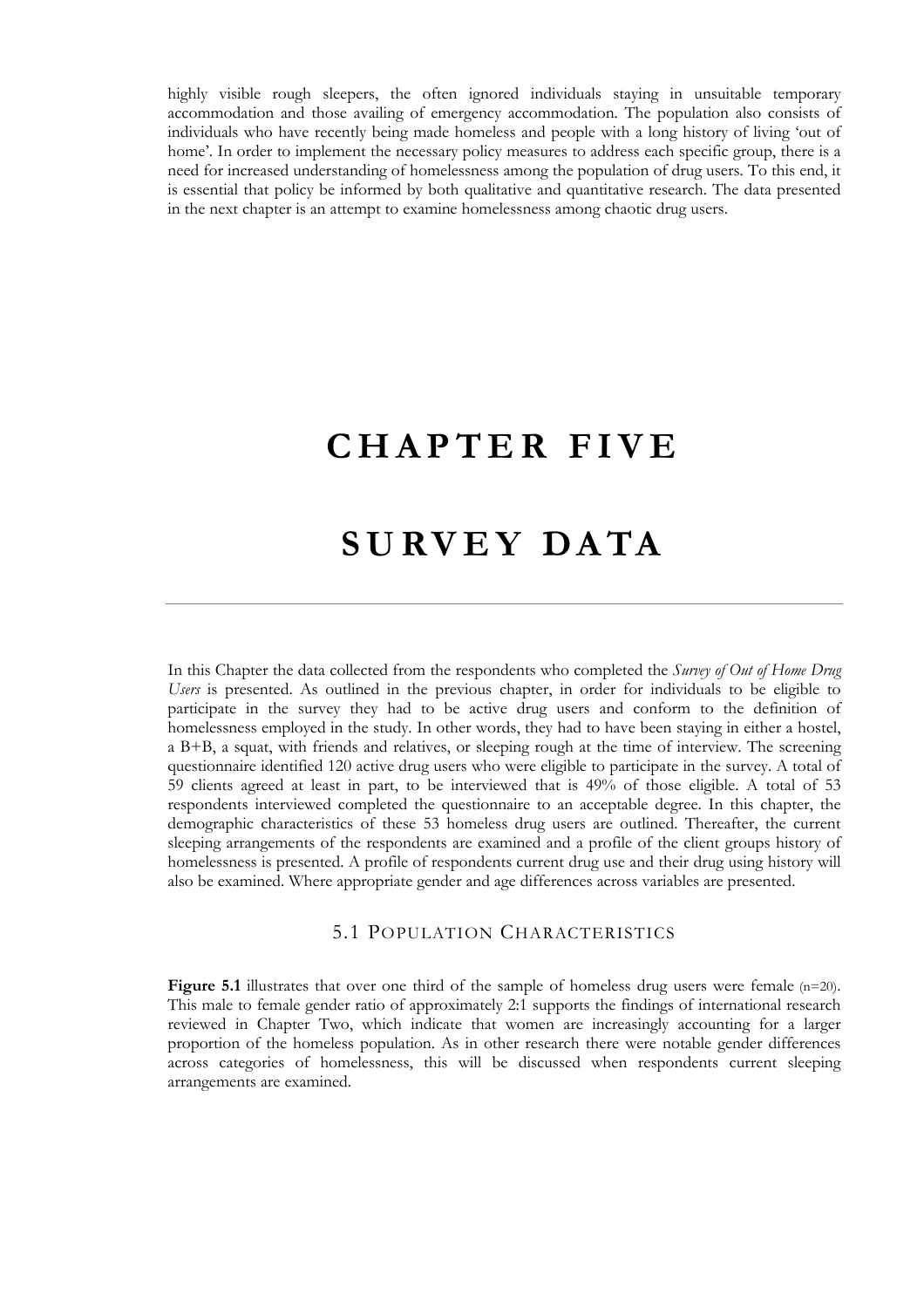highly visible rough sleepers, the often ignored individuals staying in unsuitable temporary accommodation and those availing of emergency accommodation. The population also consists of individuals who have recently being made homeless and people with a long history of living 'out of home'. In order to implement the necessary policy measures to address each specific group, there is a need for increased understanding of homelessness among the population of drug users. To this end, it is essential that policy be informed by both qualitative and quantitative research. The data presented in the next chapter is an attempt to examine homelessness among chaotic drug users.

# CHAPTER FIVE

# SURVEY DATA

In this Chapter the data collected from the respondents who completed the *Survey of Out of Home Drug Users* is presented. As outlined in the previous chapter, in order for individuals to be eligible to participate in the survey they had to be active drug users and conform to the definition of homelessness employed in the study. In other words, they had to have been staying in either a hostel, a B+B, a squat, with friends and relatives, or sleeping rough at the time of interview. The screening questionnaire identified 120 active drug users who were eligible to participate in the survey. A total of 59 clients agreed at least in part, to be interviewed that is 49% of those eligible. A total of 53 respondents interviewed completed the questionnaire to an acceptable degree. In this chapter, the demographic characteristics of these 53 homeless drug users are outlined. Thereafter, the current sleeping arrangements of the respondents are examined and a profile of the client groups history of homelessness is presented. A profile of respondents current drug use and their drug using history will also be examined. Where appropriate gender and age differences across variables are presented.

## 5.1 Population Characteristics

**Figure 5.1** illustrates that over one third of the sample of homeless drug users were female (n=20). This male to female gender ratio of approximately 2:1 supports the findings of international research reviewed in Chapter Two, which indicate that women are increasingly accounting for a larger proportion of the homeless population. As in other research there were notable gender differences across categories of homelessness, this will be discussed when respondents current sleeping arrangements are examined.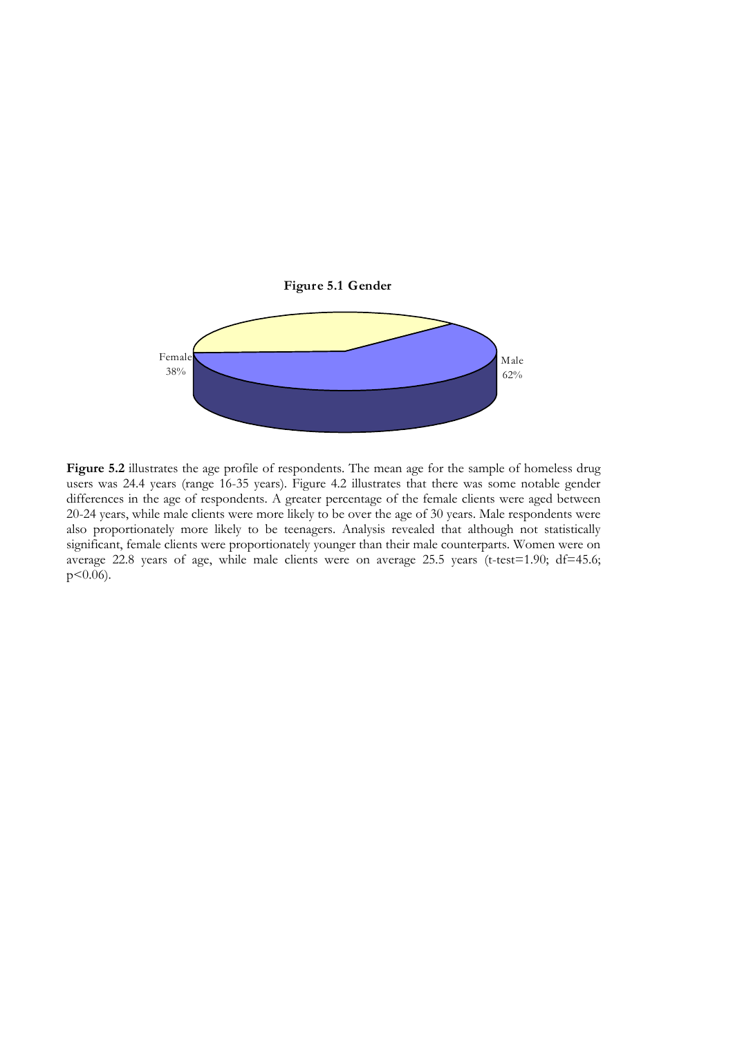**Figure 5.1 Gender**

Female 38%

Male 62%

**Figure 5.2** illustrates the age profile of respondents. The mean age for the sample of homeless drug users was 24.4 years (range 16-35 years). Figure 4.2 illustrates that there was some notable gender differences in the age of respondents. A greater percentage of the female clients were aged between 20-24 years, while male clients were more likely to be over the age of 30 years. Male respondents were also proportionately more likely to be teenagers. Analysis revealed that although not statistically significant, female clients were proportionately younger than their male counterparts. Women were on average 22.8 years of age, while male clients were on average 25.5 years (t-test=1.90; df=45.6; $p<0.06$).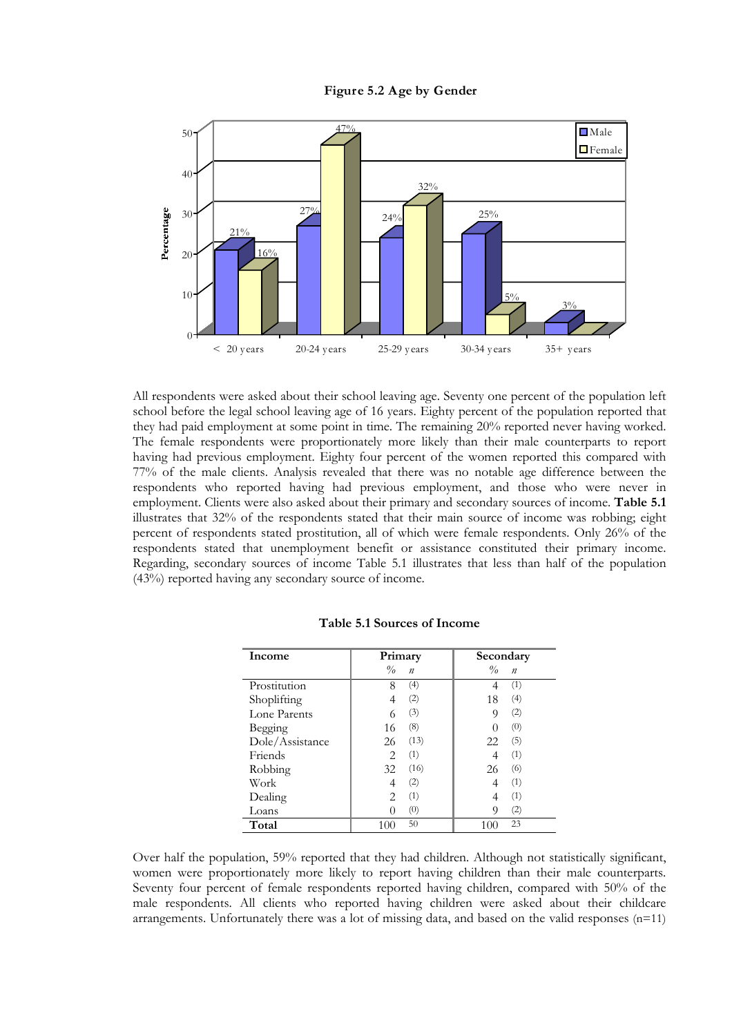**Figure 5.2 Age by Gender**

| Age | Male | Female |
|---|---|---|
| < 20 years | 21% | 16% |
| 20-24 years | 27% | 47% |
| 25-29 years | 24% | 32% |
| 30-34 years | 25% | 5% |
| 35+ years | 3% | |

All respondents were asked about their school leaving age. Seventy one percent of the population left school before the legal school leaving age of 16 years. Eighty percent of the population reported that they had paid employment at some point in time. The remaining 20% reported never having worked. The female respondents were proportionately more likely than their male counterparts to report having had previous employment. Eighty four percent of the women reported this compared with 77% of the male clients. Analysis revealed that there was no notable age difference between the respondents who reported having had previous employment, and those who were never in employment. Clients were also asked about their primary and secondary sources of income. **Table 5.1** illustrates that 32% of the respondents stated that their main source of income was robbing; eight percent of respondents stated prostitution, all of which were female respondents. Only 26% of the respondents stated that unemployment benefit or assistance constituted their primary income. Regarding, secondary sources of income Table 5.1 illustrates that less than half of the population (43%) reported having any secondary source of income.

**Table 5.1 Sources of Income**

| Income | Primary | | Secondary | |
|---|---|---|---|---|
| | % | *n* | % | *n* |
| Prostitution | 8 | (4) | 4 | (1) |
| Shoplifting | 4 | (2) | 18 | (4) |
| Lone Parents | 6 | (3) | 9 | (2) |
| Begging | 16 | (8) | 0 | (0) |
| Dole/Assistance | 26 | (13) | 22 | (5) |
| Friends | 2 | (1) | 4 | (1) |
| Robbing | 32 | (16) | 26 | (6) |
| Work | 4 | (2) | 4 | (1) |
| Dealing | 2 | (1) | 4 | (1) |
| Loans | 0 | (0) | 9 | (2) |
| **Total** | 100 | 50 | 100 | 23 |

Over half the population, 59% reported that they had children. Although not statistically significant, women were proportionately more likely to report having children than their male counterparts. Seventy four percent of female respondents reported having children, compared with 50% of the male respondents. All clients who reported having children were asked about their childcare arrangements. Unfortunately there was a lot of missing data, and based on the valid responses (n=11)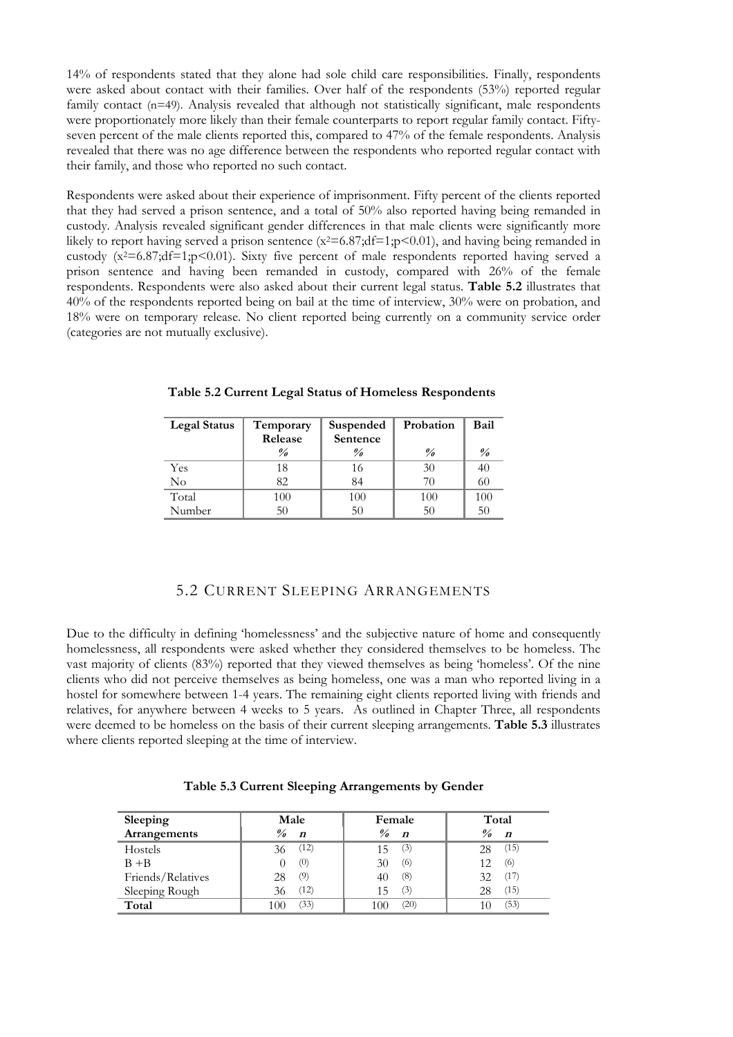14% of respondents stated that they alone had sole child care responsibilities. Finally, respondents were asked about contact with their families. Over half of the respondents (53%) reported regular family contact (n=49). Analysis revealed that although not statistically significant, male respondents were proportionately more likely than their female counterparts to report regular family contact. Fifty-seven percent of the male clients reported this, compared to 47% of the female respondents. Analysis revealed that there was no age difference between the respondents who reported regular contact with their family, and those who reported no such contact.

Respondents were asked about their experience of imprisonment. Fifty percent of the clients reported that they had served a prison sentence, and a total of 50% also reported having being remanded in custody. Analysis revealed significant gender differences in that male clients were significantly more likely to report having served a prison sentence ($x^2$=6.87;df=1;$p<0.01$), and having being remanded in custody ($x^2$=6.87;df=1;$p<0.01$). Sixty five percent of male respondents reported having served a prison sentence and having been remanded in custody, compared with 26% of the female respondents. Respondents were also asked about their current legal status. **Table 5.2** illustrates that 40% of the respondents reported being on bail at the time of interview, 30% were on probation, and 18% were on temporary release. No client reported being currently on a community service order (categories are not mutually exclusive).

**Table 5.2 Current Legal Status of Homeless Respondents**

| Legal Status | Temporary Release | Suspended Sentence | Probation | Bail |
|---|---|---|---|---|
| | *%* | *%* | *%* | *%* |
| Yes | 18 | 16 | 30 | 40 |
| No | 82 | 84 | 70 | 60 |
| Total | 100 | 100 | 100 | 100 |
| Number | 50 | 50 | 50 | 50 |

## 5.2 Current Sleeping Arrangements

Due to the difficulty in defining 'homelessness' and the subjective nature of home and consequently homelessness, all respondents were asked whether they considered themselves to be homeless. The vast majority of clients (83%) reported that they viewed themselves as being 'homeless'. Of the nine clients who did not perceive themselves as being homeless, one was a man who reported living in a hostel for somewhere between 1-4 years. The remaining eight clients reported living with friends and relatives, for anywhere between 4 weeks to 5 years. As outlined in Chapter Three, all respondents were deemed to be homeless on the basis of their current sleeping arrangements. **Table 5.3** illustrates where clients reported sleeping at the time of interview.

**Table 5.3 Current Sleeping Arrangements by Gender**

| Sleeping Arrangements | Male | | Female | | Total | |
|---|---|---|---|---|---|---|
| | *%* | *n* | *%* | *n* | *%* | *n* |
| Hostels | 36 | (12) | 15 | (3) | 28 | (15) |
| B +B | 0 | (0) | 30 | (6) | 12 | (6) |
| Friends/Relatives | 28 | (9) | 40 | (8) | 32 | (17) |
| Sleeping Rough | 36 | (12) | 15 | (3) | 28 | (15) |
| **Total** | 100 | (33) | 100 | (20) | 10 | (53) |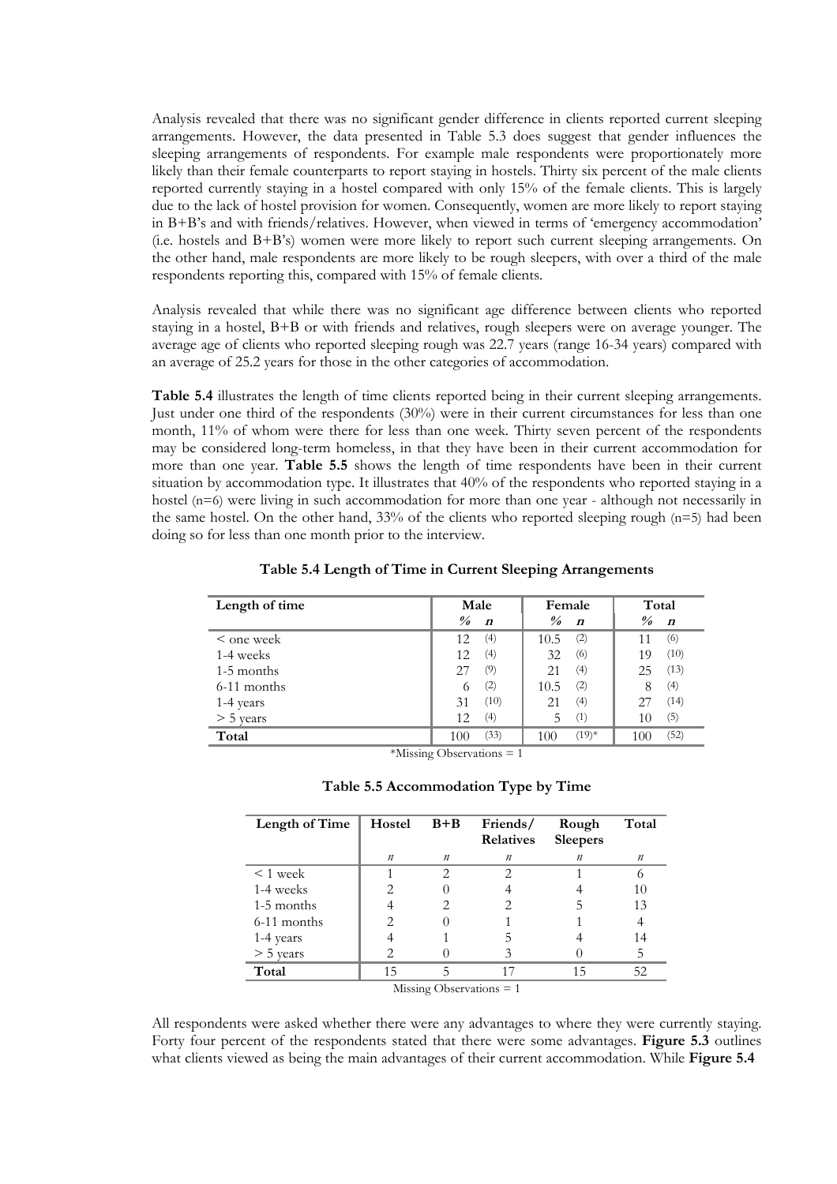Analysis revealed that there was no significant gender difference in clients reported current sleeping arrangements. However, the data presented in Table 5.3 does suggest that gender influences the sleeping arrangements of respondents. For example male respondents were proportionately more likely than their female counterparts to report staying in hostels. Thirty six percent of the male clients reported currently staying in a hostel compared with only 15% of the female clients. This is largely due to the lack of hostel provision for women. Consequently, women are more likely to report staying in B+B's and with friends/relatives. However, when viewed in terms of 'emergency accommodation' (i.e. hostels and B+B's) women were more likely to report such current sleeping arrangements. On the other hand, male respondents are more likely to be rough sleepers, with over a third of the male respondents reporting this, compared with 15% of female clients.

Analysis revealed that while there was no significant age difference between clients who reported staying in a hostel, B+B or with friends and relatives, rough sleepers were on average younger. The average age of clients who reported sleeping rough was 22.7 years (range 16-34 years) compared with an average of 25.2 years for those in the other categories of accommodation.

**Table 5.4** illustrates the length of time clients reported being in their current sleeping arrangements. Just under one third of the respondents (30%) were in their current circumstances for less than one month, 11% of whom were there for less than one week. Thirty seven percent of the respondents may be considered long-term homeless, in that they have been in their current accommodation for more than one year. **Table 5.5** shows the length of time respondents have been in their current situation by accommodation type. It illustrates that 40% of the respondents who reported staying in a hostel (n=6) were living in such accommodation for more than one year - although not necessarily in the same hostel. On the other hand, 33% of the clients who reported sleeping rough (n=5) had been doing so for less than one month prior to the interview.

**Table 5.4 Length of Time in Current Sleeping Arrangements**

| Length of time | Male | | Female | | Total | |
|---|---|---|---|---|---|---|
| | *%* | *n* | *%* | *n* | *%* | *n* |
| < one week | 12 | (4) | 10.5 | (2) | 11 | (6) |
| 1-4 weeks | 12 | (4) | 32 | (6) | 19 | (10) |
| 1-5 months | 27 | (9) | 21 | (4) | 25 | (13) |
| 6-11 months | 6 | (2) | 10.5 | (2) | 8 | (4) |
| 1-4 years | 31 | (10) | 21 | (4) | 27 | (14) |
| > 5 years | 12 | (4) | 5 | (1) | 10 | (5) |
| **Total** | 100 | (33) | 100 | (19)* | 100 | (52) |

*Missing Observations = 1

**Table 5.5 Accommodation Type by Time**

| Length of Time | Hostel | B+B | Friends/ Relatives | Rough Sleepers | Total |
|---|---|---|---|---|---|
| | *n* | *n* | *n* | *n* | *n* |
| < 1 week | 1 | 2 | 2 | 1 | 6 |
| 1-4 weeks | 2 | 0 | 4 | 4 | 10 |
| 1-5 months | 4 | 2 | 2 | 5 | 13 |
| 6-11 months | 2 | 0 | 1 | 1 | 4 |
| 1-4 years | 4 | 1 | 5 | 4 | 14 |
| > 5 years | 2 | 0 | 3 | 0 | 5 |
| **Total** | 15 | 5 | 17 | 15 | 52 |

Missing Observations = 1

All respondents were asked whether there were any advantages to where they were currently staying. Forty four percent of the respondents stated that there were some advantages. **Figure 5.3** outlines what clients viewed as being the main advantages of their current accommodation. While **Figure 5.4**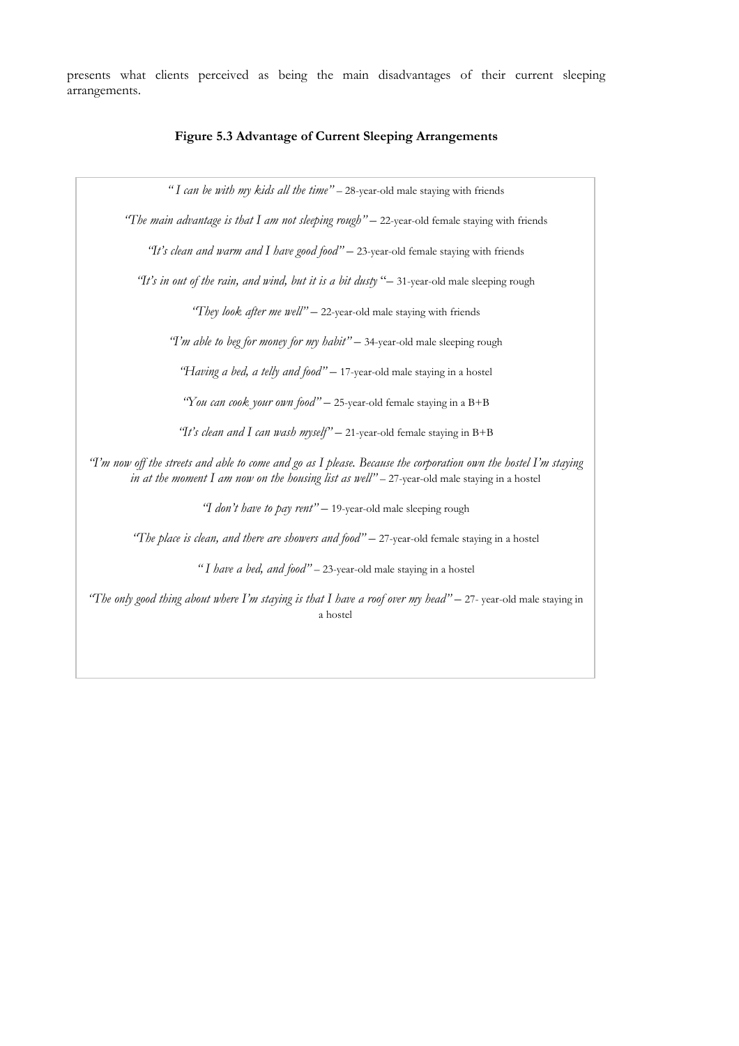presents what clients perceived as being the main disadvantages of their current sleeping arrangements.

**Figure 5.3 Advantage of Current Sleeping Arrangements**

*" I can be with my kids all the time"* – 28-year-old male staying with friends

*"The main advantage is that I am not sleeping rough"* – 22-year-old female staying with friends

*"It's clean and warm and I have good food"* – 23-year-old female staying with friends

*"It's in out of the rain, and wind, but it is a bit dusty* "– 31-year-old male sleeping rough

*"They look after me well"* – 22-year-old male staying with friends

*"I'm able to beg for money for my habit"* – 34-year-old male sleeping rough

*"Having a bed, a telly and food"* – 17-year-old male staying in a hostel

*"You can cook your own food"* – 25-year-old female staying in a B+B

*"It's clean and I can wash myself"* – 21-year-old female staying in B+B

*"I'm now off the streets and able to come and go as I please. Because the corporation own the hostel I'm staying in at the moment I am now on the housing list as well"* – 27-year-old male staying in a hostel

*"I don't have to pay rent"* – 19-year-old male sleeping rough

*"The place is clean, and there are showers and food"* – 27-year-old female staying in a hostel

*" I have a bed, and food"* – 23-year-old male staying in a hostel

*"The only good thing about where I'm staying is that I have a roof over my head"* – 27- year-old male staying in a hostel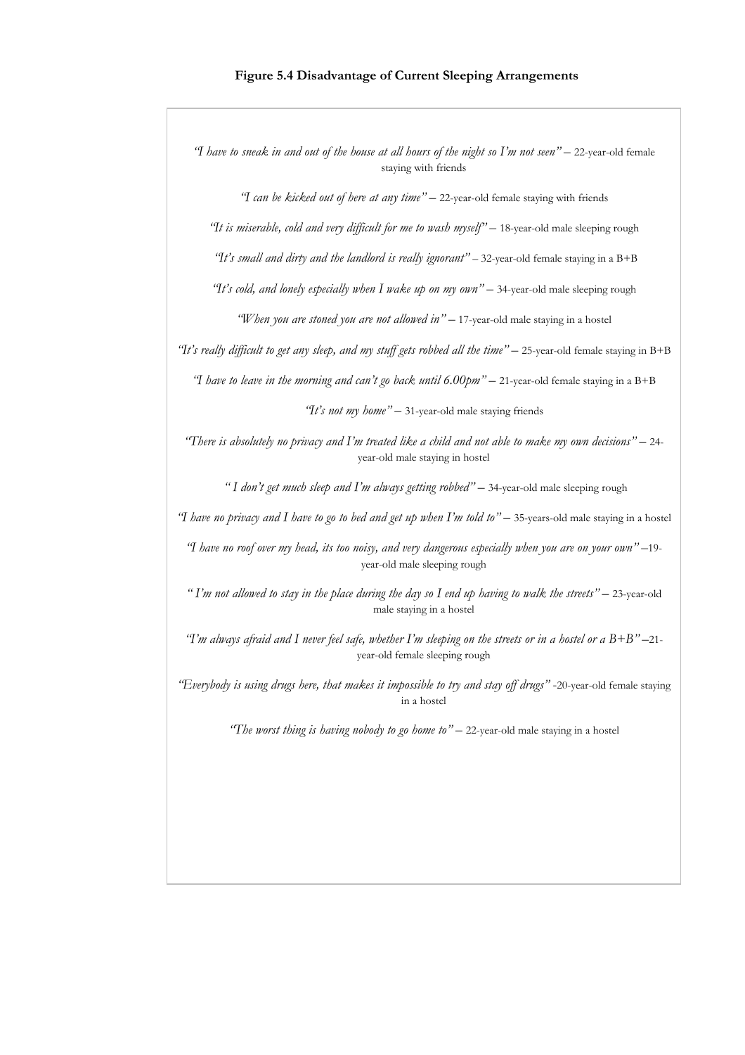**Figure 5.4 Disadvantage of Current Sleeping Arrangements**

*"I have to sneak in and out of the house at all hours of the night so I'm not seen"* – 22-year-old female staying with friends

*"I can be kicked out of here at any time"* – 22-year-old female staying with friends

*"It is miserable, cold and very difficult for me to wash myself"* – 18-year-old male sleeping rough

*"It's small and dirty and the landlord is really ignorant"* – 32-year-old female staying in a B+B

*"It's cold, and lonely especially when I wake up on my own"* – 34-year-old male sleeping rough

*"When you are stoned you are not allowed in"* – 17-year-old male staying in a hostel

*"It's really difficult to get any sleep, and my stuff gets robbed all the time"* – 25-year-old female staying in B+B

*"I have to leave in the morning and can't go back until 6.00pm"* – 21-year-old female staying in a B+B

*"It's not my home"* – 31-year-old male staying friends

*"There is absolutely no privacy and I'm treated like a child and not able to make my own decisions"* – 24-year-old male staying in hostel

*" I don't get much sleep and I'm always getting robbed"* – 34-year-old male sleeping rough

*"I have no privacy and I have to go to bed and get up when I'm told to"* – 35-years-old male staying in a hostel

*"I have no roof over my head, its too noisy, and very dangerous especially when you are on your own"* –19-year-old male sleeping rough

*" I'm not allowed to stay in the place during the day so I end up having to walk the streets"* – 23-year-old male staying in a hostel

*"I'm always afraid and I never feel safe, whether I'm sleeping on the streets or in a hostel or a B+B"* –21-year-old female sleeping rough

*"Everybody is using drugs here, that makes it impossible to try and stay off drugs"* -20-year-old female staying in a hostel

*"The worst thing is having nobody to go home to"* – 22-year-old male staying in a hostel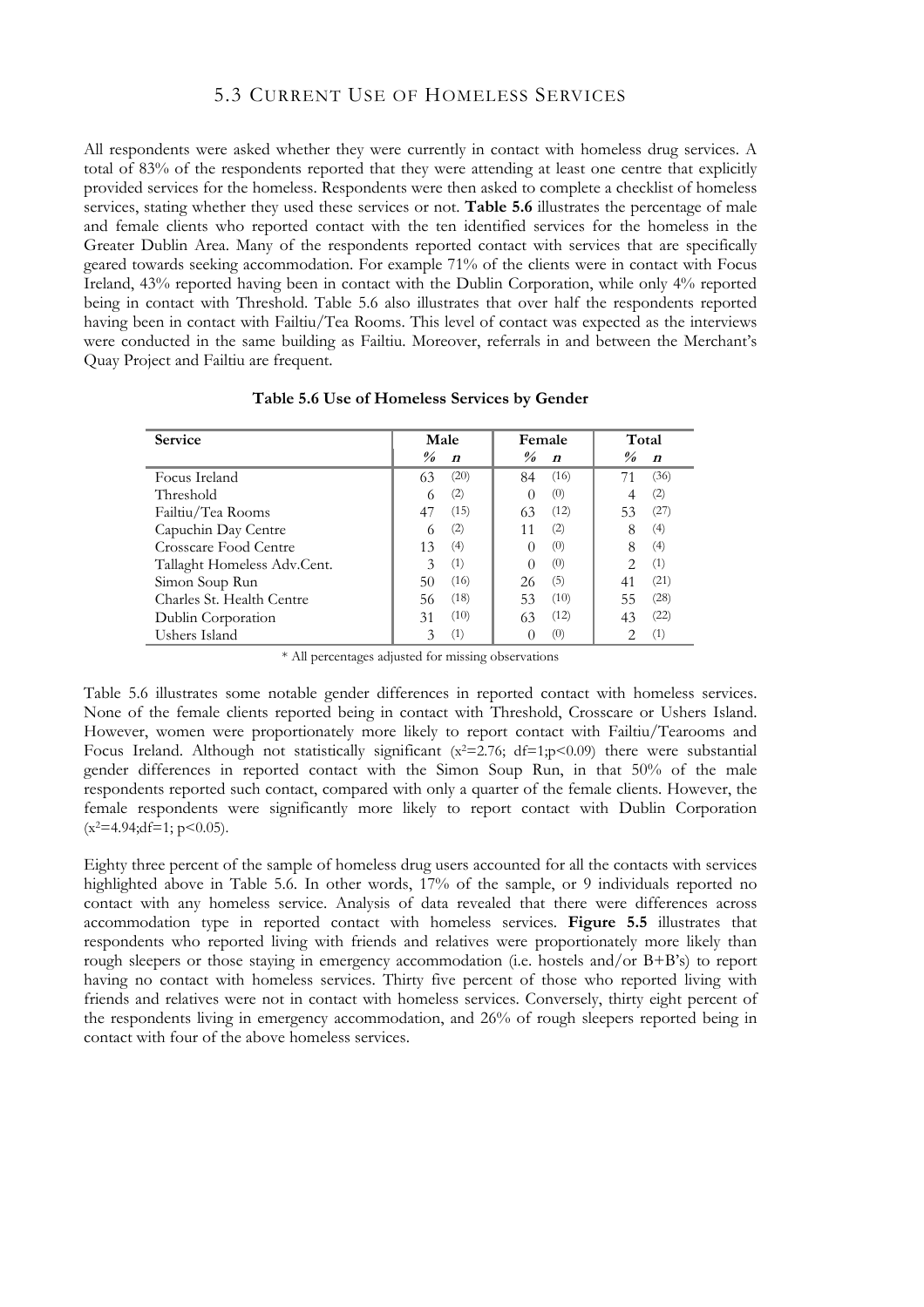## 5.3 Current Use of Homeless Services

All respondents were asked whether they were currently in contact with homeless drug services. A total of 83% of the respondents reported that they were attending at least one centre that explicitly provided services for the homeless. Respondents were then asked to complete a checklist of homeless services, stating whether they used these services or not. **Table 5.6** illustrates the percentage of male and female clients who reported contact with the ten identified services for the homeless in the Greater Dublin Area. Many of the respondents reported contact with services that are specifically geared towards seeking accommodation. For example 71% of the clients were in contact with Focus Ireland, 43% reported having been in contact with the Dublin Corporation, while only 4% reported being in contact with Threshold. Table 5.6 also illustrates that over half the respondents reported having been in contact with Failtiu/Tea Rooms. This level of contact was expected as the interviews were conducted in the same building as Failtiu. Moreover, referrals in and between the Merchant's Quay Project and Failtiu are frequent.

**Table 5.6 Use of Homeless Services by Gender**

| Service | Male | | Female | | Total | |
|---|---|---|---|---|---|---|
| | *%* | *n* | *%* | *n* | *%* | *n* |
| Focus Ireland | 63 | (20) | 84 | (16) | 71 | (36) |
| Threshold | 6 | (2) | 0 | (0) | 4 | (2) |
| Failtiu/Tea Rooms | 47 | (15) | 63 | (12) | 53 | (27) |
| Capuchin Day Centre | 6 | (2) | 11 | (2) | 8 | (4) |
| Crosscare Food Centre | 13 | (4) | 0 | (0) | 8 | (4) |
| Tallaght Homeless Adv.Cent. | 3 | (1) | 0 | (0) | 2 | (1) |
| Simon Soup Run | 50 | (16) | 26 | (5) | 41 | (21) |
| Charles St. Health Centre | 56 | (18) | 53 | (10) | 55 | (28) |
| Dublin Corporation | 31 | (10) | 63 | (12) | 43 | (22) |
| Ushers Island | 3 | (1) | 0 | (0) | 2 | (1) |

\* All percentages adjusted for missing observations

Table 5.6 illustrates some notable gender differences in reported contact with homeless services. None of the female clients reported being in contact with Threshold, Crosscare or Ushers Island. However, women were proportionately more likely to report contact with Failtiu/Tearooms and Focus Ireland. Although not statistically significant ($x^2$=2.76; df=1;$p<0.09$) there were substantial gender differences in reported contact with the Simon Soup Run, in that 50% of the male respondents reported such contact, compared with only a quarter of the female clients. However, the female respondents were significantly more likely to report contact with Dublin Corporation ($x^2$=4.94;df=1; $p<0.05$).

Eighty three percent of the sample of homeless drug users accounted for all the contacts with services highlighted above in Table 5.6. In other words, 17% of the sample, or 9 individuals reported no contact with any homeless service. Analysis of data revealed that there were differences across accommodation type in reported contact with homeless services. **Figure 5.5** illustrates that respondents who reported living with friends and relatives were proportionately more likely than rough sleepers or those staying in emergency accommodation (i.e. hostels and/or B+B's) to report having no contact with homeless services. Thirty five percent of those who reported living with friends and relatives were not in contact with homeless services. Conversely, thirty eight percent of the respondents living in emergency accommodation, and 26% of rough sleepers reported being in contact with four of the above homeless services.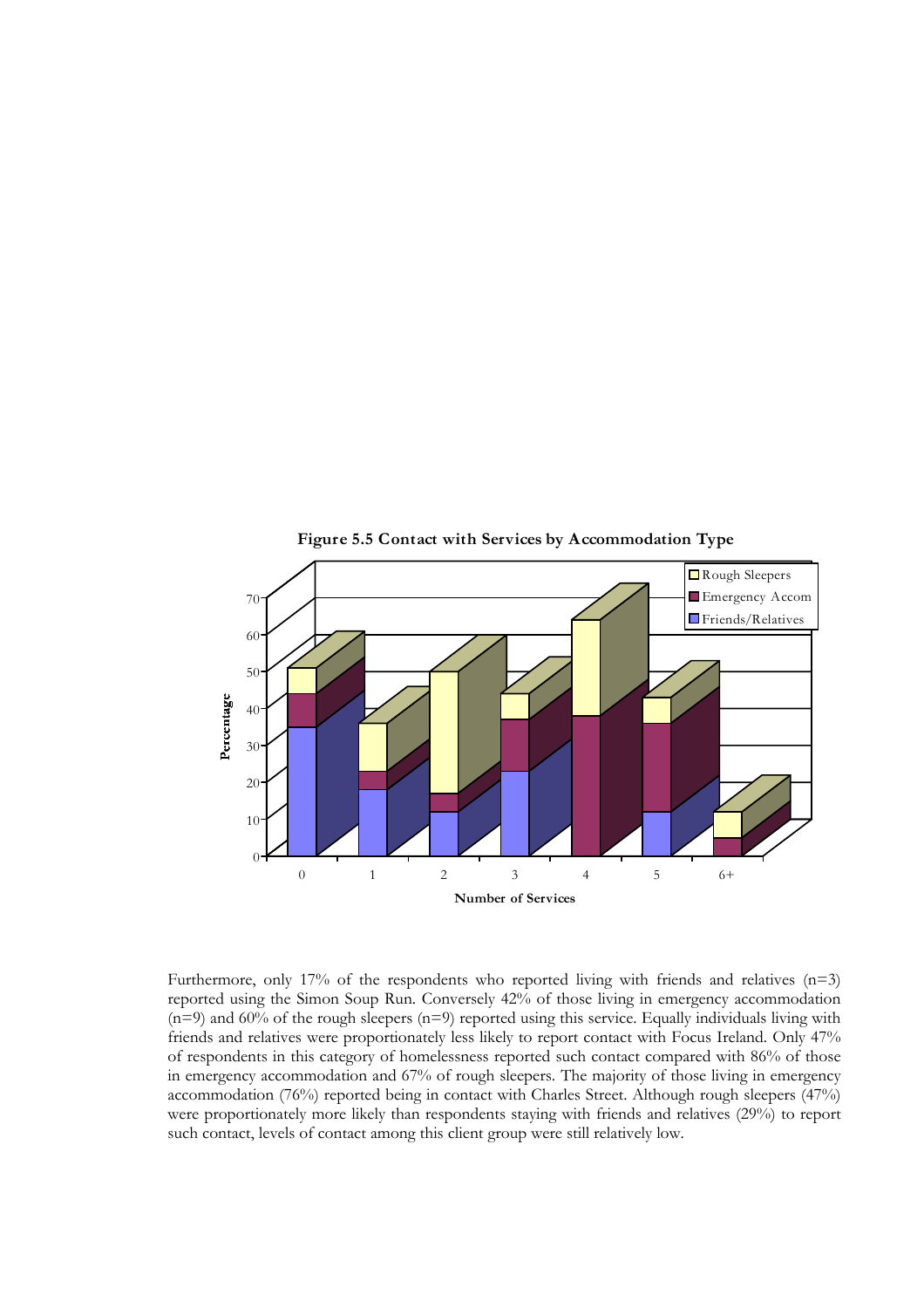**Figure 5.5 Contact with Services by Accommodation Type**

Furthermore, only 17% of the respondents who reported living with friends and relatives (n=3) reported using the Simon Soup Run. Conversely 42% of those living in emergency accommodation (n=9) and 60% of the rough sleepers (n=9) reported using this service. Equally individuals living with friends and relatives were proportionately less likely to report contact with Focus Ireland. Only 47% of respondents in this category of homelessness reported such contact compared with 86% of those in emergency accommodation and 67% of rough sleepers. The majority of those living in emergency accommodation (76%) reported being in contact with Charles Street. Although rough sleepers (47%) were proportionately more likely than respondents staying with friends and relatives (29%) to report such contact, levels of contact among this client group were still relatively low.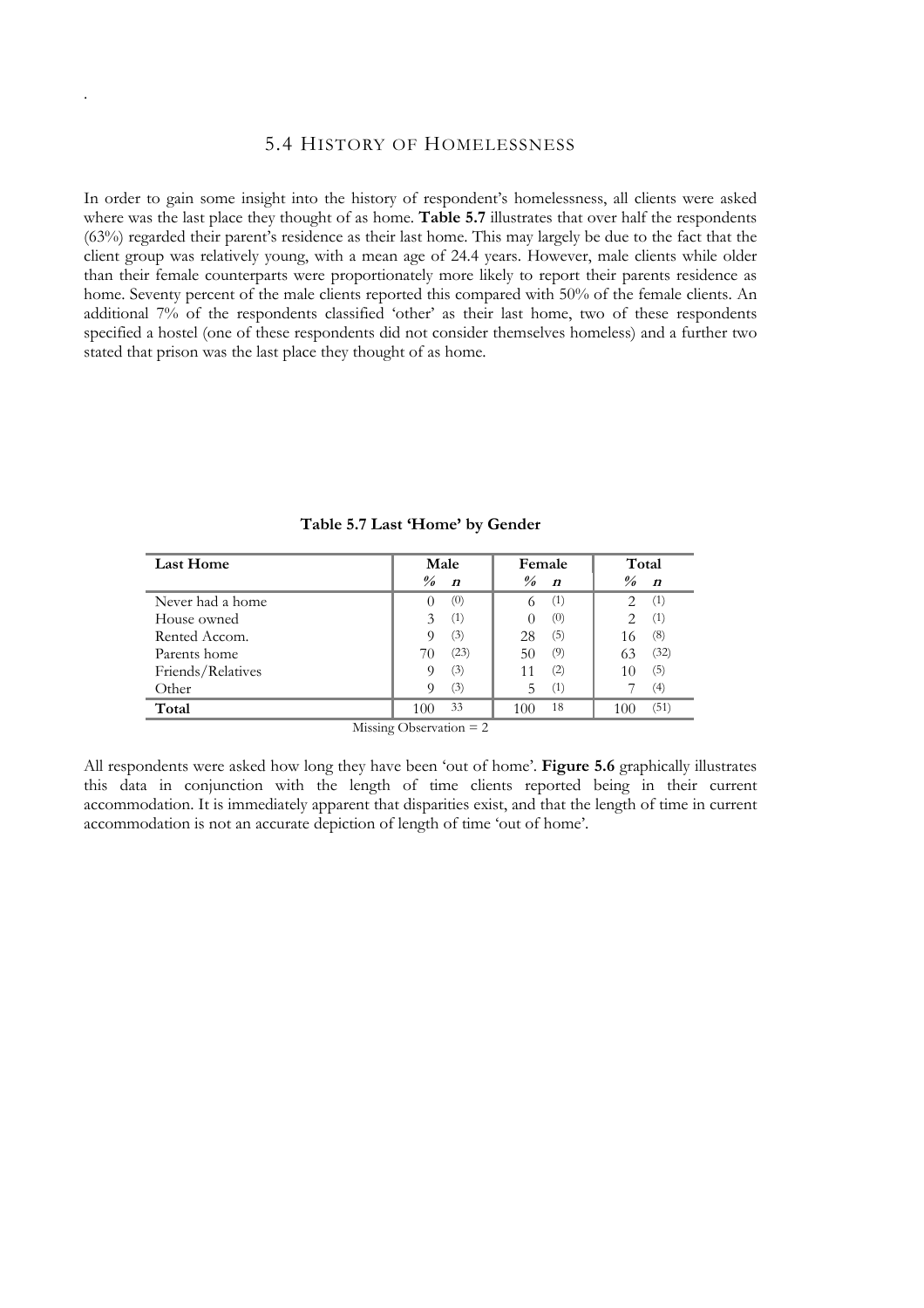## 5.4 History of Homelessness

In order to gain some insight into the history of respondent's homelessness, all clients were asked where was the last place they thought of as home. **Table 5.7** illustrates that over half the respondents (63%) regarded their parent's residence as their last home. This may largely be due to the fact that the client group was relatively young, with a mean age of 24.4 years. However, male clients while older than their female counterparts were proportionately more likely to report their parents residence as home. Seventy percent of the male clients reported this compared with 50% of the female clients. An additional 7% of the respondents classified 'other' as their last home, two of these respondents specified a hostel (one of these respondents did not consider themselves homeless) and a further two stated that prison was the last place they thought of as home.

**Table 5.7 Last 'Home' by Gender**

| Last Home | Male | | Female | | Total | |
|---|---|---|---|---|---|---|
| | *%* | *n* | *%* | *n* | *%* | *n* |
| Never had a home | 0 | (0) | 6 | (1) | 2 | (1) |
| House owned | 3 | (1) | 0 | (0) | 2 | (1) |
| Rented Accom. | 9 | (3) | 28 | (5) | 16 | (8) |
| Parents home | 70 | (23) | 50 | (9) | 63 | (32) |
| Friends/Relatives | 9 | (3) | 11 | (2) | 10 | (5) |
| Other | 9 | (3) | 5 | (1) | 7 | (4) |
| **Total** | 100 | 33 | 100 | 18 | 100 | (51) |

Missing Observation = 2

All respondents were asked how long they have been 'out of home'. **Figure 5.6** graphically illustrates this data in conjunction with the length of time clients reported being in their current accommodation. It is immediately apparent that disparities exist, and that the length of time in current accommodation is not an accurate depiction of length of time 'out of home'.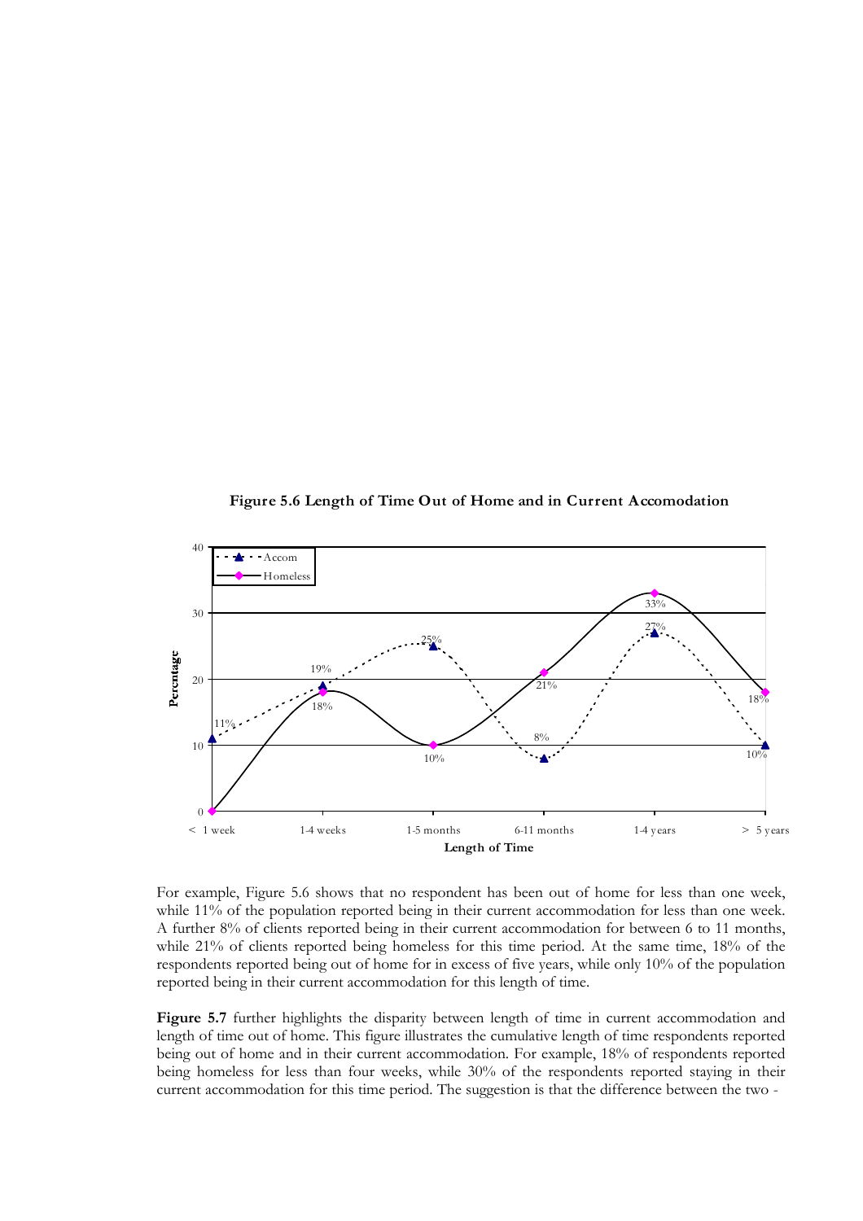**Figure 5.6 Length of Time Out of Home and in Current Accomodation**

For example, Figure 5.6 shows that no respondent has been out of home for less than one week, while 11% of the population reported being in their current accommodation for less than one week. A further 8% of clients reported being in their current accommodation for between 6 to 11 months, while 21% of clients reported being homeless for this time period. At the same time, 18% of the respondents reported being out of home for in excess of five years, while only 10% of the population reported being in their current accommodation for this length of time.

**Figure 5.7** further highlights the disparity between length of time in current accommodation and length of time out of home. This figure illustrates the cumulative length of time respondents reported being out of home and in their current accommodation. For example, 18% of respondents reported being homeless for less than four weeks, while 30% of the respondents reported staying in their current accommodation for this time period. The suggestion is that the difference between the two -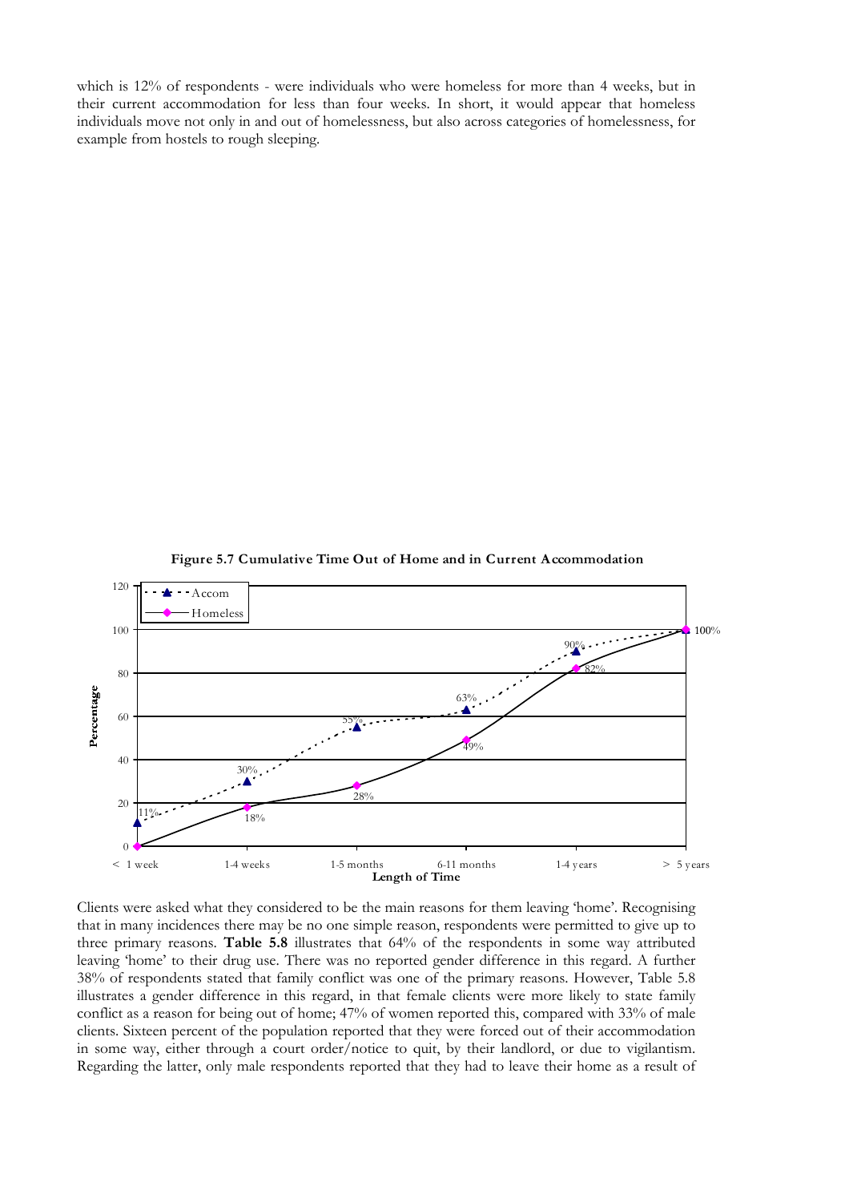which is 12% of respondents - were individuals who were homeless for more than 4 weeks, but in their current accommodation for less than four weeks. In short, it would appear that homeless individuals move not only in and out of homelessness, but also across categories of homelessness, for example from hostels to rough sleeping.

**Figure 5.7 Cumulative Time Out of Home and in Current Accommodation**

| Length of Time | Accom | Homeless |
|---|---|---|
| < 1 week | 11% | 0% |
| 1-4 weeks | 30% | 18% |
| 1-5 months | 55% | 28% |
| 6-11 months | 63% | 49% |
| 1-4 years | 90% | 82% |
| > 5 years | 100% | 100% |

Clients were asked what they considered to be the main reasons for them leaving 'home'. Recognising that in many incidences there may be no one simple reason, respondents were permitted to give up to three primary reasons. **Table 5.8** illustrates that 64% of the respondents in some way attributed leaving 'home' to their drug use. There was no reported gender difference in this regard. A further 38% of respondents stated that family conflict was one of the primary reasons. However, Table 5.8 illustrates a gender difference in this regard, in that female clients were more likely to state family conflict as a reason for being out of home; 47% of women reported this, compared with 33% of male clients. Sixteen percent of the population reported that they were forced out of their accommodation in some way, either through a court order/notice to quit, by their landlord, or due to vigilantism. Regarding the latter, only male respondents reported that they had to leave their home as a result of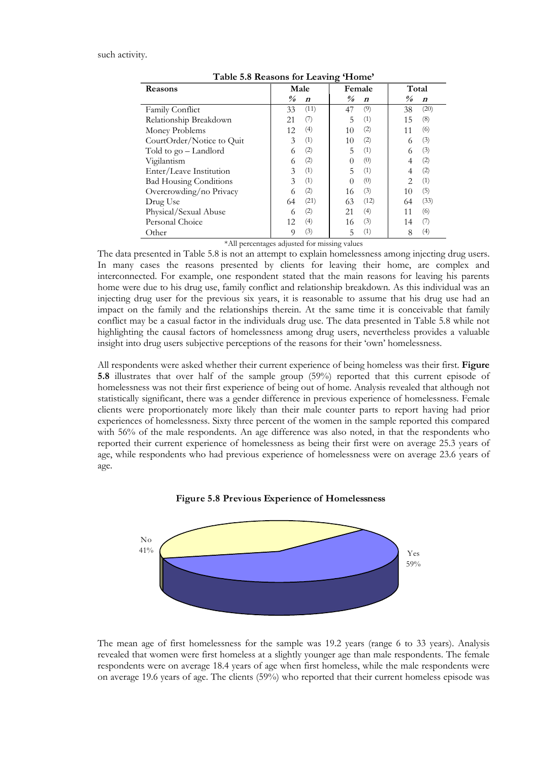such activity.

**Table 5.8 Reasons for Leaving 'Home'**

| Reasons | Male | | Female | | Total | |
|---|---|---|---|---|---|---|
| | *%* | *n* | *%* | *n* | *%* | *n* |
| Family Conflict | 33 | (11) | 47 | (9) | 38 | (20) |
| Relationship Breakdown | 21 | (7) | 5 | (1) | 15 | (8) |
| Money Problems | 12 | (4) | 10 | (2) | 11 | (6) |
| CourtOrder/Notice to Quit | 3 | (1) | 10 | (2) | 6 | (3) |
| Told to go – Landlord | 6 | (2) | 5 | (1) | 6 | (3) |
| Vigilantism | 6 | (2) | 0 | (0) | 4 | (2) |
| Enter/Leave Institution | 3 | (1) | 5 | (1) | 4 | (2) |
| Bad Housing Conditions | 3 | (1) | 0 | (0) | 2 | (1) |
| Overcrowding/no Privacy | 6 | (2) | 16 | (3) | 10 | (5) |
| Drug Use | 64 | (21) | 63 | (12) | 64 | (33) |
| Physical/Sexual Abuse | 6 | (2) | 21 | (4) | 11 | (6) |
| Personal Choice | 12 | (4) | 16 | (3) | 14 | (7) |
| Other | 9 | (3) | 5 | (1) | 8 | (4) |

*All percentages adjusted for missing values

The data presented in Table 5.8 is not an attempt to explain homelessness among injecting drug users. In many cases the reasons presented by clients for leaving their home, are complex and interconnected. For example, one respondent stated that the main reasons for leaving his parents home were due to his drug use, family conflict and relationship breakdown. As this individual was an injecting drug user for the previous six years, it is reasonable to assume that his drug use had an impact on the family and the relationships therein. At the same time it is conceivable that family conflict may be a casual factor in the individuals drug use. The data presented in Table 5.8 while not highlighting the causal factors of homelessness among drug users, nevertheless provides a valuable insight into drug users subjective perceptions of the reasons for their 'own' homelessness.

All respondents were asked whether their current experience of being homeless was their first. **Figure 5.8** illustrates that over half of the sample group (59%) reported that this current episode of homelessness was not their first experience of being out of home. Analysis revealed that although not statistically significant, there was a gender difference in previous experience of homelessness. Female clients were proportionately more likely than their male counter parts to report having had prior experiences of homelessness. Sixty three percent of the women in the sample reported this compared with 56% of the male respondents. An age difference was also noted, in that the respondents who reported their current experience of homelessness as being their first were on average 25.3 years of age, while respondents who had previous experience of homelessness were on average 23.6 years of age.

**Figure 5.8 Previous Experience of Homelessness**

No 41%

Yes 59%

The mean age of first homelessness for the sample was 19.2 years (range 6 to 33 years). Analysis revealed that women were first homeless at a slightly younger age than male respondents. The female respondents were on average 18.4 years of age when first homeless, while the male respondents were on average 19.6 years of age. The clients (59%) who reported that their current homeless episode was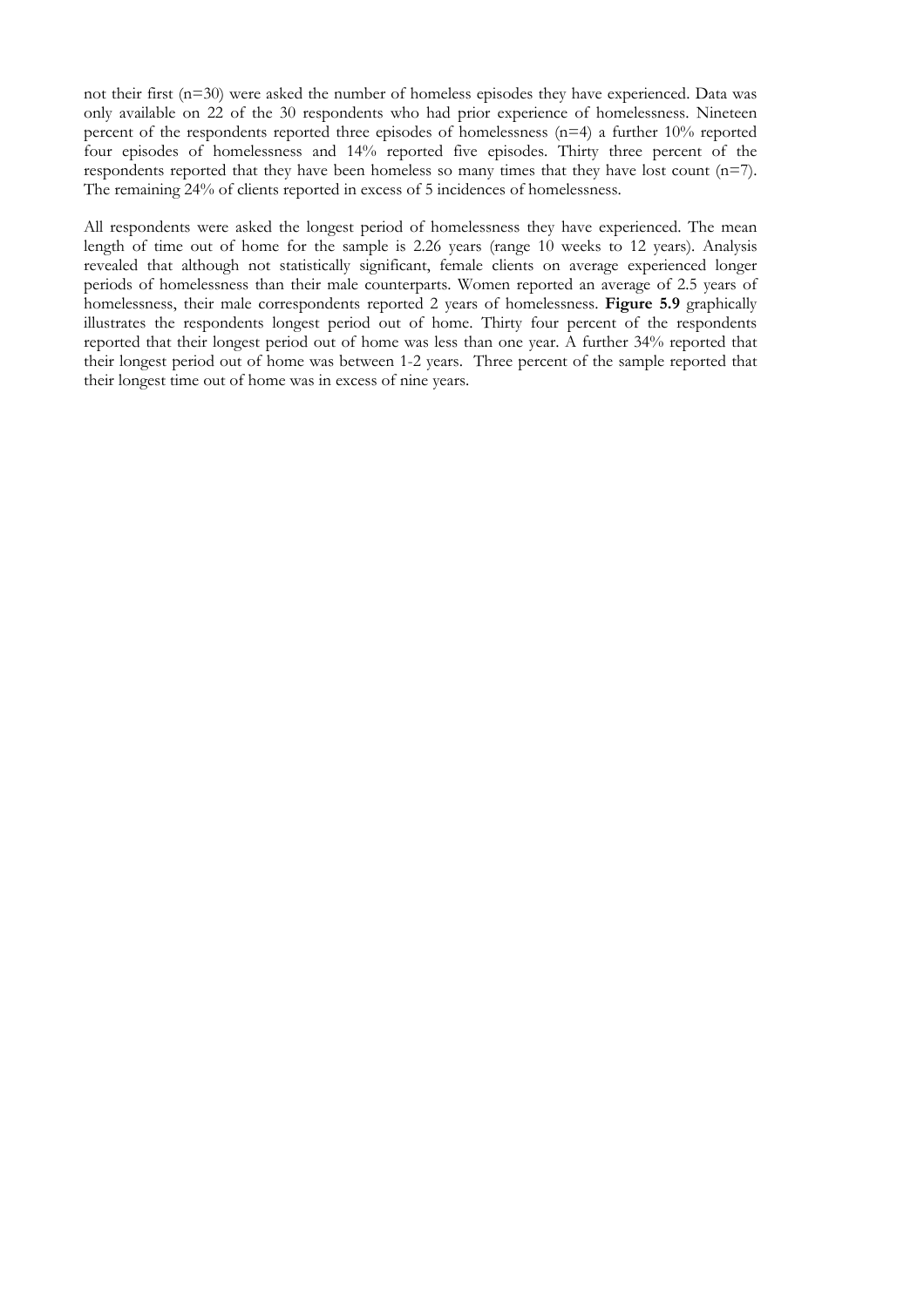not their first (n=30) were asked the number of homeless episodes they have experienced. Data was only available on 22 of the 30 respondents who had prior experience of homelessness. Nineteen percent of the respondents reported three episodes of homelessness (n=4) a further 10% reported four episodes of homelessness and 14% reported five episodes. Thirty three percent of the respondents reported that they have been homeless so many times that they have lost count (n=7). The remaining 24% of clients reported in excess of 5 incidences of homelessness.

All respondents were asked the longest period of homelessness they have experienced. The mean length of time out of home for the sample is 2.26 years (range 10 weeks to 12 years). Analysis revealed that although not statistically significant, female clients on average experienced longer periods of homelessness than their male counterparts. Women reported an average of 2.5 years of homelessness, their male correspondents reported 2 years of homelessness. **Figure 5.9** graphically illustrates the respondents longest period out of home. Thirty four percent of the respondents reported that their longest period out of home was less than one year. A further 34% reported that their longest period out of home was between 1-2 years. Three percent of the sample reported that their longest time out of home was in excess of nine years.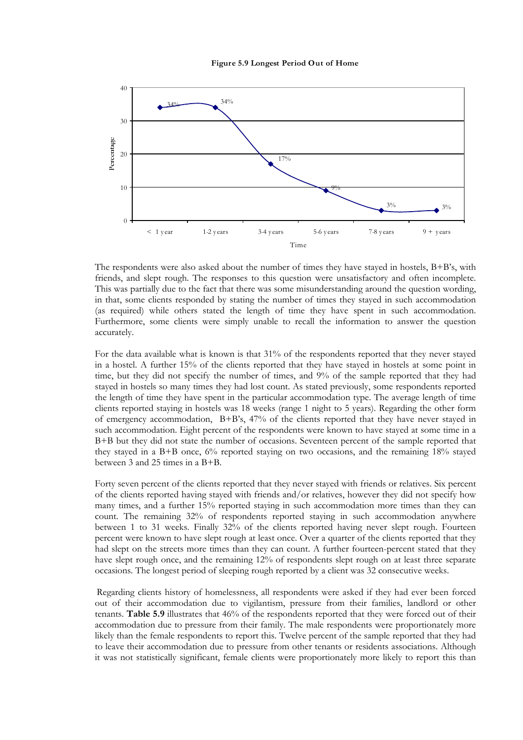**Figure 5.9 Longest Period Out of Home**

| Time | Percentage |
|---|---|
| < 1 year | 34% |
| 1-2 years | 34% |
| 3-4 years | 17% |
| 5-6 years | 9% |
| 7-8 years | 3% |
| 9 + years | 3% |

The respondents were also asked about the number of times they have stayed in hostels, B+B's, with friends, and slept rough. The responses to this question were unsatisfactory and often incomplete. This was partially due to the fact that there was some misunderstanding around the question wording, in that, some clients responded by stating the number of times they stayed in such accommodation (as required) while others stated the length of time they have spent in such accommodation. Furthermore, some clients were simply unable to recall the information to answer the question accurately.

For the data available what is known is that 31% of the respondents reported that they never stayed in a hostel. A further 15% of the clients reported that they have stayed in hostels at some point in time, but they did not specify the number of times, and 9% of the sample reported that they had stayed in hostels so many times they had lost count. As stated previously, some respondents reported the length of time they have spent in the particular accommodation type. The average length of time clients reported staying in hostels was 18 weeks (range 1 night to 5 years). Regarding the other form of emergency accommodation, B+B's, 47% of the clients reported that they have never stayed in such accommodation. Eight percent of the respondents were known to have stayed at some time in a B+B but they did not state the number of occasions. Seventeen percent of the sample reported that they stayed in a B+B once, 6% reported staying on two occasions, and the remaining 18% stayed between 3 and 25 times in a B+B.

Forty seven percent of the clients reported that they never stayed with friends or relatives. Six percent of the clients reported having stayed with friends and/or relatives, however they did not specify how many times, and a further 15% reported staying in such accommodation more times than they can count. The remaining 32% of respondents reported staying in such accommodation anywhere between 1 to 31 weeks. Finally 32% of the clients reported having never slept rough. Fourteen percent were known to have slept rough at least once. Over a quarter of the clients reported that they had slept on the streets more times than they can count. A further fourteen-percent stated that they have slept rough once, and the remaining 12% of respondents slept rough on at least three separate occasions. The longest period of sleeping rough reported by a client was 32 consecutive weeks.

Regarding clients history of homelessness, all respondents were asked if they had ever been forced out of their accommodation due to vigilantism, pressure from their families, landlord or other tenants. **Table 5.9** illustrates that 46% of the respondents reported that they were forced out of their accommodation due to pressure from their family. The male respondents were proportionately more likely than the female respondents to report this. Twelve percent of the sample reported that they had to leave their accommodation due to pressure from other tenants or residents associations. Although it was not statistically significant, female clients were proportionately more likely to report this than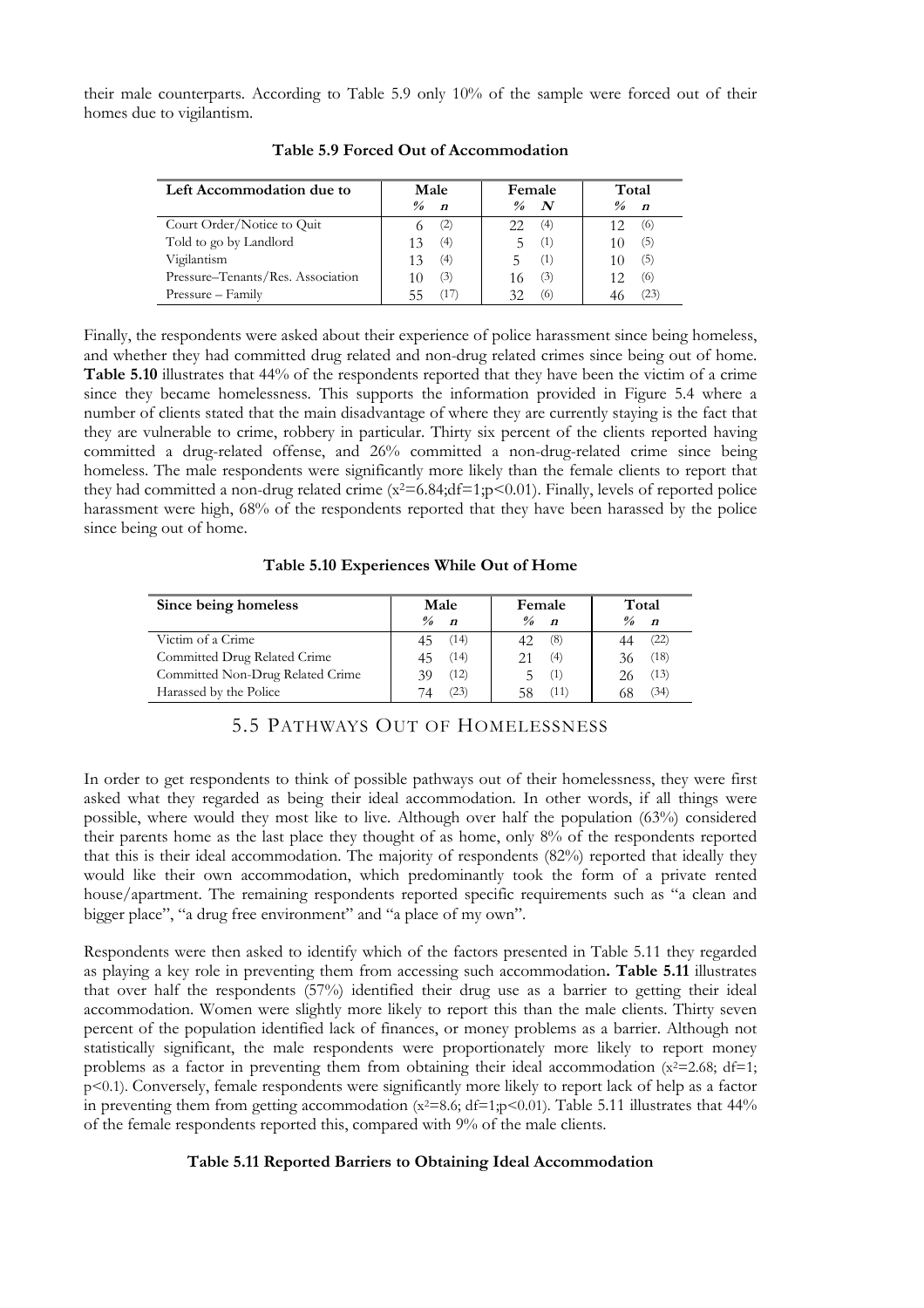their male counterparts. According to Table 5.9 only 10% of the sample were forced out of their homes due to vigilantism.

**Table 5.9 Forced Out of Accommodation**

| Left Accommodation due to | Male | | Female | | Total | |
|---|---|---|---|---|---|---|
| | % | n | % | N | % | n |
| Court Order/Notice to Quit | 6 | (2) | 22 | (4) | 12 | (6) |
| Told to go by Landlord | 13 | (4) | 5 | (1) | 10 | (5) |
| Vigilantism | 13 | (4) | 5 | (1) | 10 | (5) |
| Pressure–Tenants/Res. Association | 10 | (3) | 16 | (3) | 12 | (6) |
| Pressure – Family | 55 | (17) | 32 | (6) | 46 | (23) |

Finally, the respondents were asked about their experience of police harassment since being homeless, and whether they had committed drug related and non-drug related crimes since being out of home. **Table 5.10** illustrates that 44% of the respondents reported that they have been the victim of a crime since they became homelessness. This supports the information provided in Figure 5.4 where a number of clients stated that the main disadvantage of where they are currently staying is the fact that they are vulnerable to crime, robbery in particular. Thirty six percent of the clients reported having committed a drug-related offense, and 26% committed a non-drug-related crime since being homeless. The male respondents were significantly more likely than the female clients to report that they had committed a non-drug related crime ($x^2$=6.84;df=1;p<0.01). Finally, levels of reported police harassment were high, 68% of the respondents reported that they have been harassed by the police since being out of home.

**Table 5.10 Experiences While Out of Home**

| Since being homeless | Male | | Female | | Total | |
|---|---|---|---|---|---|---|
| | % | n | % | n | % | n |
| Victim of a Crime | 45 | (14) | 42 | (8) | 44 | (22) |
| Committed Drug Related Crime | 45 | (14) | 21 | (4) | 36 | (18) |
| Committed Non-Drug Related Crime | 39 | (12) | 5 | (1) | 26 | (13) |
| Harassed by the Police | 74 | (23) | 58 | (11) | 68 | (34) |

## 5.5 PATHWAYS OUT OF HOMELESSNESS

In order to get respondents to think of possible pathways out of their homelessness, they were first asked what they regarded as being their ideal accommodation. In other words, if all things were possible, where would they most like to live. Although over half the population (63%) considered their parents home as the last place they thought of as home, only 8% of the respondents reported that this is their ideal accommodation. The majority of respondents (82%) reported that ideally they would like their own accommodation, which predominantly took the form of a private rented house/apartment. The remaining respondents reported specific requirements such as "a clean and bigger place", "a drug free environment" and "a place of my own".

Respondents were then asked to identify which of the factors presented in Table 5.11 they regarded as playing a key role in preventing them from accessing such accommodation**. Table 5.11** illustrates that over half the respondents (57%) identified their drug use as a barrier to getting their ideal accommodation. Women were slightly more likely to report this than the male clients. Thirty seven percent of the population identified lack of finances, or money problems as a barrier. Although not statistically significant, the male respondents were proportionately more likely to report money problems as a factor in preventing them from obtaining their ideal accommodation ($x^2$=2.68; df=1; p<0.1). Conversely, female respondents were significantly more likely to report lack of help as a factor in preventing them from getting accommodation ($x^2$=8.6; df=1;p<0.01). Table 5.11 illustrates that 44% of the female respondents reported this, compared with 9% of the male clients.

**Table 5.11 Reported Barriers to Obtaining Ideal Accommodation**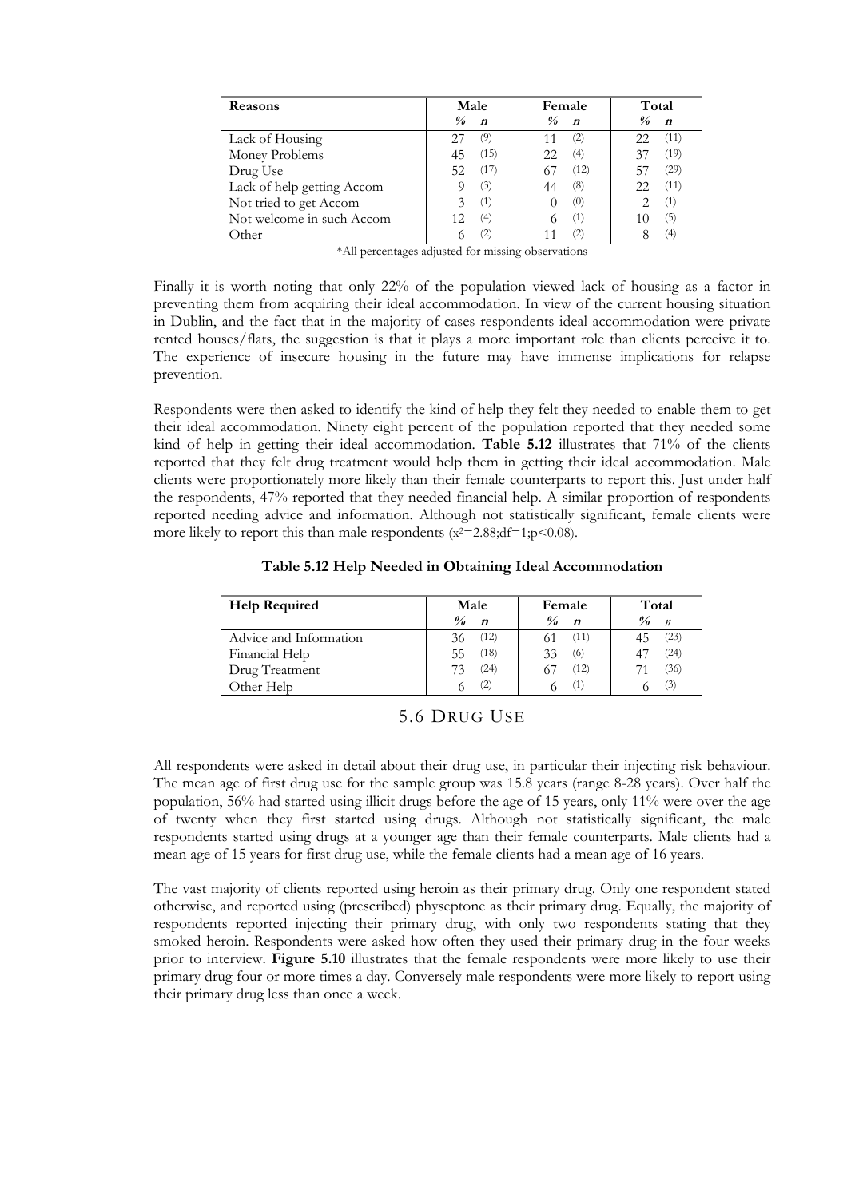| Reasons | Male | | Female | | Total | |
|---|---|---|---|---|---|---|
| | % | n | % | n | % | n |
| Lack of Housing | 27 | (9) | 11 | (2) | 22 | (11) |
| Money Problems | 45 | (15) | 22 | (4) | 37 | (19) |
| Drug Use | 52 | (17) | 67 | (12) | 57 | (29) |
| Lack of help getting Accom | 9 | (3) | 44 | (8) | 22 | (11) |
| Not tried to get Accom | 3 | (1) | 0 | (0) | 2 | (1) |
| Not welcome in such Accom | 12 | (4) | 6 | (1) | 10 | (5) |
| Other | 6 | (2) | 11 | (2) | 8 | (4) |

*All percentages adjusted for missing observations

Finally it is worth noting that only 22% of the population viewed lack of housing as a factor in preventing them from acquiring their ideal accommodation. In view of the current housing situation in Dublin, and the fact that in the majority of cases respondents ideal accommodation were private rented houses/flats, the suggestion is that it plays a more important role than clients perceive it to. The experience of insecure housing in the future may have immense implications for relapse prevention.

Respondents were then asked to identify the kind of help they felt they needed to enable them to get their ideal accommodation. Ninety eight percent of the population reported that they needed some kind of help in getting their ideal accommodation. **Table 5.12** illustrates that 71% of the clients reported that they felt drug treatment would help them in getting their ideal accommodation. Male clients were proportionately more likely than their female counterparts to report this. Just under half the respondents, 47% reported that they needed financial help. A similar proportion of respondents reported needing advice and information. Although not statistically significant, female clients were more likely to report this than male respondents ($x^2$=2.88;df=1;p<0.08).

**Table 5.12 Help Needed in Obtaining Ideal Accommodation**

| Help Required | Male | | Female | | Total | |
|---|---|---|---|---|---|---|
| | % | n | % | n | % | n |
| Advice and Information | 36 | (12) | 61 | (11) | 45 | (23) |
| Financial Help | 55 | (18) | 33 | (6) | 47 | (24) |
| Drug Treatment | 73 | (24) | 67 | (12) | 71 | (36) |
| Other Help | 6 | (2) | 6 | (1) | 6 | (3) |

## 5.6 Drug Use

All respondents were asked in detail about their drug use, in particular their injecting risk behaviour. The mean age of first drug use for the sample group was 15.8 years (range 8-28 years). Over half the population, 56% had started using illicit drugs before the age of 15 years, only 11% were over the age of twenty when they first started using drugs. Although not statistically significant, the male respondents started using drugs at a younger age than their female counterparts. Male clients had a mean age of 15 years for first drug use, while the female clients had a mean age of 16 years.

The vast majority of clients reported using heroin as their primary drug. Only one respondent stated otherwise, and reported using (prescribed) physeptone as their primary drug. Equally, the majority of respondents reported injecting their primary drug, with only two respondents stating that they smoked heroin. Respondents were asked how often they used their primary drug in the four weeks prior to interview. **Figure 5.10** illustrates that the female respondents were more likely to use their primary drug four or more times a day. Conversely male respondents were more likely to report using their primary drug less than once a week.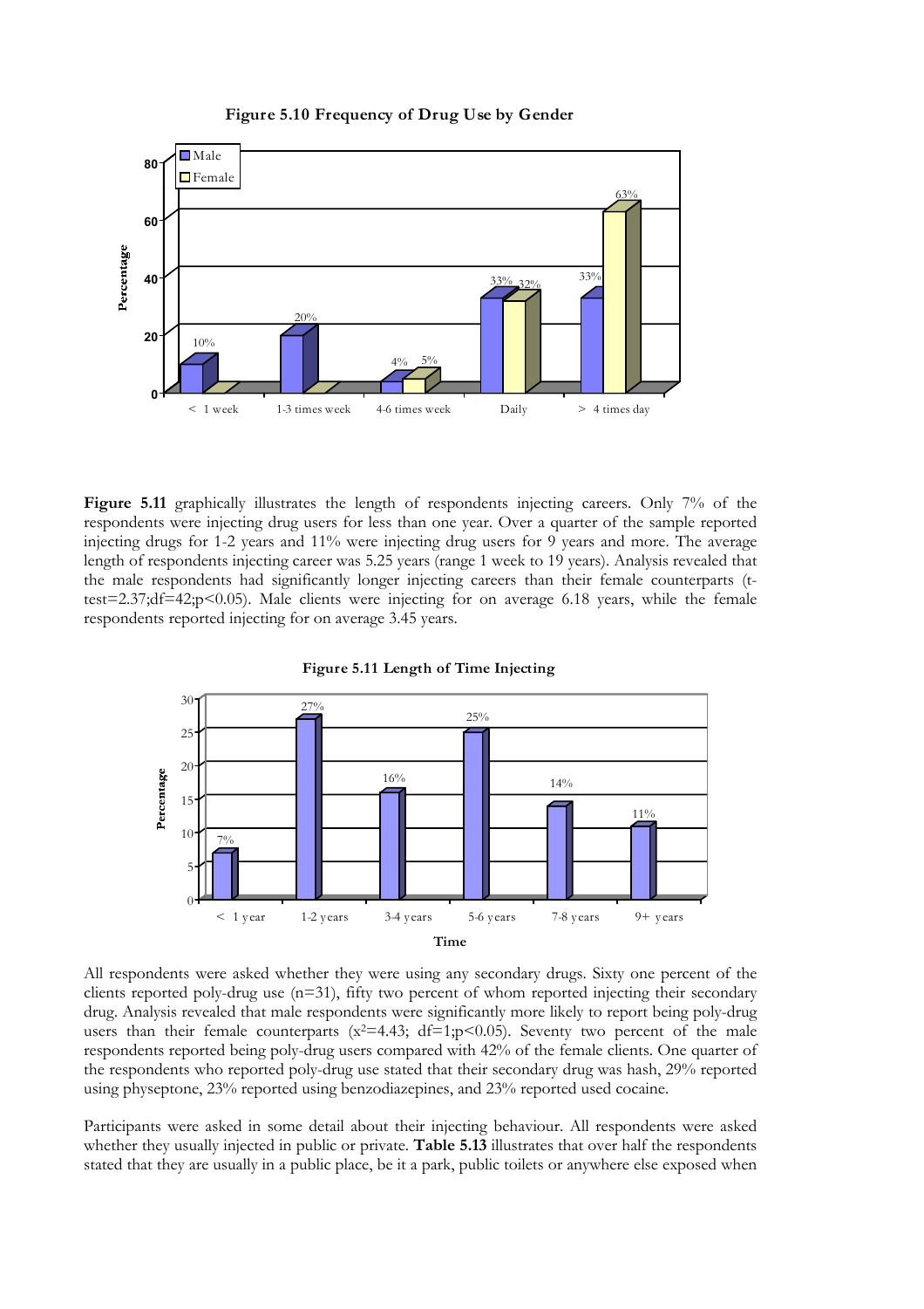**Figure 5.10 Frequency of Drug Use by Gender**

| | Male | Female |
|---|---|---|
| < 1 week | 10% | |
| 1-3 times week | 20% | |
| 4-6 times week | 4% | 5% |
| Daily | 33% | 32% |
| > 4 times day | 33% | 63% |

**Figure 5.11** graphically illustrates the length of respondents injecting careers. Only 7% of the respondents were injecting drug users for less than one year. Over a quarter of the sample reported injecting drugs for 1-2 years and 11% were injecting drug users for 9 years and more. The average length of respondents injecting career was 5.25 years (range 1 week to 19 years). Analysis revealed that the male respondents had significantly longer injecting careers than their female counterparts (t-test=2.37;df=42;$p<0.05$). Male clients were injecting for on average 6.18 years, while the female respondents reported injecting for on average 3.45 years.

**Figure 5.11 Length of Time Injecting**

| Time | Percentage |
|---|---|
| < 1 year | 7% |
| 1-2 years | 27% |
| 3-4 years | 16% |
| 5-6 years | 25% |
| 7-8 years | 14% |
| 9+ years | 11% |

All respondents were asked whether they were using any secondary drugs. Sixty one percent of the clients reported poly-drug use (n=31), fifty two percent of whom reported injecting their secondary drug. Analysis revealed that male respondents were significantly more likely to report being poly-drug users than their female counterparts ($x^2$=4.43; df=1;$p<0.05$). Seventy two percent of the male respondents reported being poly-drug users compared with 42% of the female clients. One quarter of the respondents who reported poly-drug use stated that their secondary drug was hash, 29% reported using physeptone, 23% reported using benzodiazepines, and 23% reported used cocaine.

Participants were asked in some detail about their injecting behaviour. All respondents were asked whether they usually injected in public or private. **Table 5.13** illustrates that over half the respondents stated that they are usually in a public place, be it a park, public toilets or anywhere else exposed when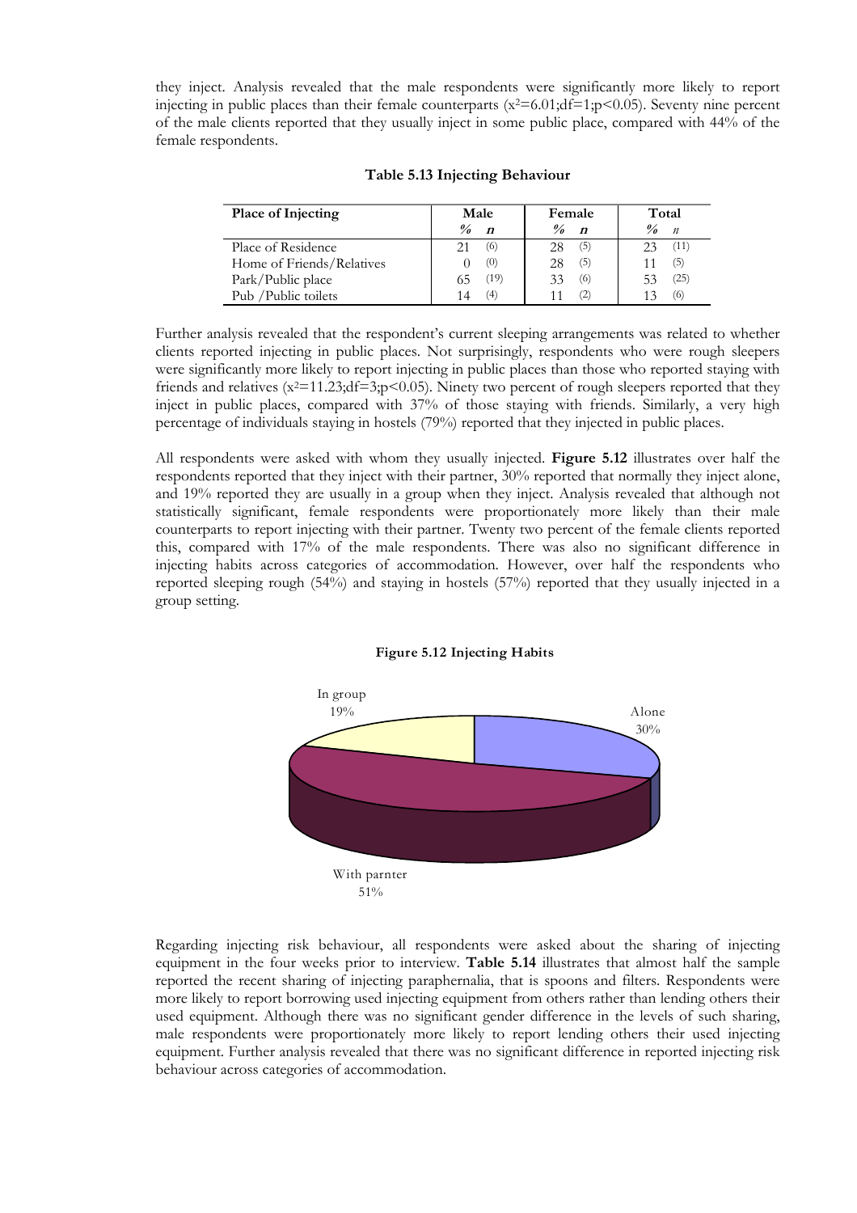they inject. Analysis revealed that the male respondents were significantly more likely to report injecting in public places than their female counterparts ($x^2$=6.01;df=1;$p<0.05$). Seventy nine percent of the male clients reported that they usually inject in some public place, compared with 44% of the female respondents.

**Table 5.13 Injecting Behaviour**

| Place of Injecting | Male | | Female | | Total | |
|---|---|---|---|---|---|---|
| | % | n | % | n | % | n |
| Place of Residence | 21 | (6) | 28 | (5) | 23 | (11) |
| Home of Friends/Relatives | 0 | (0) | 28 | (5) | 11 | (5) |
| Park/Public place | 65 | (19) | 33 | (6) | 53 | (25) |
| Pub /Public toilets | 14 | (4) | 11 | (2) | 13 | (6) |

Further analysis revealed that the respondent's current sleeping arrangements was related to whether clients reported injecting in public places. Not surprisingly, respondents who were rough sleepers were significantly more likely to report injecting in public places than those who reported staying with friends and relatives ($x^2$=11.23;df=3;$p<0.05$). Ninety two percent of rough sleepers reported that they inject in public places, compared with 37% of those staying with friends. Similarly, a very high percentage of individuals staying in hostels (79%) reported that they injected in public places.

All respondents were asked with whom they usually injected. **Figure 5.12** illustrates over half the respondents reported that they inject with their partner, 30% reported that normally they inject alone, and 19% reported they are usually in a group when they inject. Analysis revealed that although not statistically significant, female respondents were proportionately more likely than their male counterparts to report injecting with their partner. Twenty two percent of the female clients reported this, compared with 17% of the male respondents. There was also no significant difference in injecting habits across categories of accommodation. However, over half the respondents who reported sleeping rough (54%) and staying in hostels (57%) reported that they usually injected in a group setting.

**Figure 5.12 Injecting Habits**

In group 19%

Alone 30%

With parnter 51%

Regarding injecting risk behaviour, all respondents were asked about the sharing of injecting equipment in the four weeks prior to interview. **Table 5.14** illustrates that almost half the sample reported the recent sharing of injecting paraphernalia, that is spoons and filters. Respondents were more likely to report borrowing used injecting equipment from others rather than lending others their used equipment. Although there was no significant gender difference in the levels of such sharing, male respondents were proportionately more likely to report lending others their used injecting equipment. Further analysis revealed that there was no significant difference in reported injecting risk behaviour across categories of accommodation.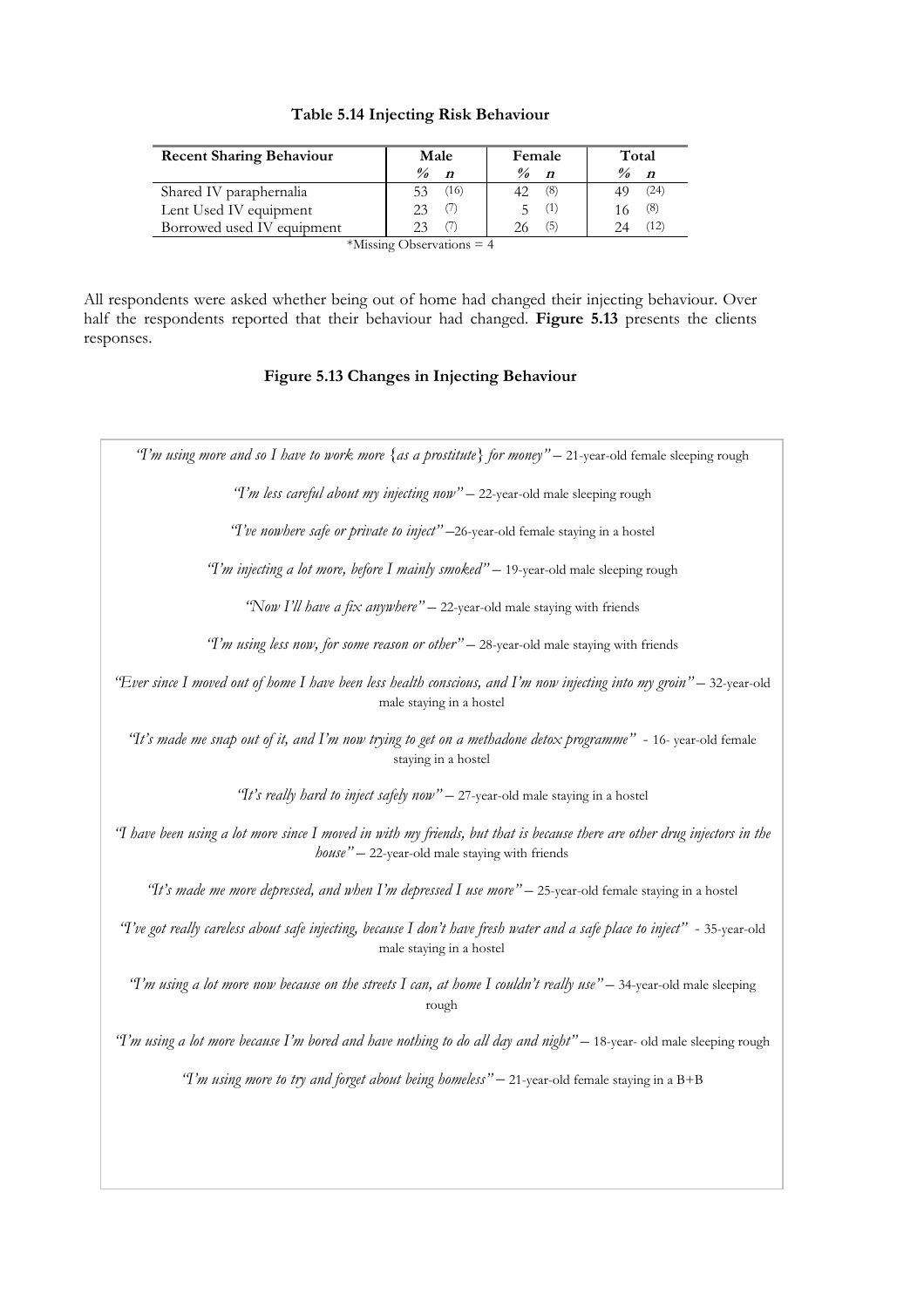**Table 5.14 Injecting Risk Behaviour**

| Recent Sharing Behaviour | Male | | Female | | Total | |
|---|---|---|---|---|---|---|
| | *%* | ***n*** | *%* | ***n*** | *%* | ***n*** |
| Shared IV paraphernalia | 53 | (16) | 42 | (8) | 49 | (24) |
| Lent Used IV equipment | 23 | (7) | 5 | (1) | 16 | (8) |
| Borrowed used IV equipment | 23 | (7) | 26 | (5) | 24 | (12) |

*Missing Observations = 4

All respondents were asked whether being out of home had changed their injecting behaviour. Over half the respondents reported that their behaviour had changed. **Figure 5.13** presents the clients responses.

**Figure 5.13 Changes in Injecting Behaviour**

*"I'm using more and so I have to work more {as a prostitute} for money"* – 21-year-old female sleeping rough

*"I'm less careful about my injecting now"* – 22-year-old male sleeping rough

*"I've nowhere safe or private to inject"* –26-year-old female staying in a hostel

*"I'm injecting a lot more, before I mainly smoked"* – 19-year-old male sleeping rough

*"Now I'll have a fix anywhere"* – 22-year-old male staying with friends

*"I'm using less now, for some reason or other"* – 28-year-old male staying with friends

*"Ever since I moved out of home I have been less health conscious, and I'm now injecting into my groin"* – 32-year-old male staying in a hostel

*"It's made me snap out of it, and I'm now trying to get on a methadone detox programme"* - 16- year-old female staying in a hostel

*"It's really hard to inject safely now"* – 27-year-old male staying in a hostel

*"I have been using a lot more since I moved in with my friends, but that is because there are other drug injectors in the house"* – 22-year-old male staying with friends

*"It's made me more depressed, and when I'm depressed I use more"* – 25-year-old female staying in a hostel

*"I've got really careless about safe injecting, because I don't have fresh water and a safe place to inject"* - 35-year-old male staying in a hostel

*"I'm using a lot more now because on the streets I can, at home I couldn't really use"* – 34-year-old male sleeping rough

*"I'm using a lot more because I'm bored and have nothing to do all day and night"* – 18-year- old male sleeping rough

*"I'm using more to try and forget about being homeless"* – 21-year-old female staying in a B+B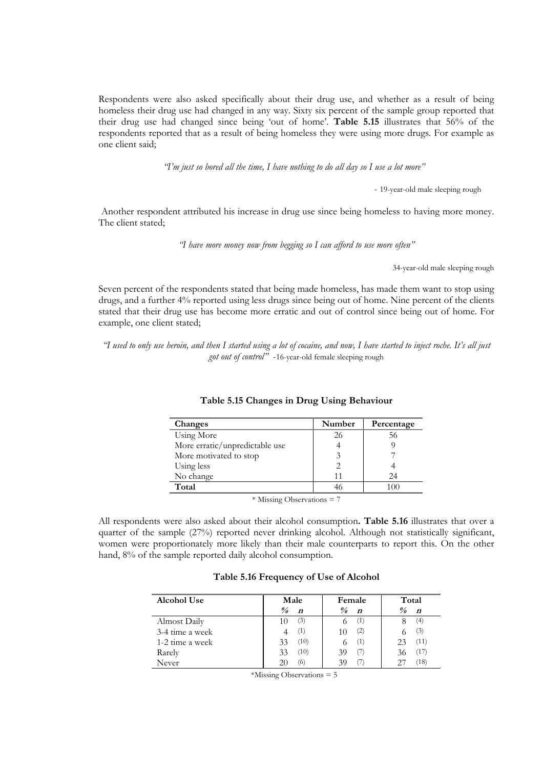Respondents were also asked specifically about their drug use, and whether as a result of being homeless their drug use had changed in any way. Sixty six percent of the sample group reported that their drug use had changed since being 'out of home'. **Table 5.15** illustrates that 56% of the respondents reported that as a result of being homeless they were using more drugs. For example as one client said;

*"I'm just so bored all the time, I have nothing to do all day so I use a lot more"*

- 19-year-old male sleeping rough

Another respondent attributed his increase in drug use since being homeless to having more money. The client stated;

*"I have more money now from begging so I can afford to use more often"*

34-year-old male sleeping rough

Seven percent of the respondents stated that being made homeless, has made them want to stop using drugs, and a further 4% reported using less drugs since being out of home. Nine percent of the clients stated that their drug use has become more erratic and out of control since being out of home. For example, one client stated;

*"I used to only use heroin, and then I started using a lot of cocaine, and now, I have started to inject roche. It's all just got out of control"* -16-year-old female sleeping rough

**Table 5.15 Changes in Drug Using Behaviour**

| Changes | Number | Percentage |
|---|---|---|
| Using More | 26 | 56 |
| More erratic/unpredictable use | 4 | 9 |
| More motivated to stop | 3 | 7 |
| Using less | 2 | 4 |
| No change | 11 | 24 |
| **Total** | 46 | 100 |

* Missing Observations = 7

All respondents were also asked about their alcohol consumption**. Table 5.16** illustrates that over a quarter of the sample (27%) reported never drinking alcohol. Although not statistically significant, women were proportionately more likely than their male counterparts to report this. On the other hand, 8% of the sample reported daily alcohol consumption.

**Table 5.16 Frequency of Use of Alcohol**

| Alcohol Use | Male | | Female | | Total | |
|---|---|---|---|---|---|---|
| | *%* | *n* | *%* | *n* | *%* | *n* |
| Almost Daily | 10 | (3) | 6 | (1) | 8 | (4) |
| 3-4 time a week | 4 | (1) | 10 | (2) | 6 | (3) |
| 1-2 time a week | 33 | (10) | 6 | (1) | 23 | (11) |
| Rarely | 33 | (10) | 39 | (7) | 36 | (17) |
| Never | 20 | (6) | 39 | (7) | 27 | (18) |

*Missing Observations = 5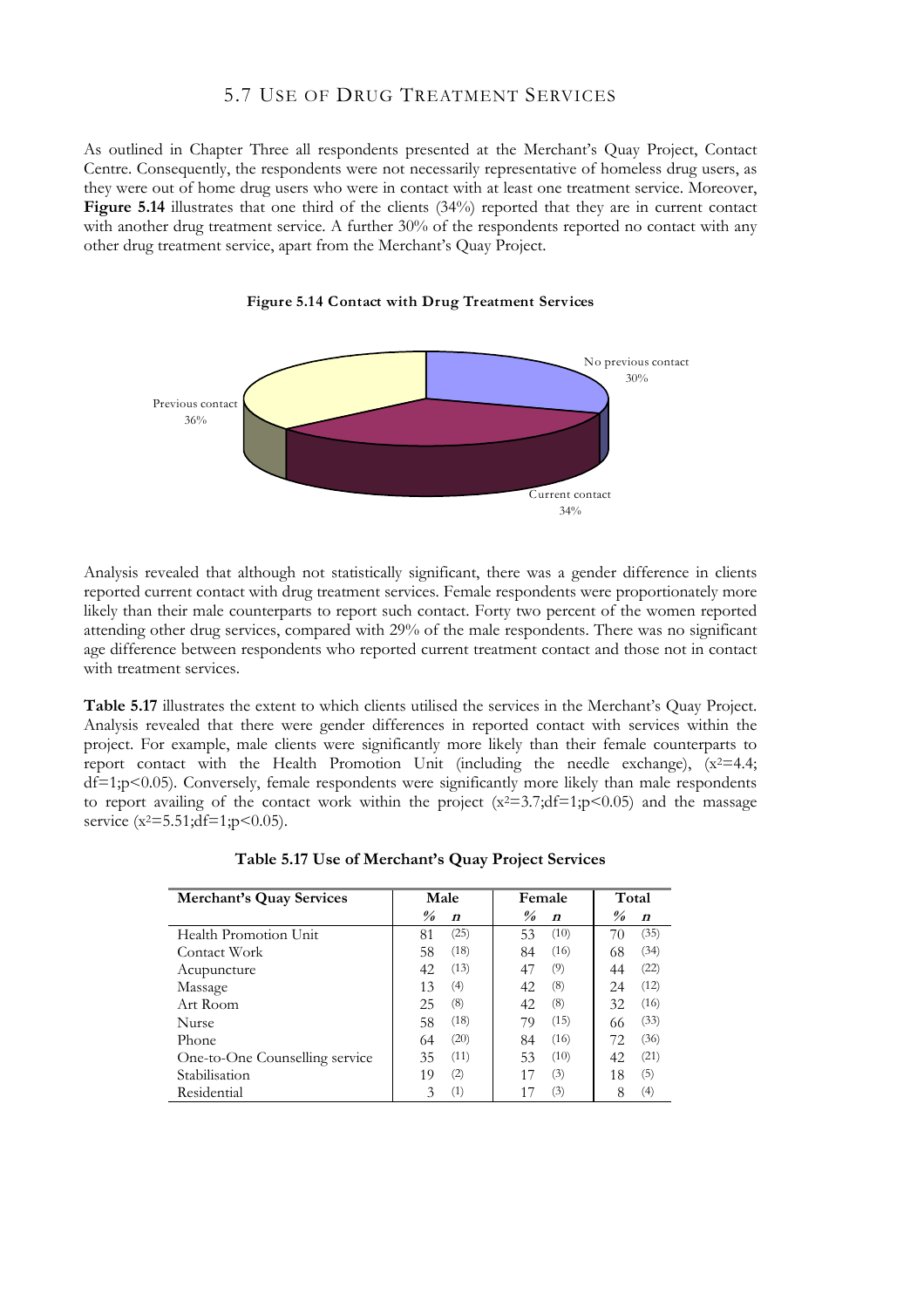## 5.7 Use of Drug Treatment Services

As outlined in Chapter Three all respondents presented at the Merchant's Quay Project, Contact Centre. Consequently, the respondents were not necessarily representative of homeless drug users, as they were out of home drug users who were in contact with at least one treatment service. Moreover, **Figure 5.14** illustrates that one third of the clients (34%) reported that they are in current contact with another drug treatment service. A further 30% of the respondents reported no contact with any other drug treatment service, apart from the Merchant's Quay Project.

**Figure 5.14 Contact with Drug Treatment Services**

No previous contact 30%

Previous contact 36%

Current contact 34%

Analysis revealed that although not statistically significant, there was a gender difference in clients reported current contact with drug treatment services. Female respondents were proportionately more likely than their male counterparts to report such contact. Forty two percent of the women reported attending other drug services, compared with 29% of the male respondents. There was no significant age difference between respondents who reported current treatment contact and those not in contact with treatment services.

**Table 5.17** illustrates the extent to which clients utilised the services in the Merchant's Quay Project. Analysis revealed that there were gender differences in reported contact with services within the project. For example, male clients were significantly more likely than their female counterparts to report contact with the Health Promotion Unit (including the needle exchange), ($x^2$=4.4; df=1;$p<0.05$). Conversely, female respondents were significantly more likely than male respondents to report availing of the contact work within the project ($x^2$=3.7;df=1;$p<0.05$) and the massage service ($x^2$=5.51;df=1;$p<0.05$).

**Table 5.17 Use of Merchant's Quay Project Services**

| Merchant's Quay Services | Male | | Female | | Total | |
|---|---|---|---|---|---|---|
| | % | n | % | n | % | n |
| Health Promotion Unit | 81 | (25) | 53 | (10) | 70 | (35) |
| Contact Work | 58 | (18) | 84 | (16) | 68 | (34) |
| Acupuncture | 42 | (13) | 47 | (9) | 44 | (22) |
| Massage | 13 | (4) | 42 | (8) | 24 | (12) |
| Art Room | 25 | (8) | 42 | (8) | 32 | (16) |
| Nurse | 58 | (18) | 79 | (15) | 66 | (33) |
| Phone | 64 | (20) | 84 | (16) | 72 | (36) |
| One-to-One Counselling service | 35 | (11) | 53 | (10) | 42 | (21) |
| Stabilisation | 19 | (2) | 17 | (3) | 18 | (5) |
| Residential | 3 | (1) | 17 | (3) | 8 | (4) |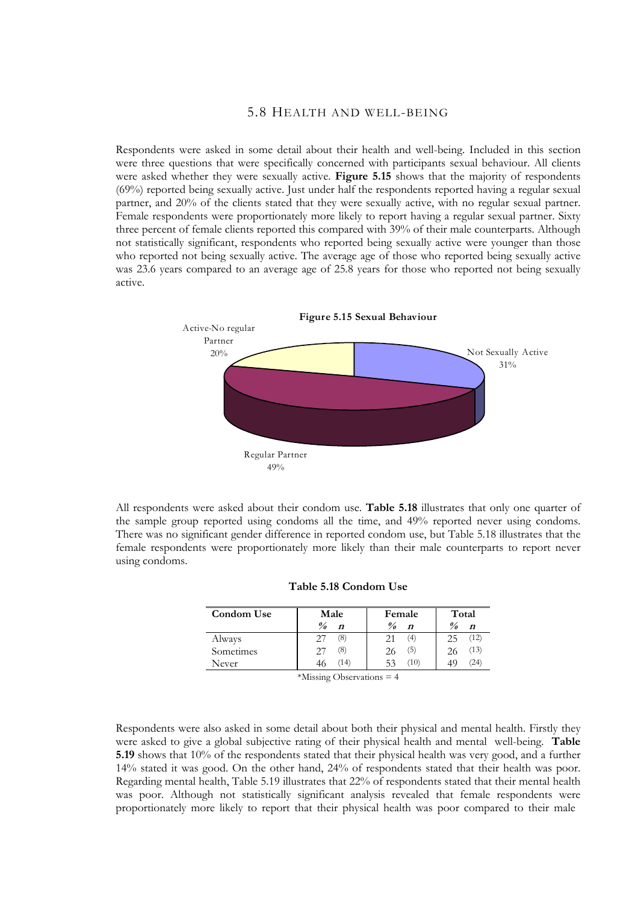## 5.8 Health and well-being

Respondents were asked in some detail about their health and well-being. Included in this section were three questions that were specifically concerned with participants sexual behaviour. All clients were asked whether they were sexually active. **Figure 5.15** shows that the majority of respondents (69%) reported being sexually active. Just under half the respondents reported having a regular sexual partner, and 20% of the clients stated that they were sexually active, with no regular sexual partner. Female respondents were proportionately more likely to report having a regular sexual partner. Sixty three percent of female clients reported this compared with 39% of their male counterparts. Although not statistically significant, respondents who reported being sexually active were younger than those who reported not being sexually active. The average age of those who reported being sexually active was 23.6 years compared to an average age of 25.8 years for those who reported not being sexually active.

**Figure 5.15 Sexual Behaviour**

Active-No regular Partner 20%

Not Sexually Active 31%

Regular Partner 49%

All respondents were asked about their condom use. **Table 5.18** illustrates that only one quarter of the sample group reported using condoms all the time, and 49% reported never using condoms. There was no significant gender difference in reported condom use, but Table 5.18 illustrates that the female respondents were proportionately more likely than their male counterparts to report never using condoms.

**Table 5.18 Condom Use**

| Condom Use | Male | | Female | | Total | |
|---|---|---|---|---|---|---|
| | % | n | % | n | % | n |
| Always | 27 | (8) | 21 | (4) | 25 | (12) |
| Sometimes | 27 | (8) | 26 | (5) | 26 | (13) |
| Never | 46 | (14) | 53 | (10) | 49 | (24) |

*Missing Observations = 4

Respondents were also asked in some detail about both their physical and mental health. Firstly they were asked to give a global subjective rating of their physical health and mental well-being. **Table 5.19** shows that 10% of the respondents stated that their physical health was very good, and a further 14% stated it was good. On the other hand, 24% of respondents stated that their health was poor. Regarding mental health, Table 5.19 illustrates that 22% of respondents stated that their mental health was poor. Although not statistically significant analysis revealed that female respondents were proportionately more likely to report that their physical health was poor compared to their male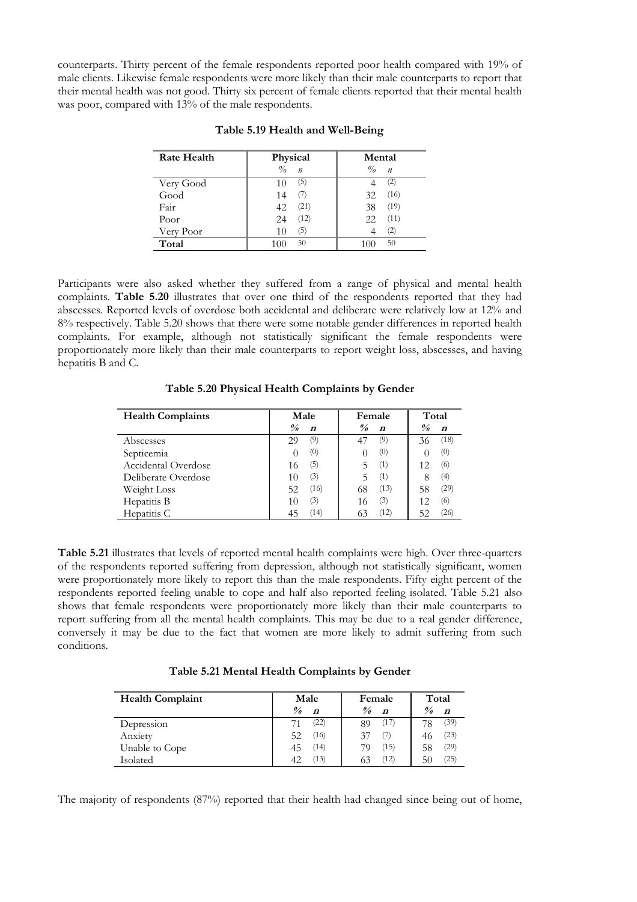counterparts. Thirty percent of the female respondents reported poor health compared with 19% of male clients. Likewise female respondents were more likely than their male counterparts to report that their mental health was not good. Thirty six percent of female clients reported that their mental health was poor, compared with 13% of the male respondents.

**Table 5.19 Health and Well-Being**

| Rate Health | Physical | | Mental | |
|---|---|---|---|---|
| | % | *n* | % | *n* |
| Very Good | 10 | (5) | 4 | (2) |
| Good | 14 | (7) | 32 | (16) |
| Fair | 42 | (21) | 38 | (19) |
| Poor | 24 | (12) | 22 | (11) |
| Very Poor | 10 | (5) | 4 | (2) |
| **Total** | 100 | 50 | 100 | 50 |

Participants were also asked whether they suffered from a range of physical and mental health complaints. **Table 5.20** illustrates that over one third of the respondents reported that they had abscesses. Reported levels of overdose both accidental and deliberate were relatively low at 12% and 8% respectively. Table 5.20 shows that there were some notable gender differences in reported health complaints. For example, although not statistically significant the female respondents were proportionately more likely than their male counterparts to report weight loss, abscesses, and having hepatitis B and C.

**Table 5.20 Physical Health Complaints by Gender**

| Health Complaints | Male | | Female | | Total | |
|---|---|---|---|---|---|---|
| | *%* | *n* | *%* | *n* | *%* | *n* |
| Abscesses | 29 | (9) | 47 | (9) | 36 | (18) |
| Septicemia | 0 | (0) | 0 | (0) | 0 | (0) |
| Accidental Overdose | 16 | (5) | 5 | (1) | 12 | (6) |
| Deliberate Overdose | 10 | (3) | 5 | (1) | 8 | (4) |
| Weight Loss | 52 | (16) | 68 | (13) | 58 | (29) |
| Hepatitis B | 10 | (3) | 16 | (3) | 12 | (6) |
| Hepatitis C | 45 | (14) | 63 | (12) | 52 | (26) |

**Table 5.21** illustrates that levels of reported mental health complaints were high. Over three-quarters of the respondents reported suffering from depression, although not statistically significant, women were proportionately more likely to report this than the male respondents. Fifty eight percent of the respondents reported feeling unable to cope and half also reported feeling isolated. Table 5.21 also shows that female respondents were proportionately more likely than their male counterparts to report suffering from all the mental health complaints. This may be due to a real gender difference, conversely it may be due to the fact that women are more likely to admit suffering from such conditions.

**Table 5.21 Mental Health Complaints by Gender**

| Health Complaint | Male | | Female | | Total | |
|---|---|---|---|---|---|---|
| | *%* | *n* | *%* | *n* | *%* | *n* |
| Depression | 71 | (22) | 89 | (17) | 78 | (39) |
| Anxiety | 52 | (16) | 37 | (7) | 46 | (23) |
| Unable to Cope | 45 | (14) | 79 | (15) | 58 | (29) |
| Isolated | 42 | (13) | 63 | (12) | 50 | (25) |

The majority of respondents (87%) reported that their health had changed since being out of home,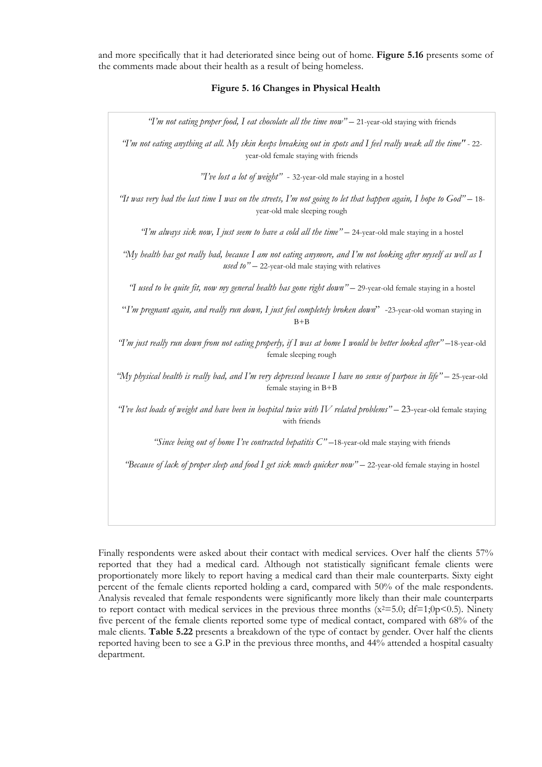and more specifically that it had deteriorated since being out of home. **Figure 5.16** presents some of the comments made about their health as a result of being homeless.

**Figure 5. 16 Changes in Physical Health**

*"I'm not eating proper food, I eat chocolate all the time now"* – 21-year-old staying with friends

*"I'm not eating anything at all. My skin keeps breaking out in spots and I feel really weak all the time"* - 22-year-old female staying with friends

*"I've lost a lot of weight"* - 32-year-old male staying in a hostel

*"It was very bad the last time I was on the streets, I'm not going to let that happen again, I hope to God"* – 18-year-old male sleeping rough

*"I'm always sick now, I just seem to have a cold all the time"* – 24-year-old male staying in a hostel

*"My health has got really bad, because I am not eating anymore, and I'm not looking after myself as well as I used to"* – 22-year-old male staying with relatives

*"I used to be quite fit, now my general health has gone right down"* – 29-year-old female staying in a hostel

"*I'm pregnant again, and really run down, I just feel completely broken down*" -23-year-old woman staying in B+B

*"I'm just really run down from not eating properly, if I was at home I would be better looked after"* –18-year-old female sleeping rough

*"My physical health is really bad, and I'm very depressed because I have no sense of purpose in life"* – 25-year-old female staying in B+B

*"I've lost loads of weight and have been in hospital twice with IV related problems"* – 23-year-old female staying with friends

*"Since being out of home I've contracted hepatitis C"* –18-year-old male staying with friends

*"Because of lack of proper sleep and food I get sick much quicker now"* – 22-year-old female staying in hostel

Finally respondents were asked about their contact with medical services. Over half the clients 57% reported that they had a medical card. Although not statistically significant female clients were proportionately more likely to report having a medical card than their male counterparts. Sixty eight percent of the female clients reported holding a card, compared with 50% of the male respondents. Analysis revealed that female respondents were significantly more likely than their male counterparts to report contact with medical services in the previous three months ($x^2$=5.0; df=1;0p<0.5). Ninety five percent of the female clients reported some type of medical contact, compared with 68% of the male clients. **Table 5.22** presents a breakdown of the type of contact by gender. Over half the clients reported having been to see a G.P in the previous three months, and 44% attended a hospital casualty department.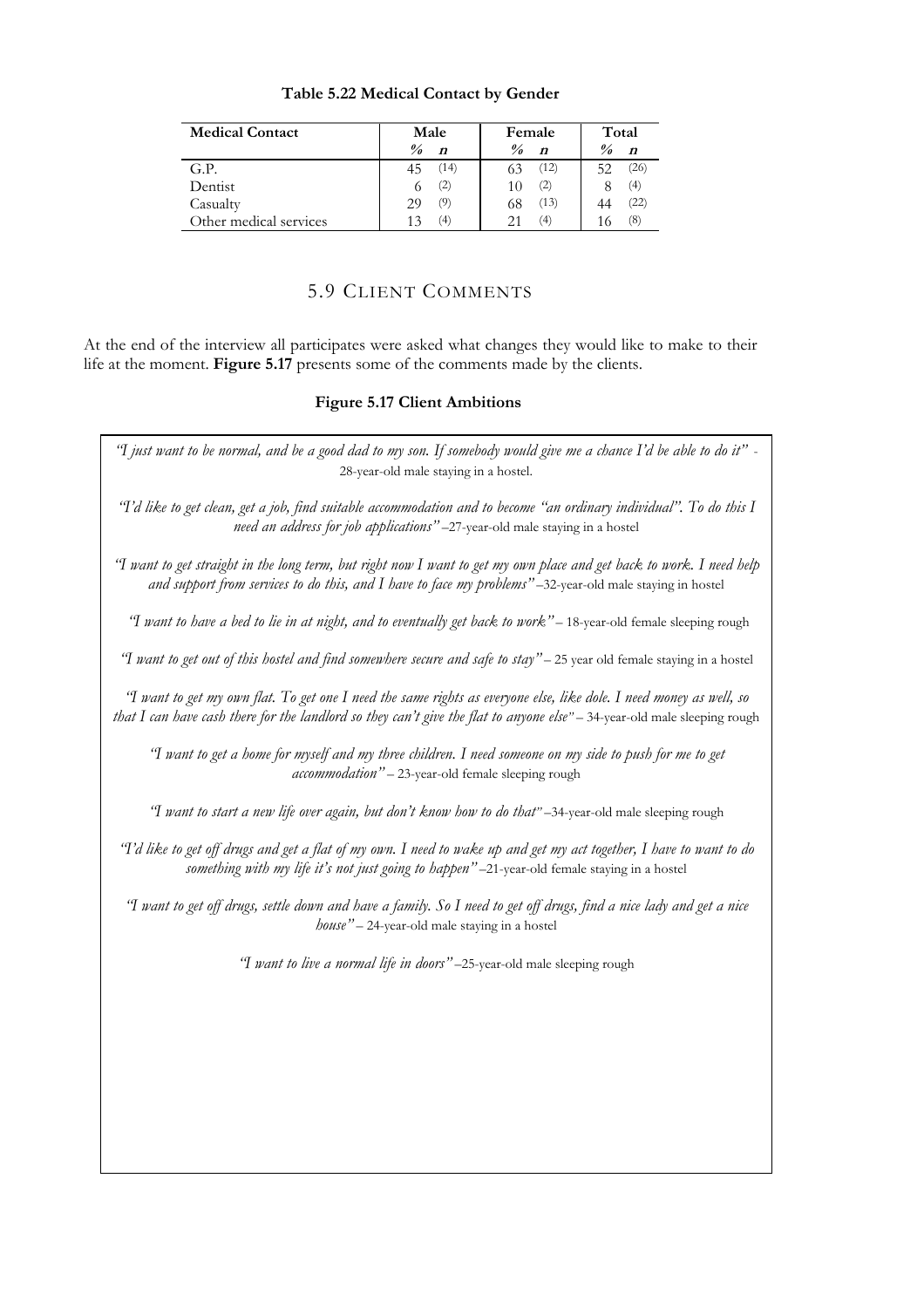**Table 5.22 Medical Contact by Gender**

| Medical Contact | Male | | Female | | Total | |
|---|---|---|---|---|---|---|
| | *%* | ***n*** | *%* | ***n*** | *%* | ***n*** |
| G.P. | 45 | (14) | 63 | (12) | 52 | (26) |
| Dentist | 6 | (2) | 10 | (2) | 8 | (4) |
| Casualty | 29 | (9) | 68 | (13) | 44 | (22) |
| Other medical services | 13 | (4) | 21 | (4) | 16 | (8) |

## 5.9 Client Comments

At the end of the interview all participates were asked what changes they would like to make to their life at the moment. **Figure 5.17** presents some of the comments made by the clients.

**Figure 5.17 Client Ambitions**

*"I just want to be normal, and be a good dad to my son. If somebody would give me a chance I'd be able to do it"* - 28-year-old male staying in a hostel.

*"I'd like to get clean, get a job, find suitable accommodation and to become "an ordinary individual". To do this I need an address for job applications"* –27-year-old male staying in a hostel

*"I want to get straight in the long term, but right now I want to get my own place and get back to work. I need help and support from services to do this, and I have to face my problems"* –32-year-old male staying in hostel

*"I want to have a bed to lie in at night, and to eventually get back to work"* – 18-year-old female sleeping rough

*"I want to get out of this hostel and find somewhere secure and safe to stay"* – 25 year old female staying in a hostel

*"I want to get my own flat. To get one I need the same rights as everyone else, like dole. I need money as well, so that I can have cash there for the landlord so they can't give the flat to anyone else"* – 34-year-old male sleeping rough

*"I want to get a home for myself and my three children. I need someone on my side to push for me to get accommodation"* – 23-year-old female sleeping rough

*"I want to start a new life over again, but don't know how to do that"* –34-year-old male sleeping rough

*"I'd like to get off drugs and get a flat of my own. I need to wake up and get my act together, I have to want to do something with my life it's not just going to happen"* –21-year-old female staying in a hostel

*"I want to get off drugs, settle down and have a family. So I need to get off drugs, find a nice lady and get a nice house"* – 24-year-old male staying in a hostel

*"I want to live a normal life in doors"* –25-year-old male sleeping rough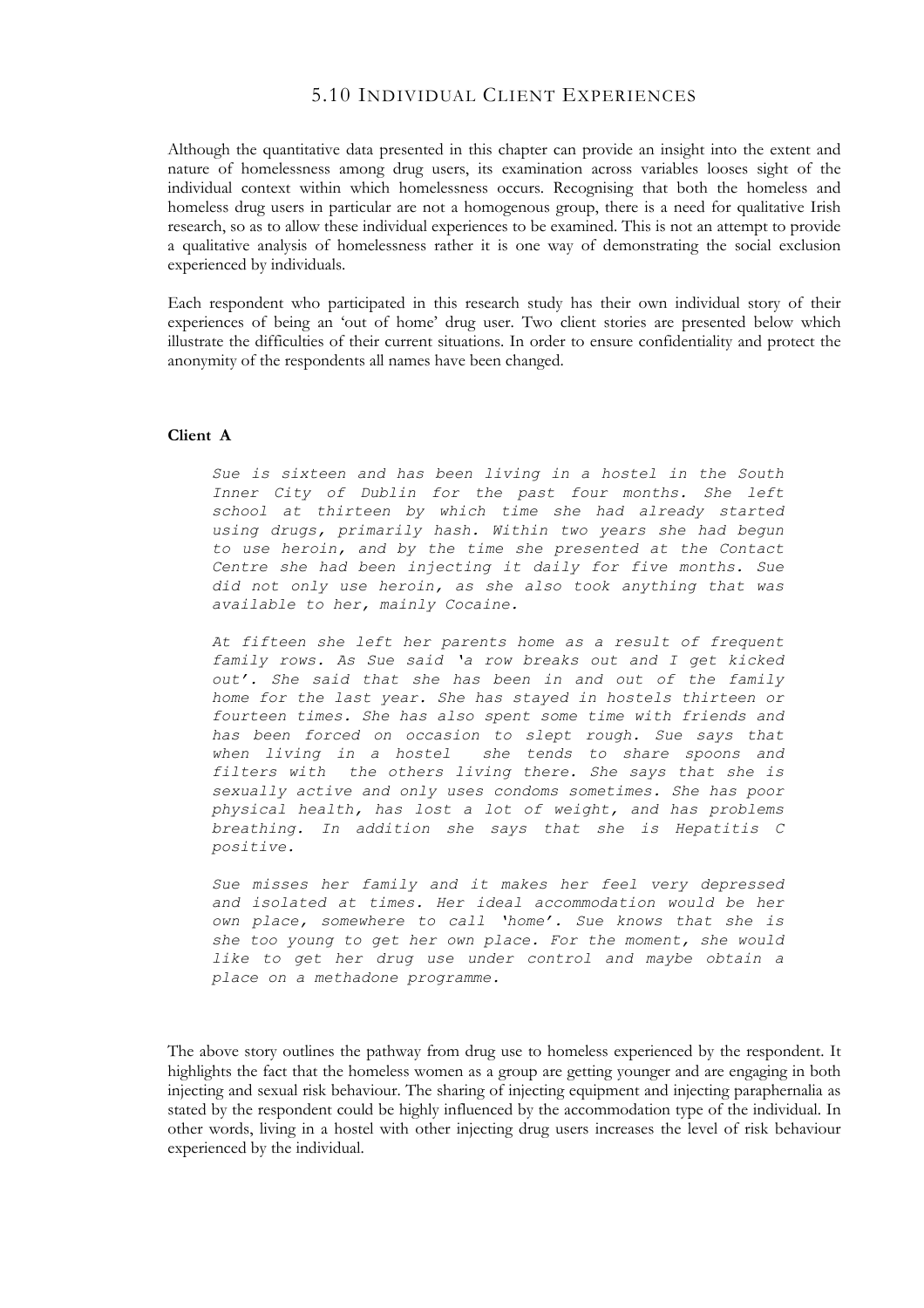## 5.10 Individual Client Experiences

Although the quantitative data presented in this chapter can provide an insight into the extent and nature of homelessness among drug users, its examination across variables looses sight of the individual context within which homelessness occurs. Recognising that both the homeless and homeless drug users in particular are not a homogenous group, there is a need for qualitative Irish research, so as to allow these individual experiences to be examined. This is not an attempt to provide a qualitative analysis of homelessness rather it is one way of demonstrating the social exclusion experienced by individuals.

Each respondent who participated in this research study has their own individual story of their experiences of being an 'out of home' drug user. Two client stories are presented below which illustrate the difficulties of their current situations. In order to ensure confidentiality and protect the anonymity of the respondents all names have been changed.

**Client A**

> *Sue is sixteen and has been living in a hostel in the South Inner City of Dublin for the past four months. She left school at thirteen by which time she had already started using drugs, primarily hash. Within two years she had begun to use heroin, and by the time she presented at the Contact Centre she had been injecting it daily for five months. Sue did not only use heroin, as she also took anything that was available to her, mainly Cocaine.*
>
> *At fifteen she left her parents home as a result of frequent family rows. As Sue said 'a row breaks out and I get kicked out'. She said that she has been in and out of the family home for the last year. She has stayed in hostels thirteen or fourteen times. She has also spent some time with friends and has been forced on occasion to slept rough. Sue says that when living in a hostel she tends to share spoons and filters with the others living there. She says that she is sexually active and only uses condoms sometimes. She has poor physical health, has lost a lot of weight, and has problems breathing. In addition she says that she is Hepatitis C positive.*
>
> *Sue misses her family and it makes her feel very depressed and isolated at times. Her ideal accommodation would be her own place, somewhere to call 'home'. Sue knows that she is she too young to get her own place. For the moment, she would like to get her drug use under control and maybe obtain a place on a methadone programme.*

The above story outlines the pathway from drug use to homeless experienced by the respondent. It highlights the fact that the homeless women as a group are getting younger and are engaging in both injecting and sexual risk behaviour. The sharing of injecting equipment and injecting paraphernalia as stated by the respondent could be highly influenced by the accommodation type of the individual. In other words, living in a hostel with other injecting drug users increases the level of risk behaviour experienced by the individual.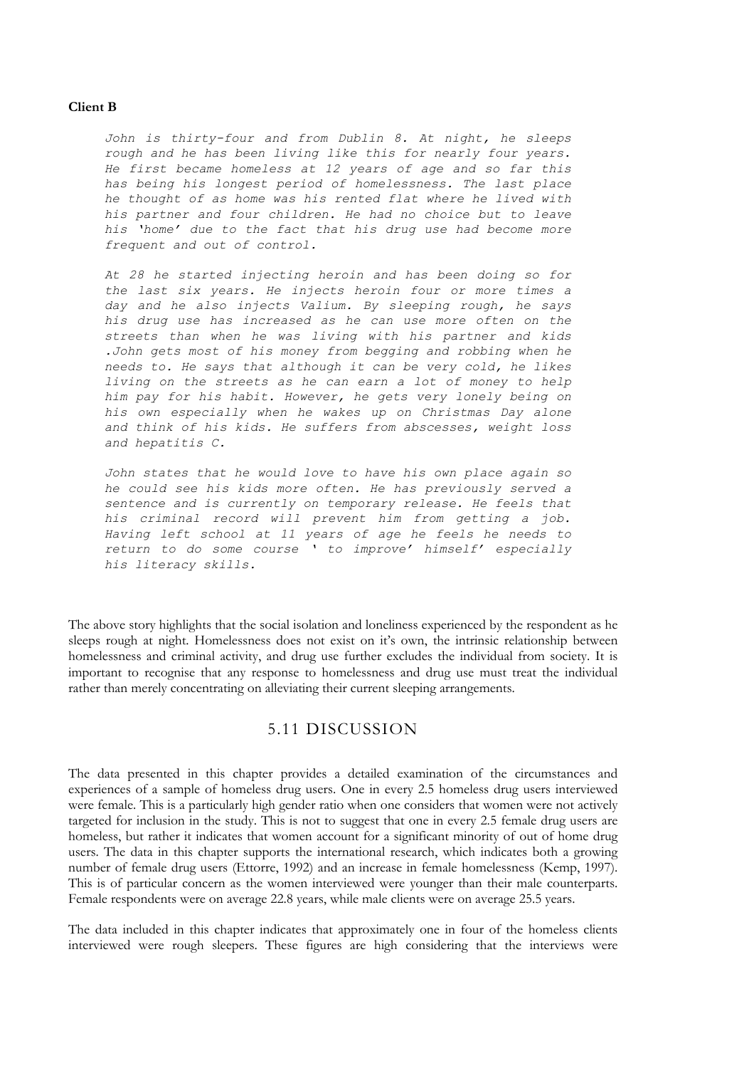**Client B**

> *John is thirty-four and from Dublin 8. At night, he sleeps rough and he has been living like this for nearly four years. He first became homeless at 12 years of age and so far this has being his longest period of homelessness. The last place he thought of as home was his rented flat where he lived with his partner and four children. He had no choice but to leave his 'home' due to the fact that his drug use had become more frequent and out of control.*
>
> *At 28 he started injecting heroin and has been doing so for the last six years. He injects heroin four or more times a day and he also injects Valium. By sleeping rough, he says his drug use has increased as he can use more often on the streets than when he was living with his partner and kids .John gets most of his money from begging and robbing when he needs to. He says that although it can be very cold, he likes living on the streets as he can earn a lot of money to help him pay for his habit. However, he gets very lonely being on his own especially when he wakes up on Christmas Day alone and think of his kids. He suffers from abscesses, weight loss and hepatitis C.*
>
> *John states that he would love to have his own place again so he could see his kids more often. He has previously served a sentence and is currently on temporary release. He feels that his criminal record will prevent him from getting a job. Having left school at 11 years of age he feels he needs to return to do some course ' to improve' himself' especially his literacy skills.*

The above story highlights that the social isolation and loneliness experienced by the respondent as he sleeps rough at night. Homelessness does not exist on it's own, the intrinsic relationship between homelessness and criminal activity, and drug use further excludes the individual from society. It is important to recognise that any response to homelessness and drug use must treat the individual rather than merely concentrating on alleviating their current sleeping arrangements.

## 5.11 DISCUSSION

The data presented in this chapter provides a detailed examination of the circumstances and experiences of a sample of homeless drug users. One in every 2.5 homeless drug users interviewed were female. This is a particularly high gender ratio when one considers that women were not actively targeted for inclusion in the study. This is not to suggest that one in every 2.5 female drug users are homeless, but rather it indicates that women account for a significant minority of out of home drug users. The data in this chapter supports the international research, which indicates both a growing number of female drug users (Ettorre, 1992) and an increase in female homelessness (Kemp, 1997). This is of particular concern as the women interviewed were younger than their male counterparts. Female respondents were on average 22.8 years, while male clients were on average 25.5 years.

The data included in this chapter indicates that approximately one in four of the homeless clients interviewed were rough sleepers. These figures are high considering that the interviews were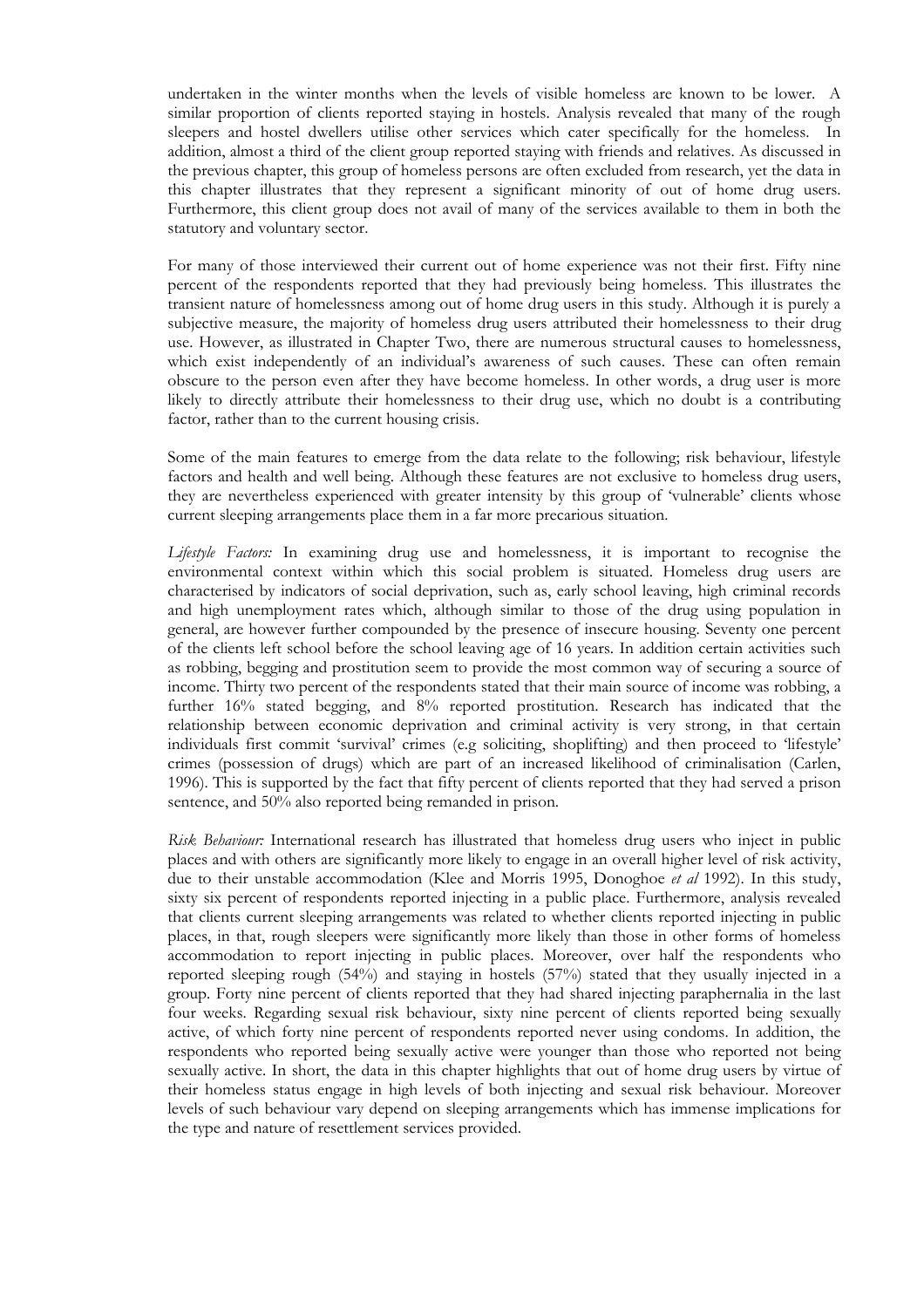undertaken in the winter months when the levels of visible homeless are known to be lower. A similar proportion of clients reported staying in hostels. Analysis revealed that many of the rough sleepers and hostel dwellers utilise other services which cater specifically for the homeless. In addition, almost a third of the client group reported staying with friends and relatives. As discussed in the previous chapter, this group of homeless persons are often excluded from research, yet the data in this chapter illustrates that they represent a significant minority of out of home drug users. Furthermore, this client group does not avail of many of the services available to them in both the statutory and voluntary sector.

For many of those interviewed their current out of home experience was not their first. Fifty nine percent of the respondents reported that they had previously being homeless. This illustrates the transient nature of homelessness among out of home drug users in this study. Although it is purely a subjective measure, the majority of homeless drug users attributed their homelessness to their drug use. However, as illustrated in Chapter Two, there are numerous structural causes to homelessness, which exist independently of an individual's awareness of such causes. These can often remain obscure to the person even after they have become homeless. In other words, a drug user is more likely to directly attribute their homelessness to their drug use, which no doubt is a contributing factor, rather than to the current housing crisis.

Some of the main features to emerge from the data relate to the following; risk behaviour, lifestyle factors and health and well being. Although these features are not exclusive to homeless drug users, they are nevertheless experienced with greater intensity by this group of 'vulnerable' clients whose current sleeping arrangements place them in a far more precarious situation.

*Lifestyle Factors:* In examining drug use and homelessness, it is important to recognise the environmental context within which this social problem is situated. Homeless drug users are characterised by indicators of social deprivation, such as, early school leaving, high criminal records and high unemployment rates which, although similar to those of the drug using population in general, are however further compounded by the presence of insecure housing. Seventy one percent of the clients left school before the school leaving age of 16 years. In addition certain activities such as robbing, begging and prostitution seem to provide the most common way of securing a source of income. Thirty two percent of the respondents stated that their main source of income was robbing, a further 16% stated begging, and 8% reported prostitution. Research has indicated that the relationship between economic deprivation and criminal activity is very strong, in that certain individuals first commit 'survival' crimes (e.g soliciting, shoplifting) and then proceed to 'lifestyle' crimes (possession of drugs) which are part of an increased likelihood of criminalisation (Carlen, 1996). This is supported by the fact that fifty percent of clients reported that they had served a prison sentence, and 50% also reported being remanded in prison.

*Risk Behaviour:* International research has illustrated that homeless drug users who inject in public places and with others are significantly more likely to engage in an overall higher level of risk activity, due to their unstable accommodation (Klee and Morris 1995, Donoghoe *et al* 1992). In this study, sixty six percent of respondents reported injecting in a public place. Furthermore, analysis revealed that clients current sleeping arrangements was related to whether clients reported injecting in public places, in that, rough sleepers were significantly more likely than those in other forms of homeless accommodation to report injecting in public places. Moreover, over half the respondents who reported sleeping rough (54%) and staying in hostels (57%) stated that they usually injected in a group. Forty nine percent of clients reported that they had shared injecting paraphernalia in the last four weeks. Regarding sexual risk behaviour, sixty nine percent of clients reported being sexually active, of which forty nine percent of respondents reported never using condoms. In addition, the respondents who reported being sexually active were younger than those who reported not being sexually active. In short, the data in this chapter highlights that out of home drug users by virtue of their homeless status engage in high levels of both injecting and sexual risk behaviour. Moreover levels of such behaviour vary depend on sleeping arrangements which has immense implications for the type and nature of resettlement services provided.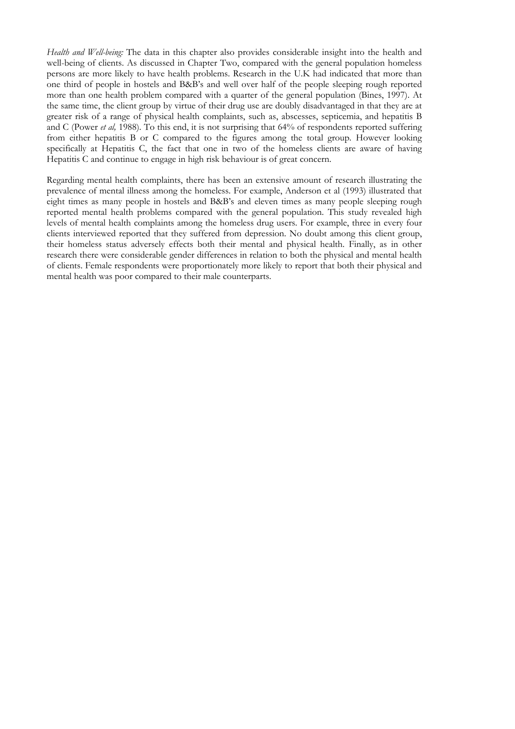*Health and Well-being:* The data in this chapter also provides considerable insight into the health and well-being of clients. As discussed in Chapter Two, compared with the general population homeless persons are more likely to have health problems. Research in the U.K had indicated that more than one third of people in hostels and B&B's and well over half of the people sleeping rough reported more than one health problem compared with a quarter of the general population (Bines, 1997). At the same time, the client group by virtue of their drug use are doubly disadvantaged in that they are at greater risk of a range of physical health complaints, such as, abscesses, septicemia, and hepatitis B and C (Power *et al,* 1988). To this end, it is not surprising that 64% of respondents reported suffering from either hepatitis B or C compared to the figures among the total group. However looking specifically at Hepatitis C, the fact that one in two of the homeless clients are aware of having Hepatitis C and continue to engage in high risk behaviour is of great concern.

Regarding mental health complaints, there has been an extensive amount of research illustrating the prevalence of mental illness among the homeless. For example, Anderson et al (1993) illustrated that eight times as many people in hostels and B&B's and eleven times as many people sleeping rough reported mental health problems compared with the general population. This study revealed high levels of mental health complaints among the homeless drug users. For example, three in every four clients interviewed reported that they suffered from depression. No doubt among this client group, their homeless status adversely effects both their mental and physical health. Finally, as in other research there were considerable gender differences in relation to both the physical and mental health of clients. Female respondents were proportionately more likely to report that both their physical and mental health was poor compared to their male counterparts.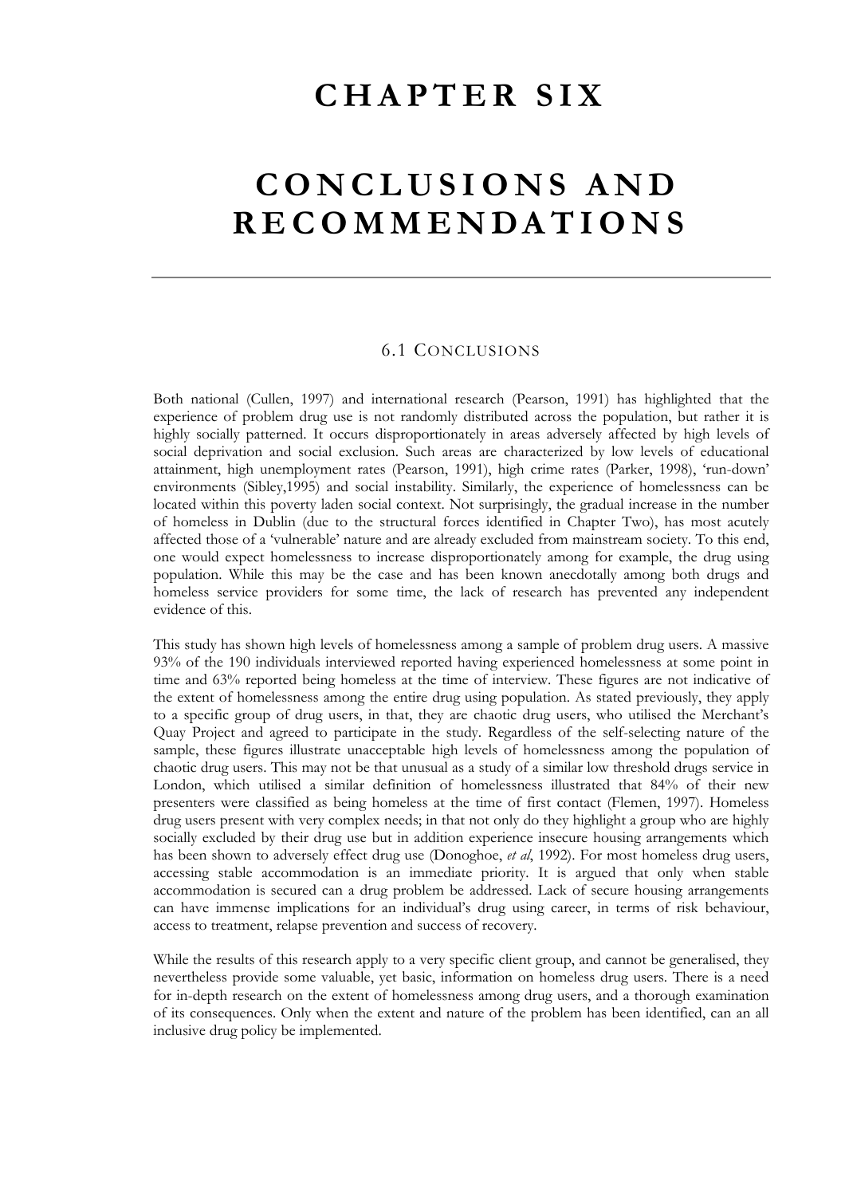# CHAPTER SIX

# CONCLUSIONS AND RECOMMENDATIONS

## 6.1 CONCLUSIONS

Both national (Cullen, 1997) and international research (Pearson, 1991) has highlighted that the experience of problem drug use is not randomly distributed across the population, but rather it is highly socially patterned. It occurs disproportionately in areas adversely affected by high levels of social deprivation and social exclusion. Such areas are characterized by low levels of educational attainment, high unemployment rates (Pearson, 1991), high crime rates (Parker, 1998), 'run-down' environments (Sibley,1995) and social instability. Similarly, the experience of homelessness can be located within this poverty laden social context. Not surprisingly, the gradual increase in the number of homeless in Dublin (due to the structural forces identified in Chapter Two), has most acutely affected those of a 'vulnerable' nature and are already excluded from mainstream society. To this end, one would expect homelessness to increase disproportionately among for example, the drug using population. While this may be the case and has been known anecdotally among both drugs and homeless service providers for some time, the lack of research has prevented any independent evidence of this.

This study has shown high levels of homelessness among a sample of problem drug users. A massive 93% of the 190 individuals interviewed reported having experienced homelessness at some point in time and 63% reported being homeless at the time of interview. These figures are not indicative of the extent of homelessness among the entire drug using population. As stated previously, they apply to a specific group of drug users, in that, they are chaotic drug users, who utilised the Merchant's Quay Project and agreed to participate in the study. Regardless of the self-selecting nature of the sample, these figures illustrate unacceptable high levels of homelessness among the population of chaotic drug users. This may not be that unusual as a study of a similar low threshold drugs service in London, which utilised a similar definition of homelessness illustrated that 84% of their new presenters were classified as being homeless at the time of first contact (Flemen, 1997). Homeless drug users present with very complex needs; in that not only do they highlight a group who are highly socially excluded by their drug use but in addition experience insecure housing arrangements which has been shown to adversely effect drug use (Donoghoe, *et al*, 1992). For most homeless drug users, accessing stable accommodation is an immediate priority. It is argued that only when stable accommodation is secured can a drug problem be addressed. Lack of secure housing arrangements can have immense implications for an individual's drug using career, in terms of risk behaviour, access to treatment, relapse prevention and success of recovery.

While the results of this research apply to a very specific client group, and cannot be generalised, they nevertheless provide some valuable, yet basic, information on homeless drug users. There is a need for in-depth research on the extent of homelessness among drug users, and a thorough examination of its consequences. Only when the extent and nature of the problem has been identified, can an all inclusive drug policy be implemented.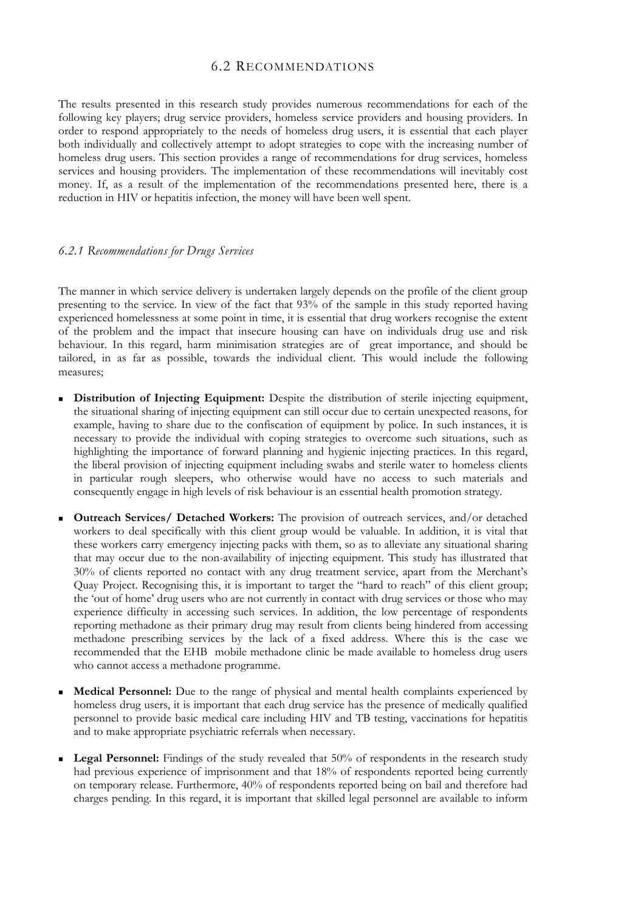## 6.2 RECOMMENDATIONS

The results presented in this research study provides numerous recommendations for each of the following key players; drug service providers, homeless service providers and housing providers. In order to respond appropriately to the needs of homeless drug users, it is essential that each player both individually and collectively attempt to adopt strategies to cope with the increasing number of homeless drug users. This section provides a range of recommendations for drug services, homeless services and housing providers. The implementation of these recommendations will inevitably cost money. If, as a result of the implementation of the recommendations presented here, there is a reduction in HIV or hepatitis infection, the money will have been well spent.

### *6.2.1 Recommendations for Drugs Services*

The manner in which service delivery is undertaken largely depends on the profile of the client group presenting to the service. In view of the fact that 93% of the sample in this study reported having experienced homelessness at some point in time, it is essential that drug workers recognise the extent of the problem and the impact that insecure housing can have on individuals drug use and risk behaviour. In this regard, harm minimisation strategies are of great importance, and should be tailored, in as far as possible, towards the individual client. This would include the following measures;

- **Distribution of Injecting Equipment:** Despite the distribution of sterile injecting equipment, the situational sharing of injecting equipment can still occur due to certain unexpected reasons, for example, having to share due to the confiscation of equipment by police. In such instances, it is necessary to provide the individual with coping strategies to overcome such situations, such as highlighting the importance of forward planning and hygienic injecting practices. In this regard, the liberal provision of injecting equipment including swabs and sterile water to homeless clients in particular rough sleepers, who otherwise would have no access to such materials and consequently engage in high levels of risk behaviour is an essential health promotion strategy.

- **Outreach Services/ Detached Workers:** The provision of outreach services, and/or detached workers to deal specifically with this client group would be valuable. In addition, it is vital that these workers carry emergency injecting packs with them, so as to alleviate any situational sharing that may occur due to the non-availability of injecting equipment. This study has illustrated that 30% of clients reported no contact with any drug treatment service, apart from the Merchant's Quay Project. Recognising this, it is important to target the "hard to reach" of this client group; the 'out of home' drug users who are not currently in contact with drug services or those who may experience difficulty in accessing such services. In addition, the low percentage of respondents reporting methadone as their primary drug may result from clients being hindered from accessing methadone prescribing services by the lack of a fixed address. Where this is the case we recommended that the EHB mobile methadone clinic be made available to homeless drug users who cannot access a methadone programme.

- **Medical Personnel:** Due to the range of physical and mental health complaints experienced by homeless drug users, it is important that each drug service has the presence of medically qualified personnel to provide basic medical care including HIV and TB testing, vaccinations for hepatitis and to make appropriate psychiatric referrals when necessary.

- **Legal Personnel:** Findings of the study revealed that 50% of respondents in the research study had previous experience of imprisonment and that 18% of respondents reported being currently on temporary release. Furthermore, 40% of respondents reported being on bail and therefore had charges pending. In this regard, it is important that skilled legal personnel are available to inform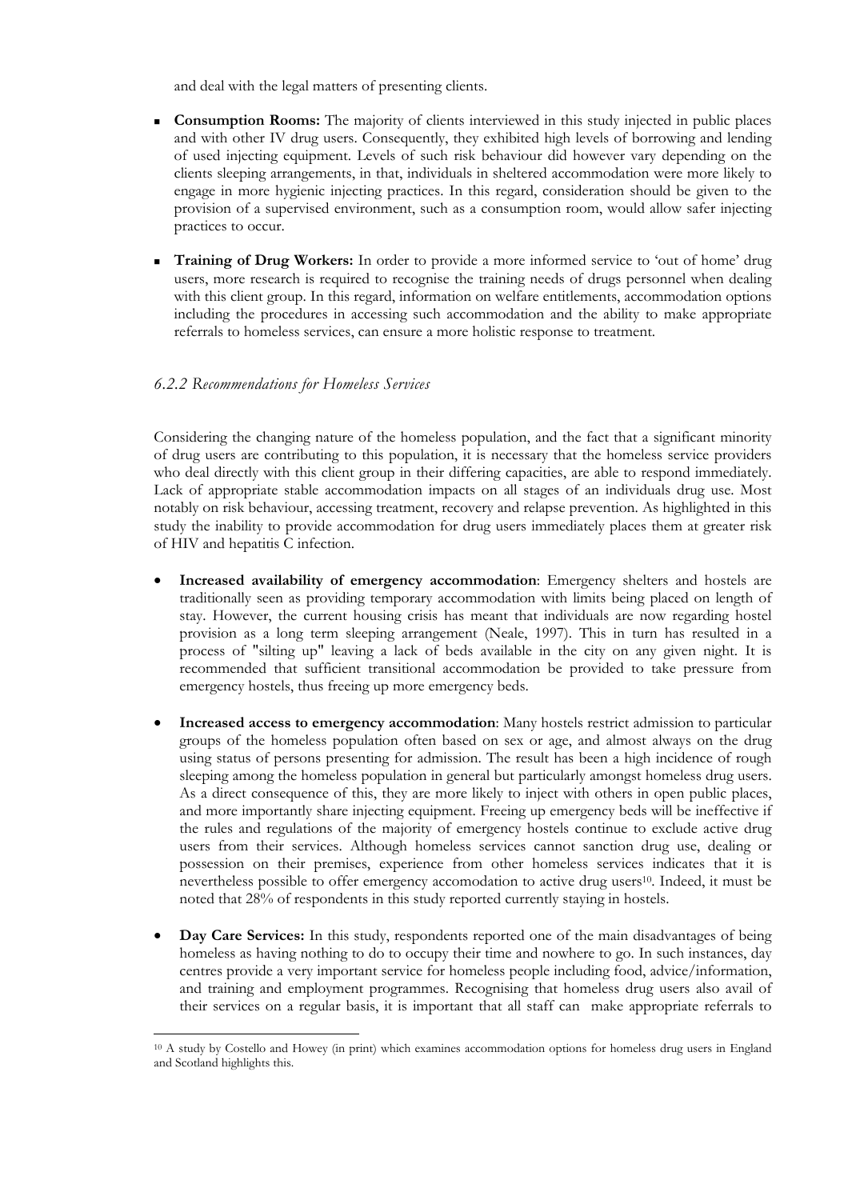and deal with the legal matters of presenting clients.

- **Consumption Rooms:** The majority of clients interviewed in this study injected in public places and with other IV drug users. Consequently, they exhibited high levels of borrowing and lending of used injecting equipment. Levels of such risk behaviour did however vary depending on the clients sleeping arrangements, in that, individuals in sheltered accommodation were more likely to engage in more hygienic injecting practices. In this regard, consideration should be given to the provision of a supervised environment, such as a consumption room, would allow safer injecting practices to occur.

- **Training of Drug Workers:** In order to provide a more informed service to 'out of home' drug users, more research is required to recognise the training needs of drugs personnel when dealing with this client group. In this regard, information on welfare entitlements, accommodation options including the procedures in accessing such accommodation and the ability to make appropriate referrals to homeless services, can ensure a more holistic response to treatment.

### *6.2.2 Recommendations for Homeless Services*

Considering the changing nature of the homeless population, and the fact that a significant minority of drug users are contributing to this population, it is necessary that the homeless service providers who deal directly with this client group in their differing capacities, are able to respond immediately. Lack of appropriate stable accommodation impacts on all stages of an individuals drug use. Most notably on risk behaviour, accessing treatment, recovery and relapse prevention. As highlighted in this study the inability to provide accommodation for drug users immediately places them at greater risk of HIV and hepatitis C infection.

- **Increased availability of emergency accommodation**: Emergency shelters and hostels are traditionally seen as providing temporary accommodation with limits being placed on length of stay. However, the current housing crisis has meant that individuals are now regarding hostel provision as a long term sleeping arrangement (Neale, 1997). This in turn has resulted in a process of "silting up" leaving a lack of beds available in the city on any given night. It is recommended that sufficient transitional accommodation be provided to take pressure from emergency hostels, thus freeing up more emergency beds.

- **Increased access to emergency accommodation**: Many hostels restrict admission to particular groups of the homeless population often based on sex or age, and almost always on the drug using status of persons presenting for admission. The result has been a high incidence of rough sleeping among the homeless population in general but particularly amongst homeless drug users. As a direct consequence of this, they are more likely to inject with others in open public places, and more importantly share injecting equipment. Freeing up emergency beds will be ineffective if the rules and regulations of the majority of emergency hostels continue to exclude active drug users from their services. Although homeless services cannot sanction drug use, dealing or possession on their premises, experience from other homeless services indicates that it is nevertheless possible to offer emergency accomodation to active drug users[10]. Indeed, it must be noted that 28% of respondents in this study reported currently staying in hostels.

- **Day Care Services:** In this study, respondents reported one of the main disadvantages of being homeless as having nothing to do to occupy their time and nowhere to go. In such instances, day centres provide a very important service for homeless people including food, advice/information, and training and employment programmes. Recognising that homeless drug users also avail of their services on a regular basis, it is important that all staff can make appropriate referrals to

---

[10] A study by Costello and Howey (in print) which examines accommodation options for homeless drug users in England and Scotland highlights this.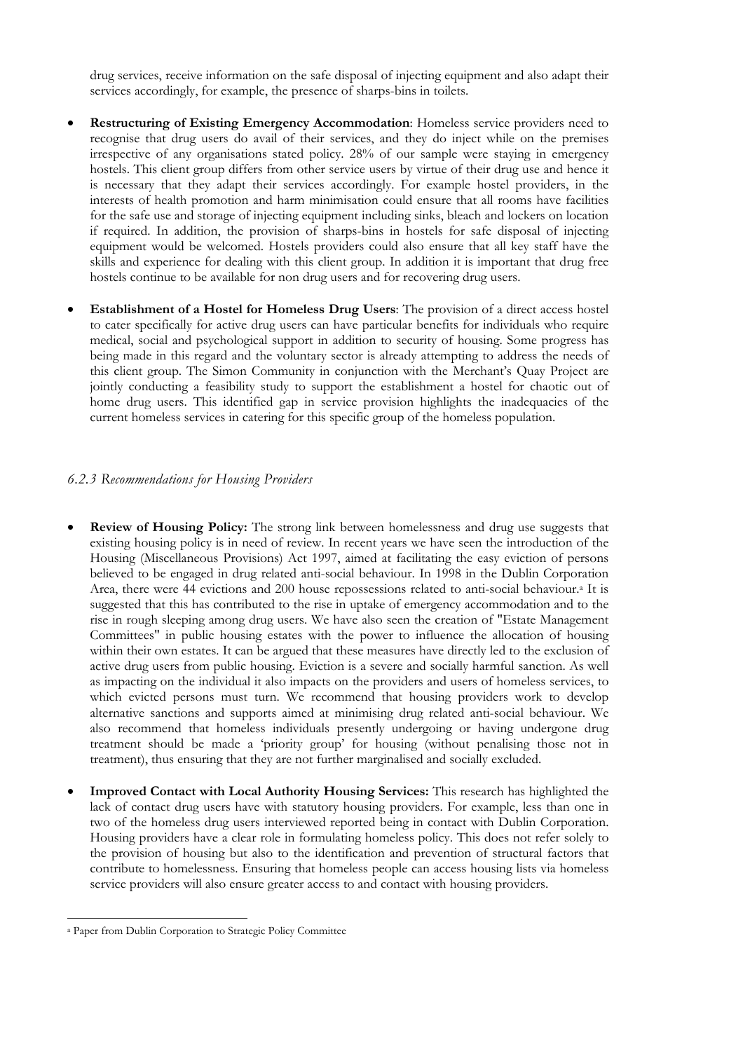drug services, receive information on the safe disposal of injecting equipment and also adapt their services accordingly, for example, the presence of sharps-bins in toilets.

- **Restructuring of Existing Emergency Accommodation**: Homeless service providers need to recognise that drug users do avail of their services, and they do inject while on the premises irrespective of any organisations stated policy. 28% of our sample were staying in emergency hostels. This client group differs from other service users by virtue of their drug use and hence it is necessary that they adapt their services accordingly. For example hostel providers, in the interests of health promotion and harm minimisation could ensure that all rooms have facilities for the safe use and storage of injecting equipment including sinks, bleach and lockers on location if required. In addition, the provision of sharps-bins in hostels for safe disposal of injecting equipment would be welcomed. Hostels providers could also ensure that all key staff have the skills and experience for dealing with this client group. In addition it is important that drug free hostels continue to be available for non drug users and for recovering drug users.

- **Establishment of a Hostel for Homeless Drug Users**: The provision of a direct access hostel to cater specifically for active drug users can have particular benefits for individuals who require medical, social and psychological support in addition to security of housing. Some progress has being made in this regard and the voluntary sector is already attempting to address the needs of this client group. The Simon Community in conjunction with the Merchant's Quay Project are jointly conducting a feasibility study to support the establishment a hostel for chaotic out of home drug users. This identified gap in service provision highlights the inadequacies of the current homeless services in catering for this specific group of the homeless population.

### *6.2.3 Recommendations for Housing Providers*

- **Review of Housing Policy:** The strong link between homelessness and drug use suggests that existing housing policy is in need of review. In recent years we have seen the introduction of the Housing (Miscellaneous Provisions) Act 1997, aimed at facilitating the easy eviction of persons believed to be engaged in drug related anti-social behaviour. In 1998 in the Dublin Corporation Area, there were 44 evictions and 200 house repossessions related to anti-social behaviour.[a] It is suggested that this has contributed to the rise in uptake of emergency accommodation and to the rise in rough sleeping among drug users. We have also seen the creation of "Estate Management Committees" in public housing estates with the power to influence the allocation of housing within their own estates. It can be argued that these measures have directly led to the exclusion of active drug users from public housing. Eviction is a severe and socially harmful sanction. As well as impacting on the individual it also impacts on the providers and users of homeless services, to which evicted persons must turn. We recommend that housing providers work to develop alternative sanctions and supports aimed at minimising drug related anti-social behaviour. We also recommend that homeless individuals presently undergoing or having undergone drug treatment should be made a 'priority group' for housing (without penalising those not in treatment), thus ensuring that they are not further marginalised and socially excluded.

- **Improved Contact with Local Authority Housing Services:** This research has highlighted the lack of contact drug users have with statutory housing providers. For example, less than one in two of the homeless drug users interviewed reported being in contact with Dublin Corporation. Housing providers have a clear role in formulating homeless policy. This does not refer solely to the provision of housing but also to the identification and prevention of structural factors that contribute to homelessness. Ensuring that homeless people can access housing lists via homeless service providers will also ensure greater access to and contact with housing providers.

---

[a] Paper from Dublin Corporation to Strategic Policy Committee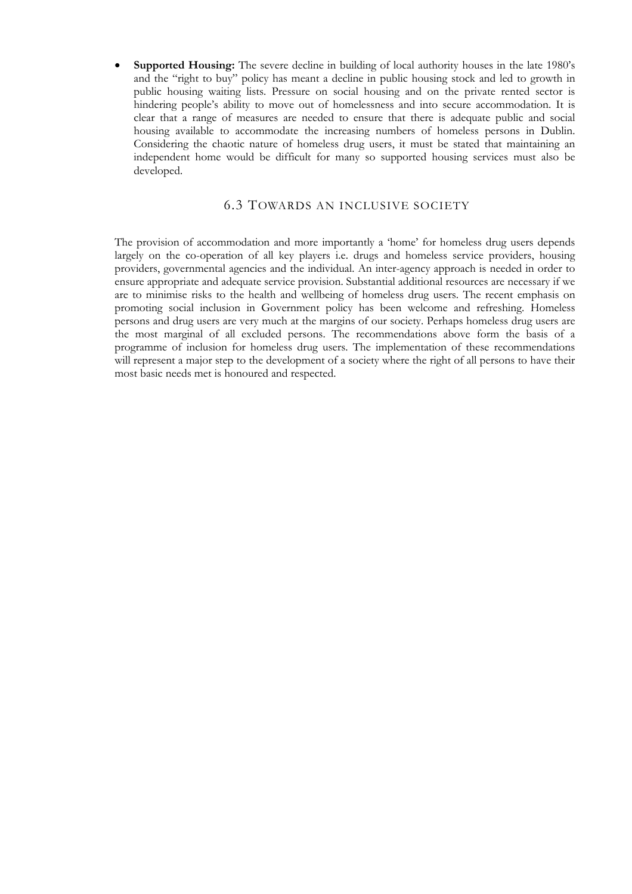- **Supported Housing:** The severe decline in building of local authority houses in the late 1980's and the "right to buy" policy has meant a decline in public housing stock and led to growth in public housing waiting lists. Pressure on social housing and on the private rented sector is hindering people's ability to move out of homelessness and into secure accommodation. It is clear that a range of measures are needed to ensure that there is adequate public and social housing available to accommodate the increasing numbers of homeless persons in Dublin. Considering the chaotic nature of homeless drug users, it must be stated that maintaining an independent home would be difficult for many so supported housing services must also be developed.

## 6.3 Towards an inclusive society

The provision of accommodation and more importantly a 'home' for homeless drug users depends largely on the co-operation of all key players i.e. drugs and homeless service providers, housing providers, governmental agencies and the individual. An inter-agency approach is needed in order to ensure appropriate and adequate service provision. Substantial additional resources are necessary if we are to minimise risks to the health and wellbeing of homeless drug users. The recent emphasis on promoting social inclusion in Government policy has been welcome and refreshing. Homeless persons and drug users are very much at the margins of our society. Perhaps homeless drug users are the most marginal of all excluded persons. The recommendations above form the basis of a programme of inclusion for homeless drug users. The implementation of these recommendations will represent a major step to the development of a society where the right of all persons to have their most basic needs met is honoured and respected.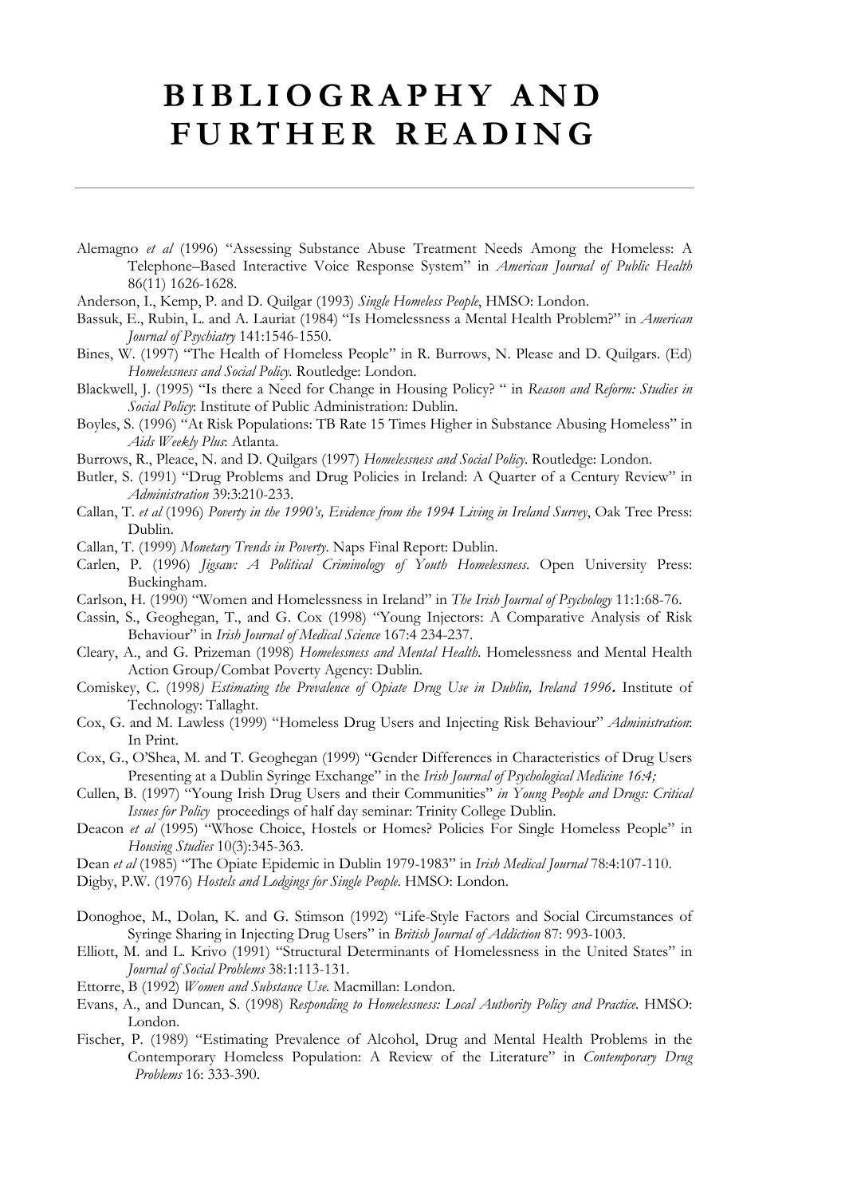# BIBLIOGRAPHY AND FURTHER READING

Alemagno *et al* (1996) "Assessing Substance Abuse Treatment Needs Among the Homeless: A Telephone–Based Interactive Voice Response System" in *American Journal of Public Health* 86(11) 1626-1628.

Anderson, I., Kemp, P. and D. Quilgar (1993) *Single Homeless People*, HMSO: London.

Bassuk, E., Rubin, L. and A. Lauriat (1984) "Is Homelessness a Mental Health Problem?" in *American Journal of Psychiatry* 141:1546-1550.

Bines, W. (1997) "The Health of Homeless People" in R. Burrows, N. Please and D. Quilgars. (Ed) *Homelessness and Social Policy.* Routledge: London.

Blackwell, J. (1995) "Is there a Need for Change in Housing Policy? " in *Reason and Reform: Studies in Social Policy*: Institute of Public Administration: Dublin.

Boyles, S. (1996) "At Risk Populations: TB Rate 15 Times Higher in Substance Abusing Homeless" in *Aids Weekly Plus*: Atlanta.

Burrows, R., Pleace, N. and D. Quilgars (1997) *Homelessness and Social Policy*. Routledge: London.

Butler, S. (1991) "Drug Problems and Drug Policies in Ireland: A Quarter of a Century Review" in *Administration* 39:3:210-233.

Callan, T. *et al* (1996) *Poverty in the 1990's, Evidence from the 1994 Living in Ireland Survey*, Oak Tree Press: Dublin.

Callan, T. (1999) *Monetary Trends in Poverty*. Naps Final Report: Dublin.

Carlen, P. (1996) *Jigsaw: A Political Criminology of Youth Homelessness*. Open University Press: Buckingham.

Carlson, H. (1990) "Women and Homelessness in Ireland" in *The Irish Journal of Psychology* 11:1:68-76.

Cassin, S., Geoghegan, T., and G. Cox (1998) "Young Injectors: A Comparative Analysis of Risk Behaviour" in *Irish Journal of Medical Science* 167:4 234-237.

Cleary, A., and G. Prizeman (1998) *Homelessness and Mental Health.* Homelessness and Mental Health Action Group/Combat Poverty Agency: Dublin.

Comiskey, C. (1998*) Estimating the Prevalence of Opiate Drug Use in Dublin, Ireland 1996***.** Institute of Technology: Tallaght.

Cox, G. and M. Lawless (1999) "Homeless Drug Users and Injecting Risk Behaviour" *Administration*: In Print.

Cox, G., O'Shea, M. and T. Geoghegan (1999) "Gender Differences in Characteristics of Drug Users Presenting at a Dublin Syringe Exchange" in the *Irish Journal of Psychological Medicine 16:4;*

Cullen, B. (1997) "Young Irish Drug Users and their Communities" *in Young People and Drugs: Critical Issues for Policy* proceedings of half day seminar: Trinity College Dublin.

Deacon *et al* (1995) "Whose Choice, Hostels or Homes? Policies For Single Homeless People" in *Housing Studies* 10(3):345-363.

Dean *et al* (1985) "The Opiate Epidemic in Dublin 1979-1983" in *Irish Medical Journal* 78:4:107-110.

Digby, P.W. (1976) *Hostels and Lodgings for Single People.* HMSO: London.

Donoghoe, M., Dolan, K. and G. Stimson (1992) "Life-Style Factors and Social Circumstances of Syringe Sharing in Injecting Drug Users" in *British Journal of Addiction* 87: 993-1003.

Elliott, M. and L. Krivo (1991) "Structural Determinants of Homelessness in the United States" in *Journal of Social Problems* 38:1:113-131.

Ettorre, B (1992) *Women and Substance Use.* Macmillan: London.

Evans, A., and Duncan, S. (1998) *Responding to Homelessness: Local Authority Policy and Practice.* HMSO: London.

Fischer, P. (1989) "Estimating Prevalence of Alcohol, Drug and Mental Health Problems in the Contemporary Homeless Population: A Review of the Literature" in *Contemporary Drug Problems* 16: 333-390.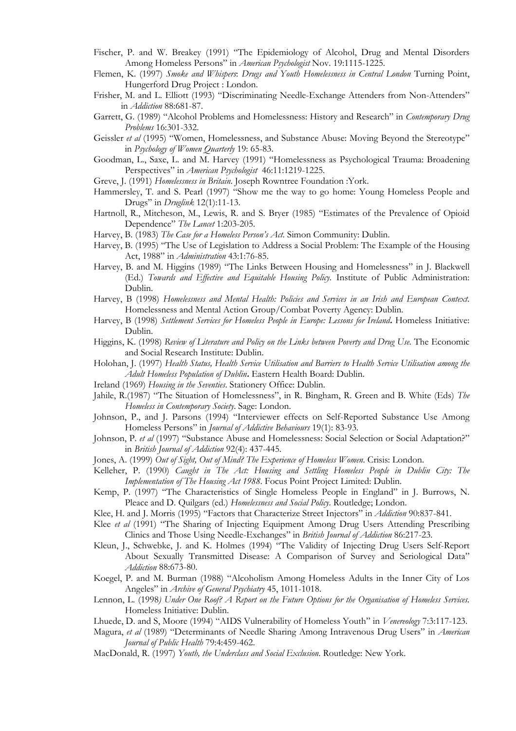Fischer, P. and W. Breakey (1991) "The Epidemiology of Alcohol, Drug and Mental Disorders Among Homeless Persons" in *American Psychologist* Nov. 19:1115-1225.

Flemen, K. (1997) *Smoke and Whispers*: *Drugs and Youth Homelessness in Central London* Turning Point, Hungerford Drug Project : London.

Frisher, M. and L. Elliott (1993) "Discriminating Needle-Exchange Attenders from Non-Attenders" in *Addiction* 88:681-87.

Garrett, G. (1989) "Alcohol Problems and Homelessness: History and Research" in *Contemporary Drug Problems* 16:301-332.

Geissler *et al* (1995) "Women, Homelessness, and Substance Abuse: Moving Beyond the Stereotype" in *Psychology of Women Quarterly* 19: 65-83.

Goodman, L., Saxe, L. and M. Harvey (1991) "Homelessness as Psychological Trauma: Broadening Perspectives" in *American Psychologist* 46:11:1219-1225.

Greve, J. (1991) *Homelessness in Britain.* Joseph Rowntree Foundation :York.

Hammersley, T. and S. Pearl (1997) "Show me the way to go home: Young Homeless People and Drugs" in *Druglink* 12(1):11-13.

Hartnoll, R., Mitcheson, M., Lewis, R. and S. Bryer (1985) "Estimates of the Prevalence of Opioid Dependence" *The Lancet* 1:203-205.

Harvey, B. (1983) *The Case for a Homeless Person's Act*. Simon Community: Dublin.

Harvey, B. (1995) "The Use of Legislation to Address a Social Problem: The Example of the Housing Act, 1988" in *Administration* 43:1:76-85.

Harvey, B. and M. Higgins (1989) "The Links Between Housing and Homelessness" in J. Blackwell (Ed.) *Towards and Effective and Equitable Housing Policy*. Institute of Public Administration: Dublin.

Harvey, B (1998) *Homelessness and Mental Health: Policies and Services in an Irish and European Context.* Homelessness and Mental Action Group/Combat Poverty Agency: Dublin.

Harvey, B (1998) *Settlement Services for Homeless People in Europe: Lessons for Ireland***.** Homeless Initiative: Dublin.

Higgins, K. (1998) *Review of Literature and Policy on the Links between Poverty and Drug Use*. The Economic and Social Research Institute: Dublin.

Holohan, J. (1997) *Health Status, Health Service Utilisation and Barriers to Health Service Utilisation among the Adult Homeless Population of Dublin***.** Eastern Health Board: Dublin.

Ireland (1969) *Housing in the Seventies*. Stationery Office: Dublin.

Jahile, R.(1987) "The Situation of Homelessness", in R. Bingham, R. Green and B. White (Eds) *The Homeless in Contemporary Society*. Sage: London.

Johnson, P., and J. Parsons (1994) "Interviewer effects on Self-Reported Substance Use Among Homeless Persons" in *Journal of Addictive Behaviours* 19(1): 83-93.

Johnson, P. *et al* (1997) "Substance Abuse and Homelessness: Social Selection or Social Adaptation?" in *British Journal of Addiction* 92(4): 437-445.

Jones, A. (1999) *Out of Sight, Out of Mind? The Experience of Homeless Women*. Crisis: London.

Kelleher, P. (1990) *Caught in The Act: Housing and Settling Homeless People in Dublin City: The Implementation of The Housing Act 1988*. Focus Point Project Limited: Dublin.

Kemp, P. (1997) "The Characteristics of Single Homeless People in England" in J. Burrows, N. Pleace and D. Quilgars (ed.) *Homelessness and Social Policy*. Routledge; London.

Klee, H. and J. Morris (1995) "Factors that Characterize Street Injectors" in *Addiction* 90:837-841.

Klee *et al* (1991) "The Sharing of Injecting Equipment Among Drug Users Attending Prescribing Clinics and Those Using Needle-Exchanges" in *British Journal of Addiction* 86:217-23.

Kleun, J., Schwebke, J. and K. Holmes (1994) "The Validity of Injecting Drug Users Self-Report About Sexually Transmitted Disease: A Comparison of Survey and Seriological Data" *Addiction* 88:673-80.

Koegel, P. and M. Burman (1988) "Alcoholism Among Homeless Adults in the Inner City of Los Angeles" in *Archive of General Psychiatry* 45, 1011-1018.

Lennon, L. (1998*) Under One Roof? A Report on the Future Options for the Organisation of Homeless Services.* Homeless Initiative: Dublin.

Lhuede, D. and S, Moore (1994) "AIDS Vulnerability of Homeless Youth" in *Venereology* 7:3:117-123.

Magura, *et al* (1989) "Determinants of Needle Sharing Among Intravenous Drug Users" in *American Journal of Public Health* 79:4:459-462.

MacDonald, R. (1997) *Youth, the Underclass and Social Exclusion*. Routledge: New York.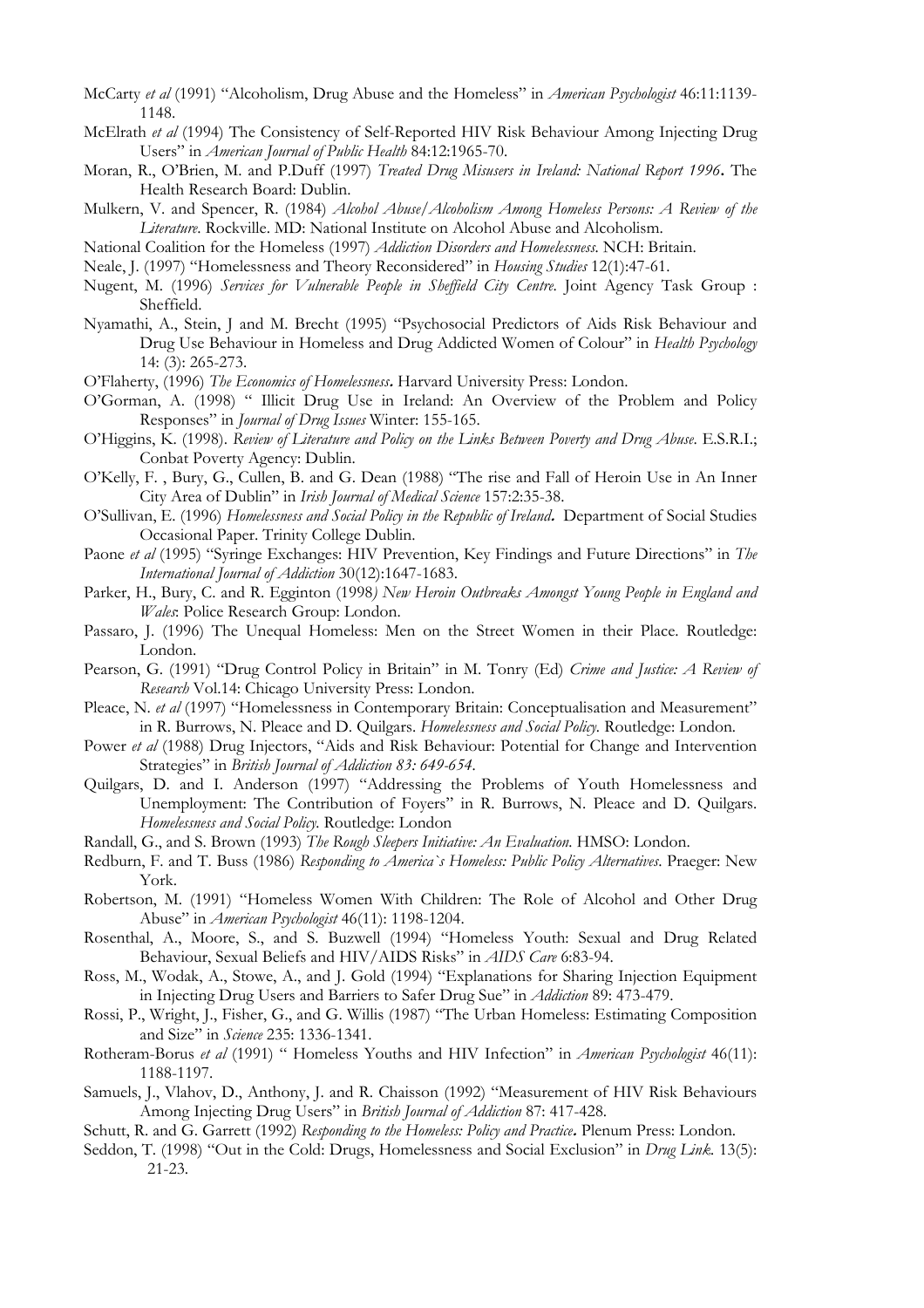McCarty *et al* (1991) "Alcoholism, Drug Abuse and the Homeless" in *American Psychologist* 46:11:1139-1148.

McElrath *et al* (1994) The Consistency of Self-Reported HIV Risk Behaviour Among Injecting Drug Users" in *American Journal of Public Health* 84:12:1965-70.

Moran, R., O'Brien, M. and P.Duff (1997) *Treated Drug Misusers in Ireland: National Report 1996***.** The Health Research Board: Dublin.

Mulkern, V. and Spencer, R. (1984) *Alcohol Abuse/Alcoholism Among Homeless Persons: A Review of the Literature*. Rockville. MD: National Institute on Alcohol Abuse and Alcoholism.

National Coalition for the Homeless (1997) *Addiction Disorders and Homelessness*. NCH: Britain.

Neale, J. (1997) "Homelessness and Theory Reconsidered" in *Housing Studies* 12(1):47-61.

Nugent, M. (1996) *Services for Vulnerable People in Sheffield City Centre*. Joint Agency Task Group : Sheffield.

Nyamathi, A., Stein, J and M. Brecht (1995) "Psychosocial Predictors of Aids Risk Behaviour and Drug Use Behaviour in Homeless and Drug Addicted Women of Colour" in *Health Psychology* 14: (3): 265-273.

O'Flaherty, (1996) *The Economics of Homelessness***.** Harvard University Press: London.

O'Gorman, A. (1998) " Illicit Drug Use in Ireland: An Overview of the Problem and Policy Responses" in *Journal of Drug Issues* Winter: 155-165.

O'Higgins, K. (1998). *Review of Literature and Policy on the Links Between Poverty and Drug Abuse*. E.S.R.I.; Conbat Poverty Agency: Dublin.

O'Kelly, F. , Bury, G., Cullen, B. and G. Dean (1988) "The rise and Fall of Heroin Use in An Inner City Area of Dublin" in *Irish Journal of Medical Science* 157:2:35-38.

O'Sullivan, E. (1996) *Homelessness and Social Policy in the Republic of Ireland***.** Department of Social Studies Occasional Paper. Trinity College Dublin.

Paone *et al* (1995) "Syringe Exchanges: HIV Prevention, Key Findings and Future Directions" in *The International Journal of Addiction* 30(12):1647-1683.

Parker, H., Bury, C. and R. Egginton (1998*) New Heroin Outbreaks Amongst Young People in England and Wales*: Police Research Group: London.

Passaro, J. (1996) The Unequal Homeless: Men on the Street Women in their Place. Routledge: London.

Pearson, G. (1991) "Drug Control Policy in Britain" in M. Tonry (Ed) *Crime and Justice: A Review of Research* Vol.14: Chicago University Press: London.

Pleace, N. *et al* (1997) "Homelessness in Contemporary Britain: Conceptualisation and Measurement" in R. Burrows, N. Pleace and D. Quilgars. *Homelessness and Social Policy.* Routledge: London.

Power *et al* (1988) Drug Injectors, "Aids and Risk Behaviour: Potential for Change and Intervention Strategies" in *British Journal of Addiction 83: 649-654.*

Quilgars, D. and I. Anderson (1997) "Addressing the Problems of Youth Homelessness and Unemployment: The Contribution of Foyers" in R. Burrows, N. Pleace and D. Quilgars. *Homelessness and Social Policy.* Routledge: London

Randall, G., and S. Brown (1993) *The Rough Sleepers Initiative: An Evaluation*. HMSO: London.

Redburn, F. and T. Buss (1986) *Responding to America`s Homeless: Public Policy Alternatives*. Praeger: New York.

Robertson, M. (1991) "Homeless Women With Children: The Role of Alcohol and Other Drug Abuse" in *American Psychologist* 46(11): 1198-1204.

Rosenthal, A., Moore, S., and S. Buzwell (1994) "Homeless Youth: Sexual and Drug Related Behaviour, Sexual Beliefs and HIV/AIDS Risks" in *AIDS Care* 6:83-94.

Ross, M., Wodak, A., Stowe, A., and J. Gold (1994) "Explanations for Sharing Injection Equipment in Injecting Drug Users and Barriers to Safer Drug Sue" in *Addiction* 89: 473-479.

Rossi, P., Wright, J., Fisher, G., and G. Willis (1987) "The Urban Homeless: Estimating Composition and Size" in *Science* 235: 1336-1341.

Rotheram-Borus *et al* (1991) " Homeless Youths and HIV Infection" in *American Psychologist* 46(11): 1188-1197.

Samuels, J., Vlahov, D., Anthony, J. and R. Chaisson (1992) "Measurement of HIV Risk Behaviours Among Injecting Drug Users" in *British Journal of Addiction* 87: 417-428.

Schutt, R. and G. Garrett (1992) *Responding to the Homeless: Policy and Practice***.** Plenum Press: London.

Seddon, T. (1998) "Out in the Cold: Drugs, Homelessness and Social Exclusion" in *Drug Link.* 13(5): 21-23.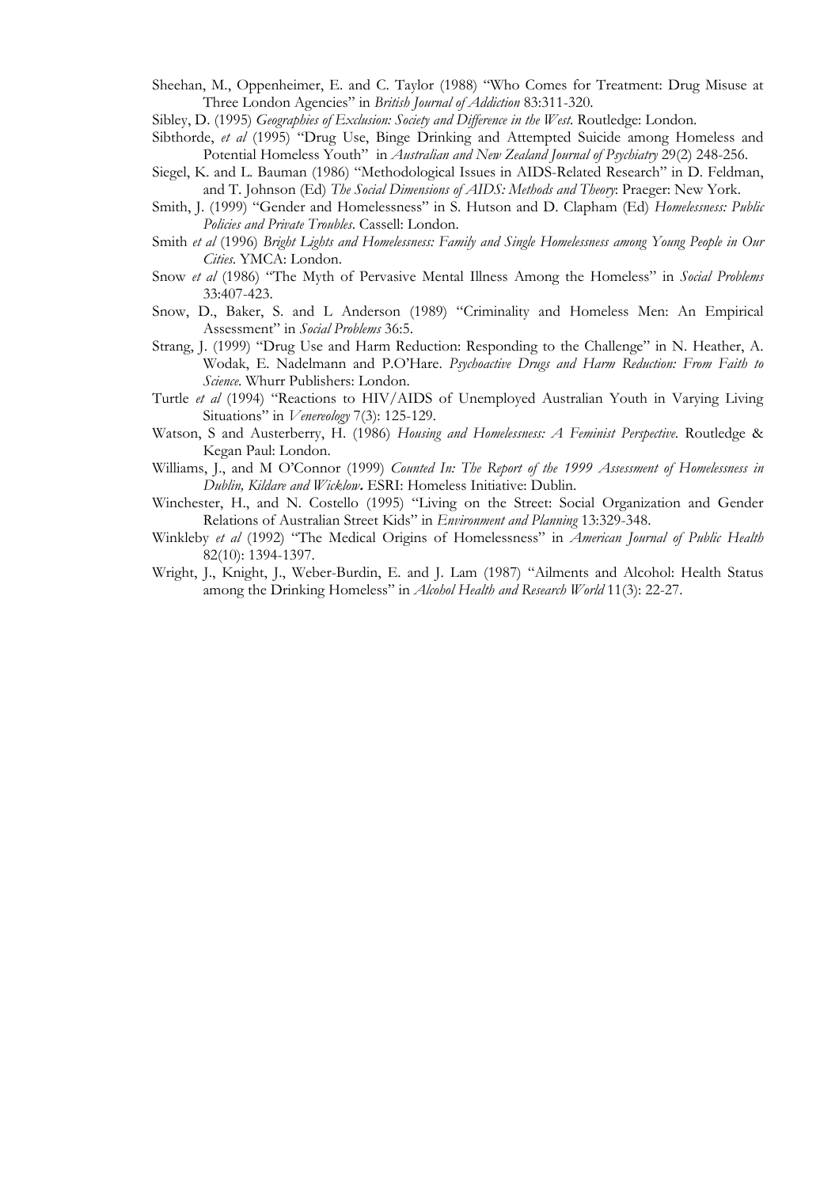Sheehan, M., Oppenheimer, E. and C. Taylor (1988) "Who Comes for Treatment: Drug Misuse at Three London Agencies" in *British Journal of Addiction* 83:311-320.

Sibley, D. (1995) *Geographies of Exclusion: Society and Difference in the West*. Routledge: London.

Sibthorde, *et al* (1995) "Drug Use, Binge Drinking and Attempted Suicide among Homeless and Potential Homeless Youth" in *Australian and New Zealand Journal of Psychiatry* 29(2) 248-256.

Siegel, K. and L. Bauman (1986) "Methodological Issues in AIDS-Related Research" in D. Feldman, and T. Johnson (Ed) *The Social Dimensions of AIDS: Methods and Theory*: Praeger: New York.

Smith, J. (1999) "Gender and Homelessness" in S. Hutson and D. Clapham (Ed) *Homelessness: Public Policies and Private Troubles*. Cassell: London.

Smith *et al* (1996) *Bright Lights and Homelessness: Family and Single Homelessness among Young People in Our Cities*. YMCA: London.

Snow *et al* (1986) "The Myth of Pervasive Mental Illness Among the Homeless" in *Social Problems* 33:407-423.

Snow, D., Baker, S. and L Anderson (1989) "Criminality and Homeless Men: An Empirical Assessment" in *Social Problems* 36:5.

Strang, J. (1999) "Drug Use and Harm Reduction: Responding to the Challenge" in N. Heather, A. Wodak, E. Nadelmann and P.O'Hare. *Psychoactive Drugs and Harm Reduction: From Faith to Science*. Whurr Publishers: London.

Turtle *et al* (1994) "Reactions to HIV/AIDS of Unemployed Australian Youth in Varying Living Situations" in *Venereology* 7(3): 125-129.

Watson, S and Austerberry, H. (1986) *Housing and Homelessness: A Feminist Perspective*. Routledge & Kegan Paul: London.

Williams, J., and M O'Connor (1999) *Counted In: The Report of the 1999 Assessment of Homelessness in Dublin, Kildare and Wicklow*. ESRI: Homeless Initiative: Dublin.

Winchester, H., and N. Costello (1995) "Living on the Street: Social Organization and Gender Relations of Australian Street Kids" in *Environment and Planning* 13:329-348.

Winkleby *et al* (1992) "The Medical Origins of Homelessness" in *American Journal of Public Health* 82(10): 1394-1397.

Wright, J., Knight, J., Weber-Burdin, E. and J. Lam (1987) "Ailments and Alcohol: Health Status among the Drinking Homeless" in *Alcohol Health and Research World* 11(3): 22-27.